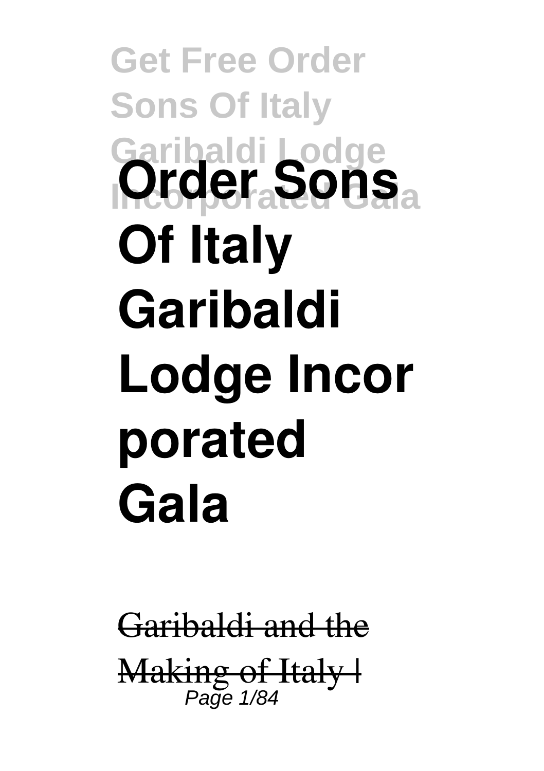# Order Sons Of Italy Garibaldi Lodge Incorporated Gala

~~Garibaldi and the Making of Italy |~~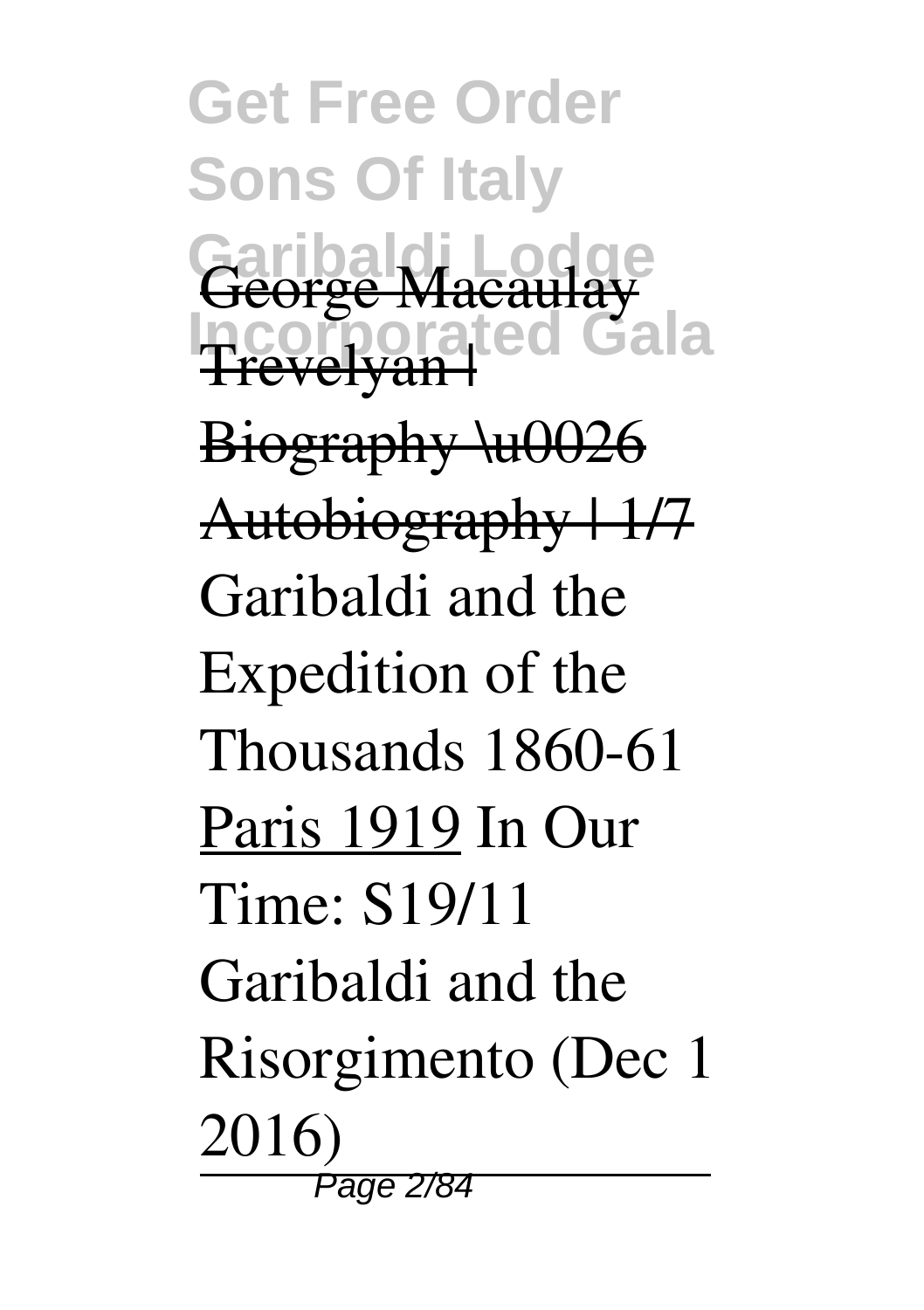~~George Macaulay Trevelyan | Biography \u0026 Autobiography | 1/7~~ Garibaldi and the Expedition of the Thousands 1860-61 Paris 1919 In Our Time: S19/11 Garibaldi and the Risorgimento (Dec 1 2016)

---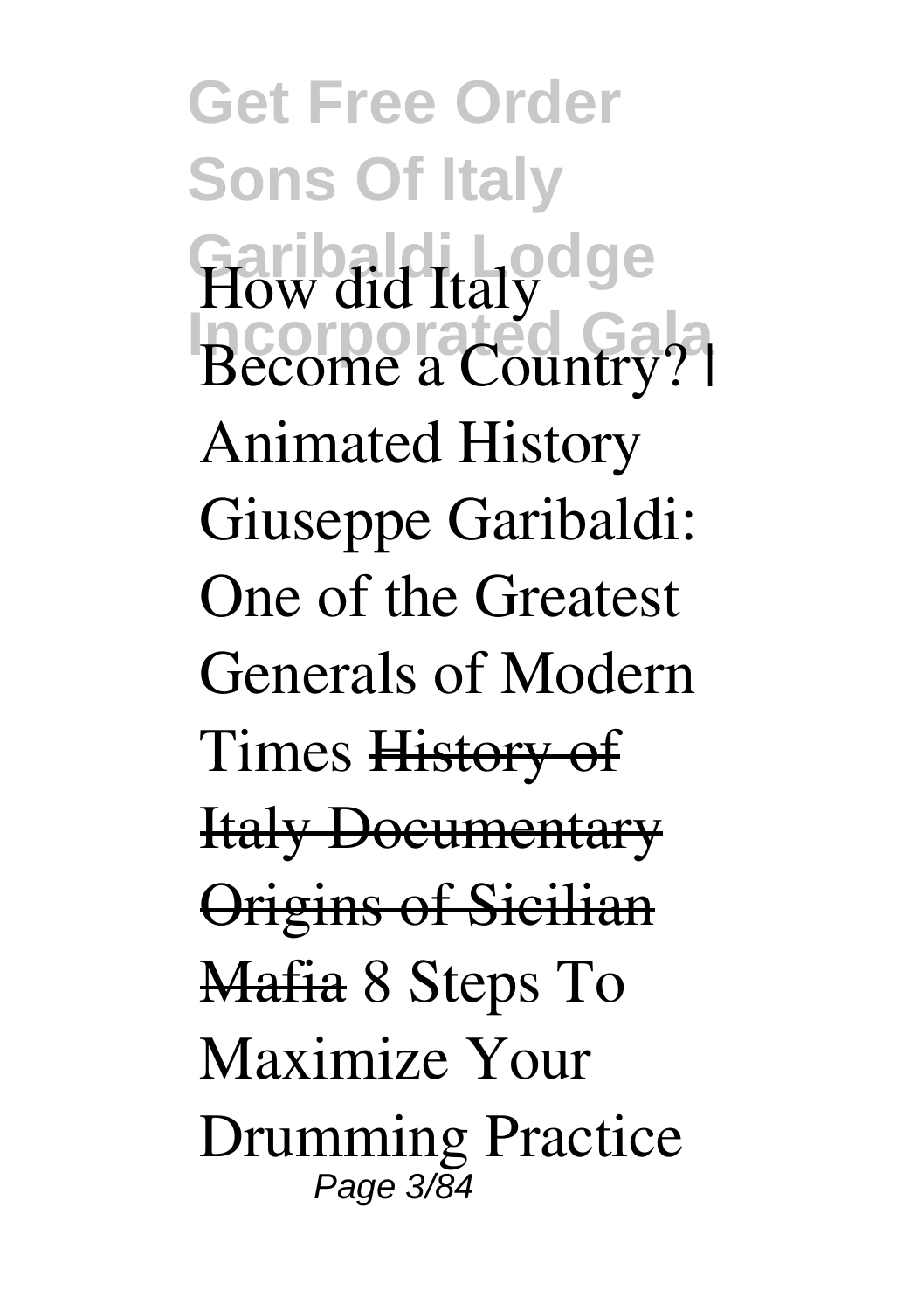**How did Italy Become a Country? | Animated History** **Giuseppe Garibaldi: One of the Greatest Generals of Modern Times** ~~History of Italy Documentary~~ ~~Origins of Sicilian Mafia~~ **8 Steps To Maximize Your Drumming Practice**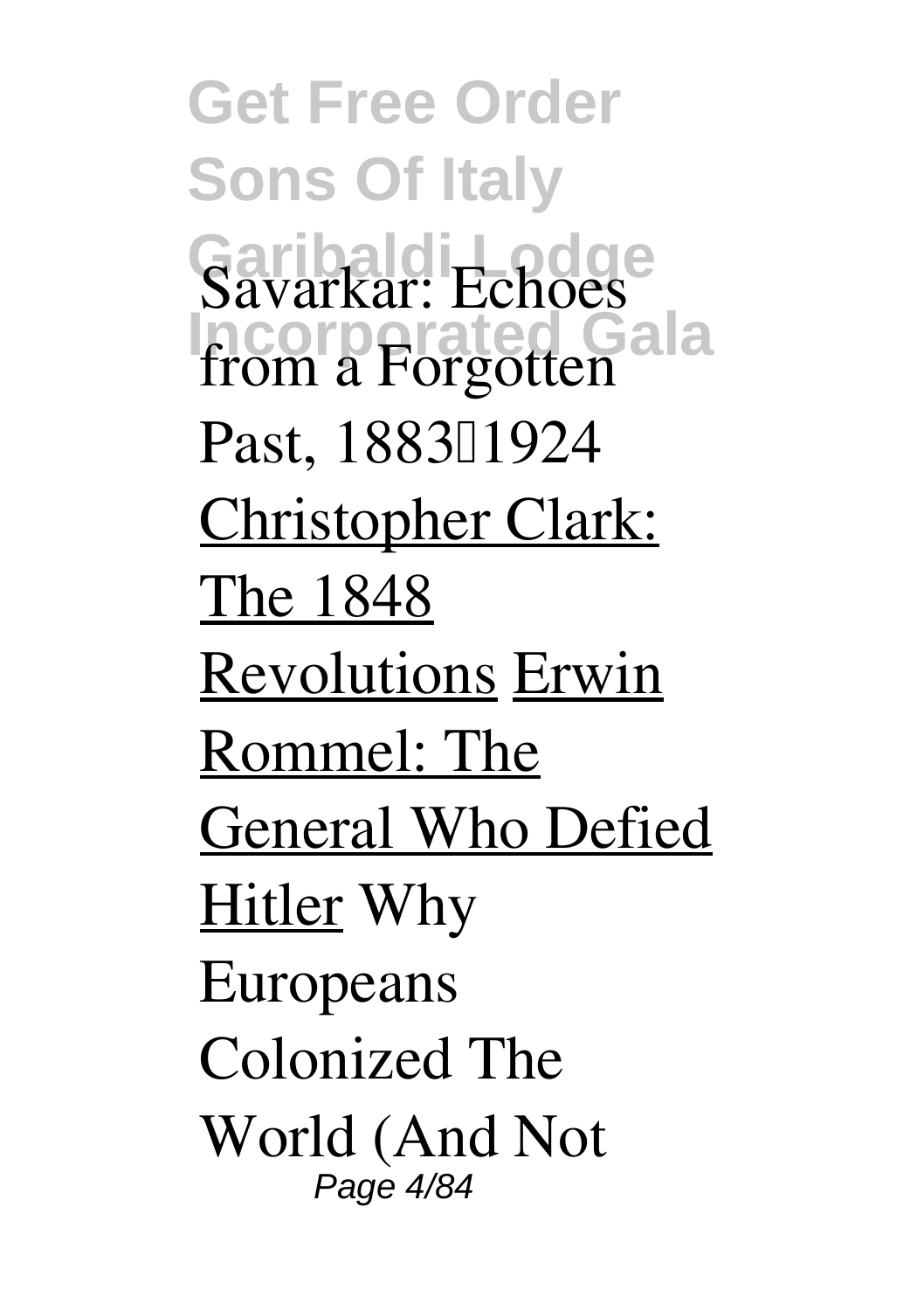Savarkar: Echoes from a Forgotten Past, 1883–1924 Christopher Clark: The 1848 Revolutions Erwin Rommel: The General Who Defied Hitler Why Europeans Colonized The World (And Not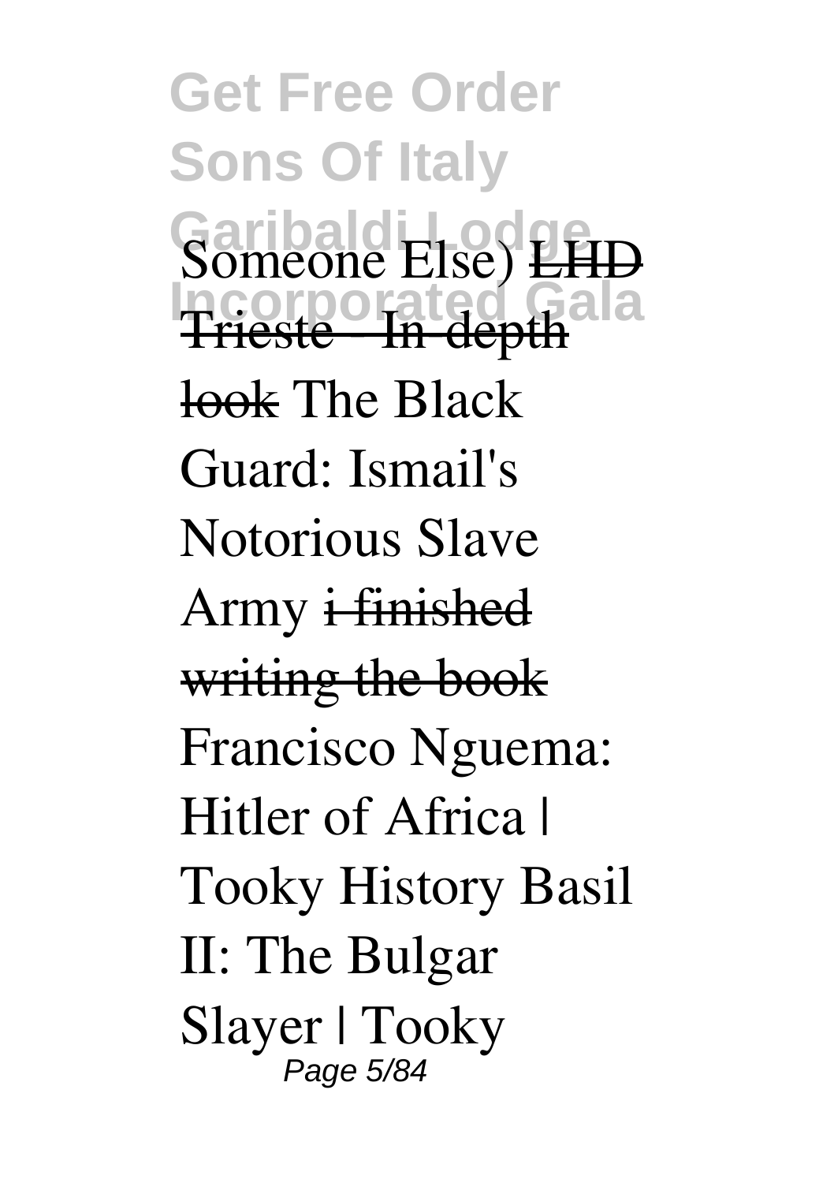Someone Else) ~~LHD Trieste - In-depth look~~ The Black Guard: Ismail's Notorious Slave Army ~~i finished writing the book~~ Francisco Nguema: Hitler of Africa | Tooky History Basil II: The Bulgar Slayer | Tooky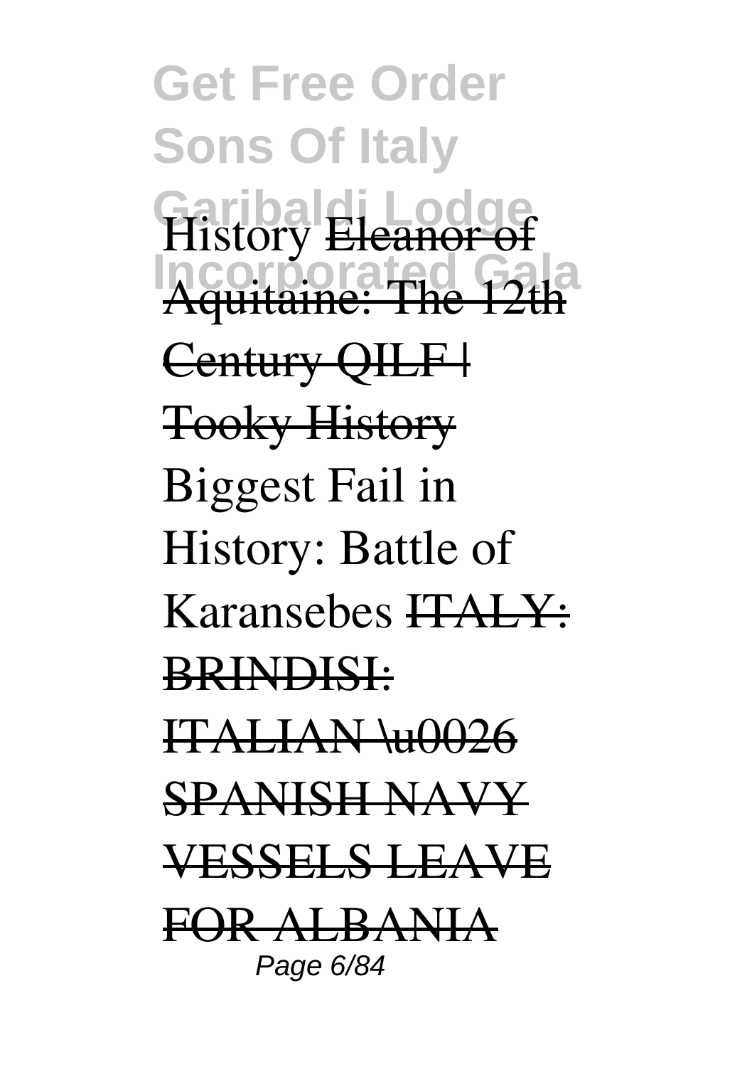History ~~Eleanor of Aquitaine: The 12th Century QILF | Tooky History~~ Biggest Fail in History: Battle of Karansebes ~~ITALY: BRINDISI: ITALIAN \u0026 SPANISH NAVY VESSELS LEAVE FOR ALBANIA~~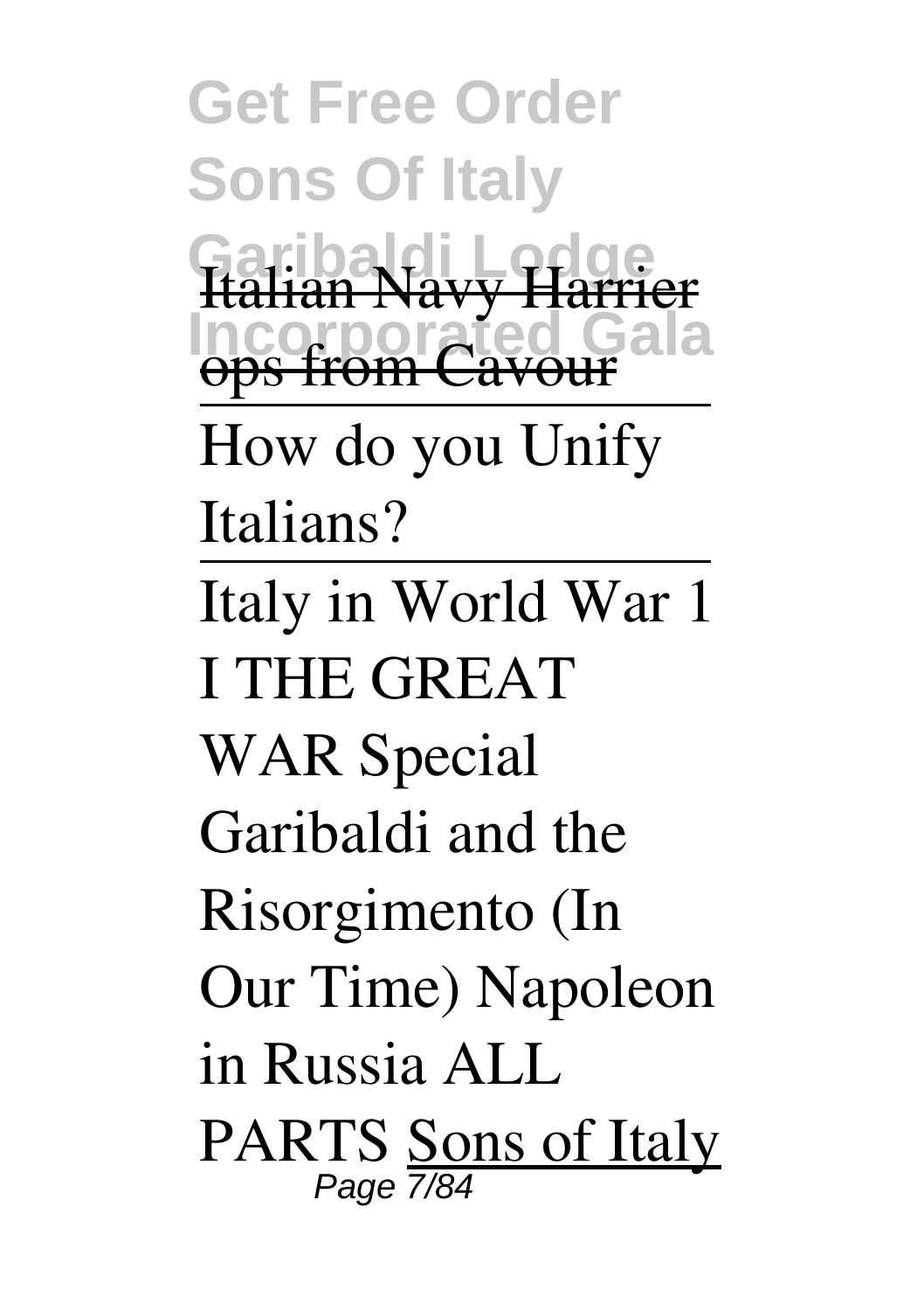[Italian Navy Harrier ops from Cavour]()

---

How do you Unify Italians?

---

Italy in World War 1 I THE GREAT WAR Special Garibaldi and the Risorgimento (In Our Time) Napoleon in Russia ALL PARTS [Sons of Italy]()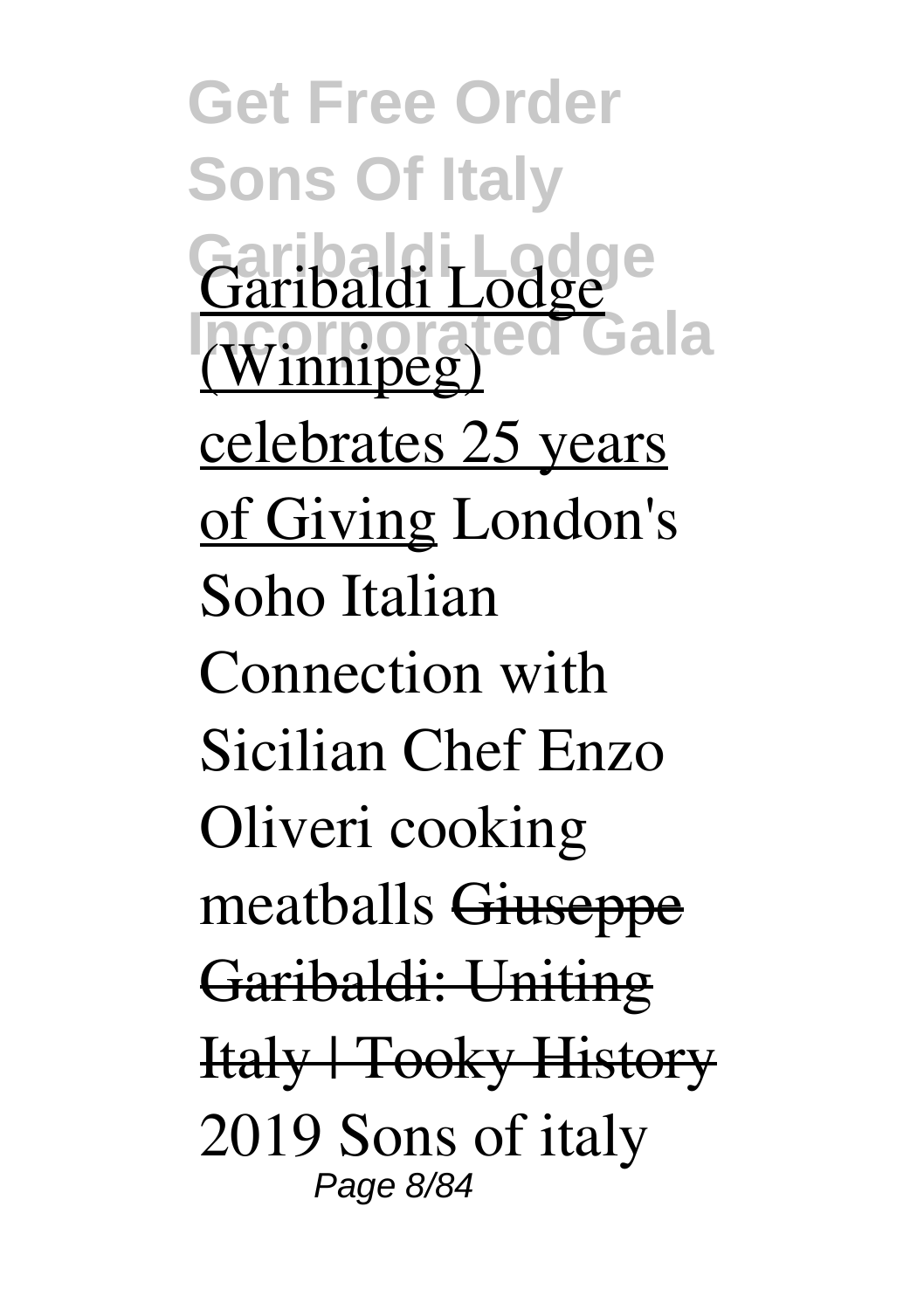Garibaldi Lodge (Winnipeg) celebrates 25 years of Giving London's Soho Italian Connection with Sicilian Chef Enzo Oliveri cooking meatballs ~~Giuseppe Garibaldi: Uniting Italy | Tooky History~~ 2019 Sons of italy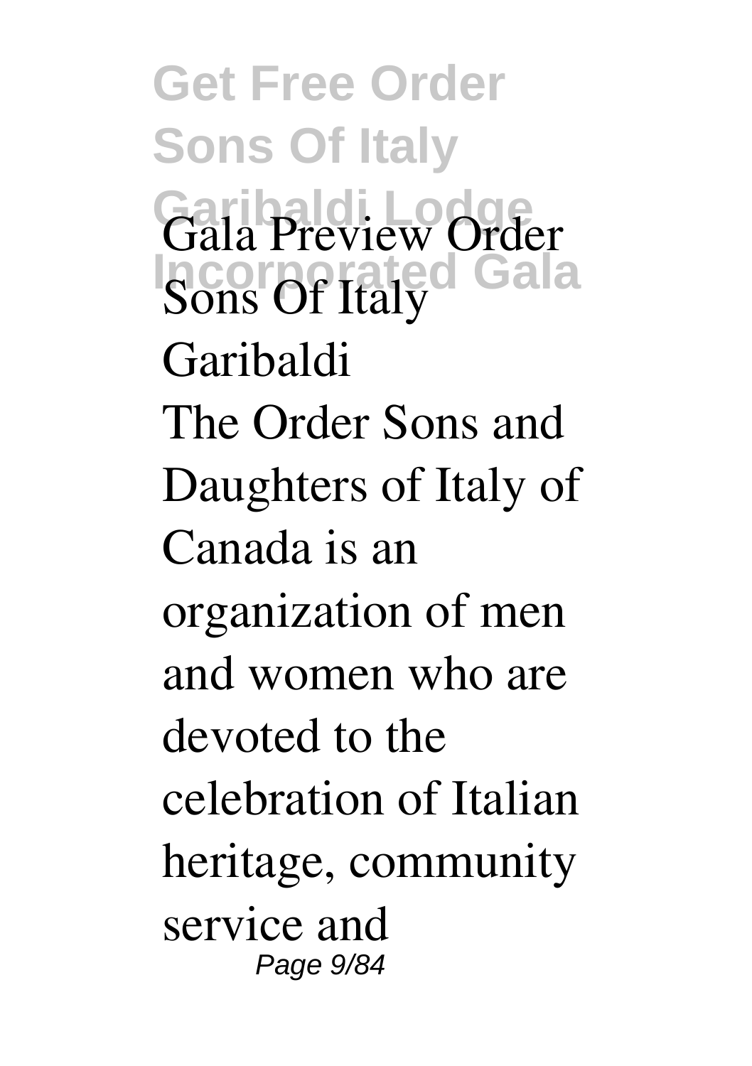**Gala Preview Order Sons Of Italy Garibaldi**

The Order Sons and Daughters of Italy of Canada is an organization of men and women who are devoted to the celebration of Italian heritage, community service and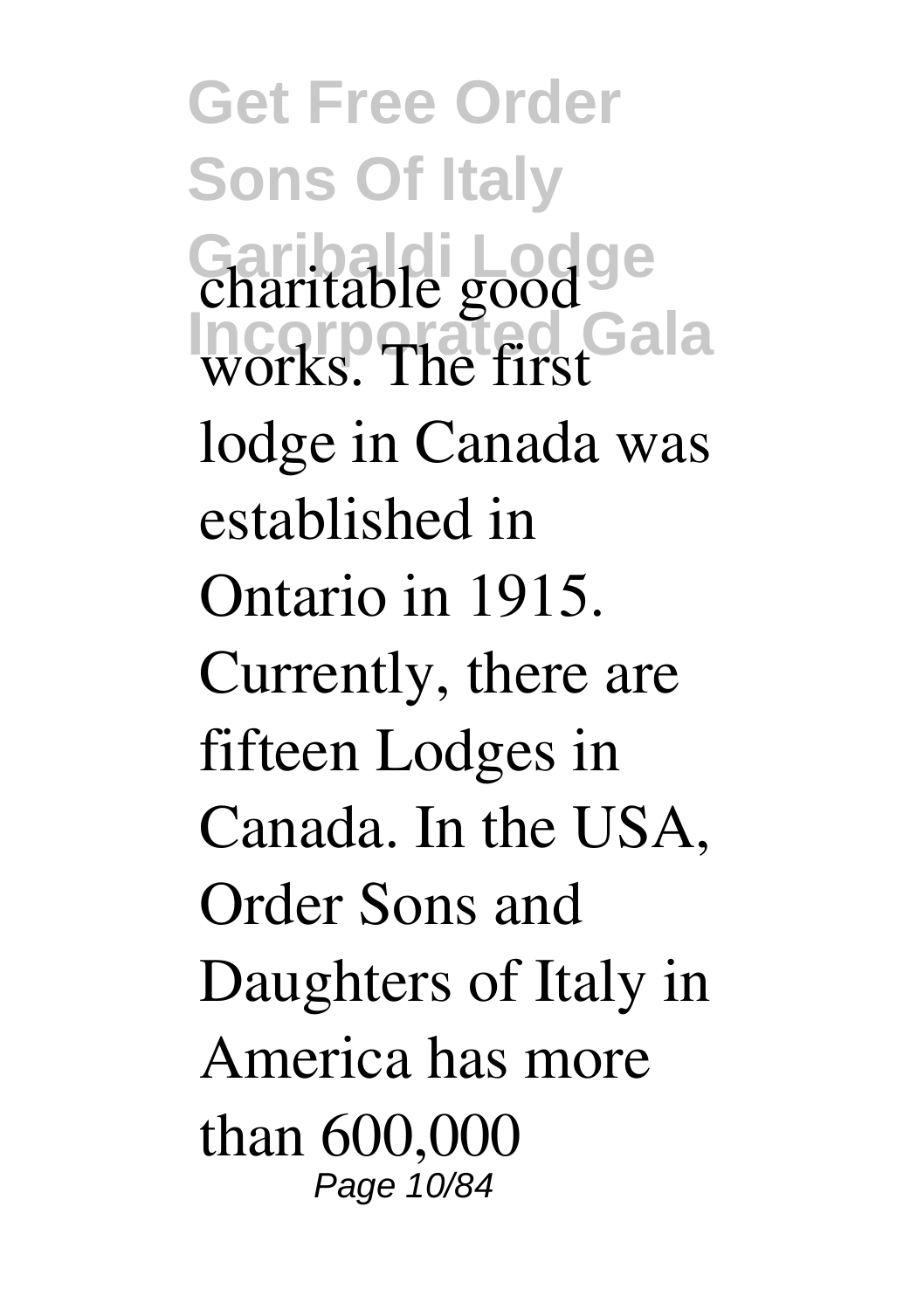charitable good works. The first lodge in Canada was established in Ontario in 1915. Currently, there are fifteen Lodges in Canada. In the USA, Order Sons and Daughters of Italy in America has more than 600,000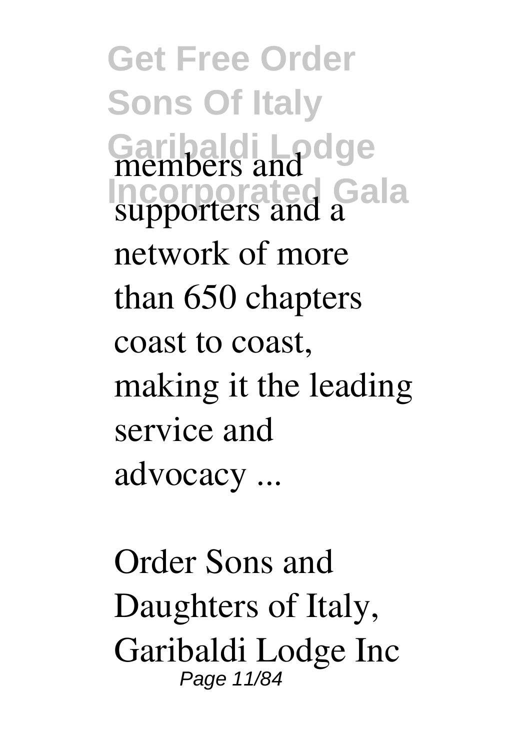members and supporters and a network of more than 650 chapters coast to coast, making it the leading service and advocacy ...

Order Sons and Daughters of Italy, Garibaldi Lodge Inc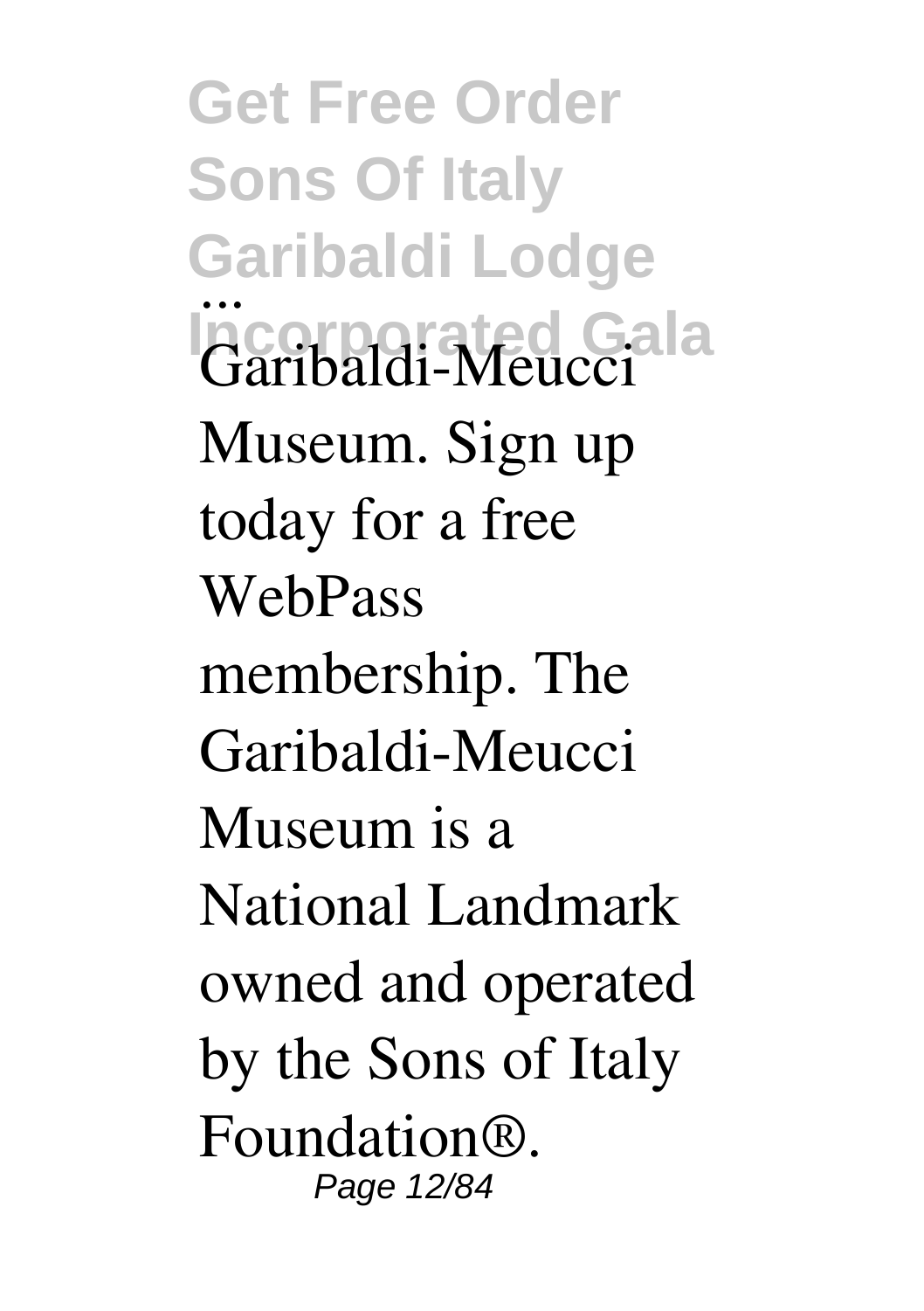Garibaldi-Meucci Museum. Sign up today for a free WebPass membership. The Garibaldi-Meucci Museum is a National Landmark owned and operated by the Sons of Italy Foundation®.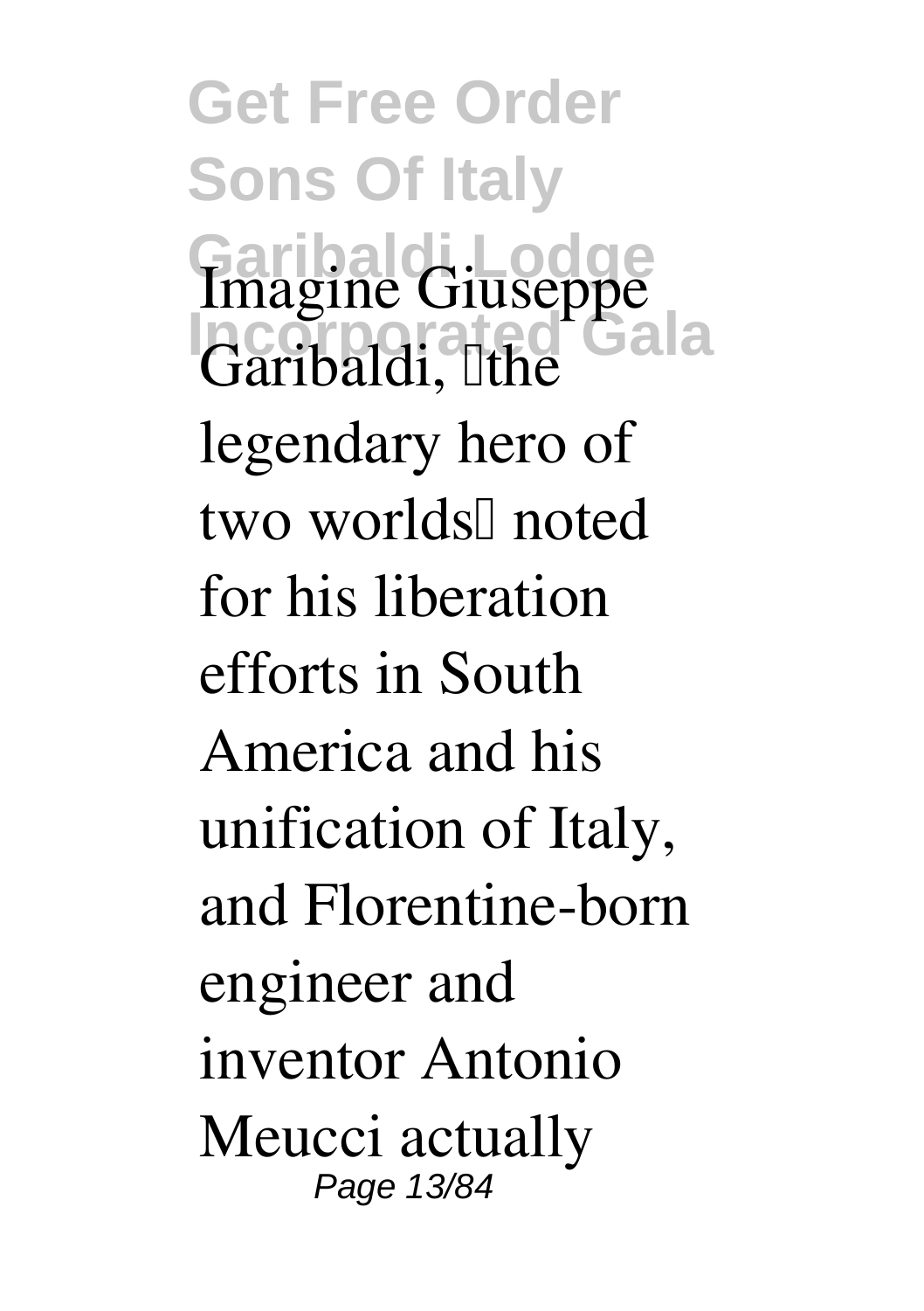Imagine Giuseppe Garibaldi, "the legendary hero of two worlds" noted for his liberation efforts in South America and his unification of Italy, and Florentine-born engineer and inventor Antonio Meucci actually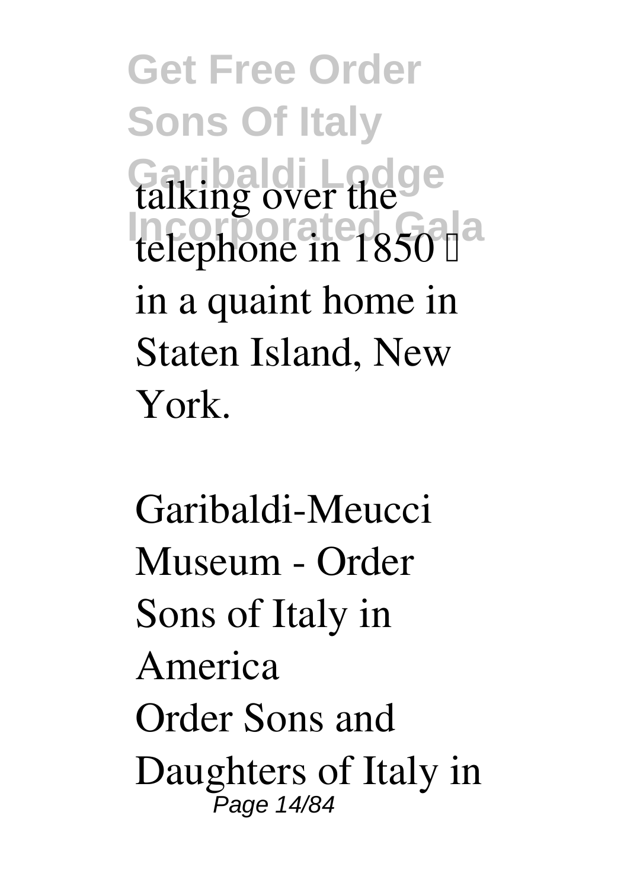talking over the telephone in 1850 in a quaint home in Staten Island, New York.

Garibaldi-Meucci Museum - Order Sons of Italy in America

Order Sons and Daughters of Italy in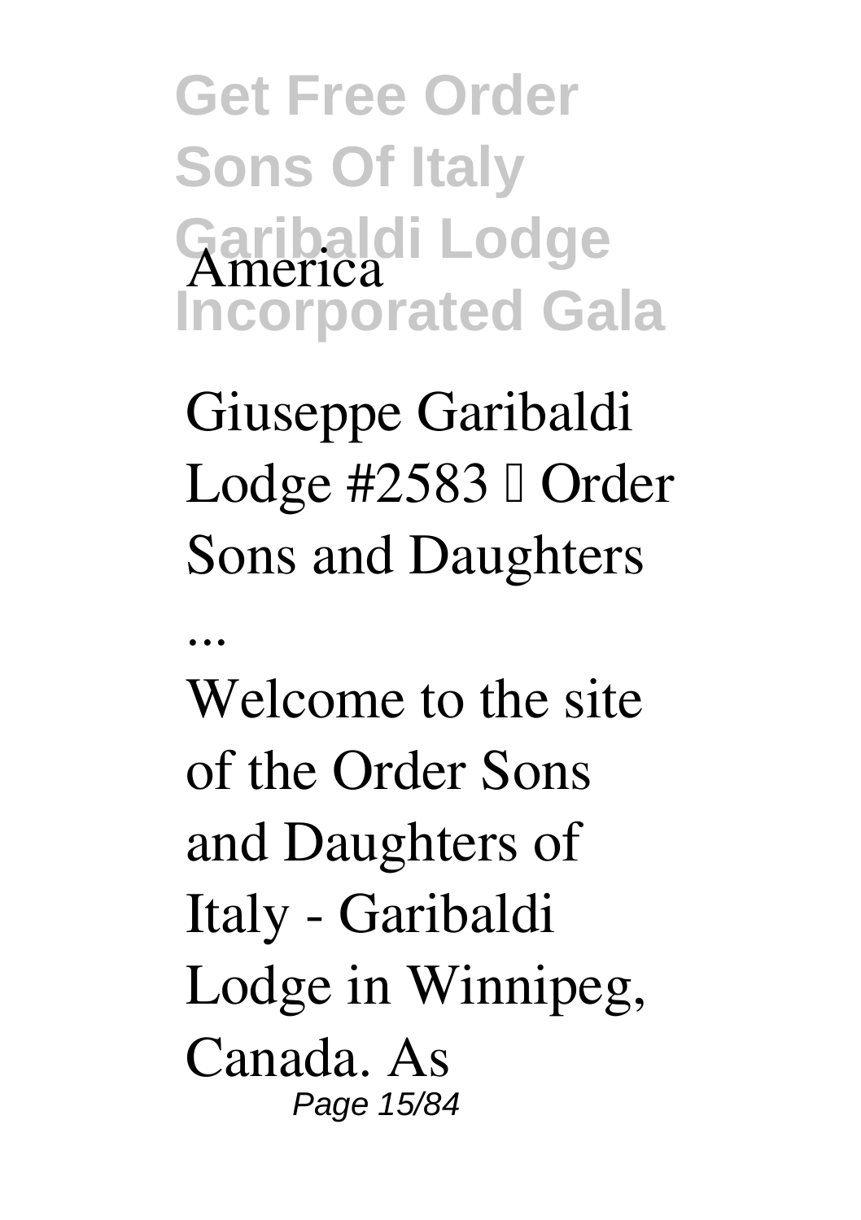America

**Giuseppe Garibaldi Lodge #2583 – Order Sons and Daughters ...**

Welcome to the site of the Order Sons and Daughters of Italy - Garibaldi Lodge in Winnipeg, Canada. As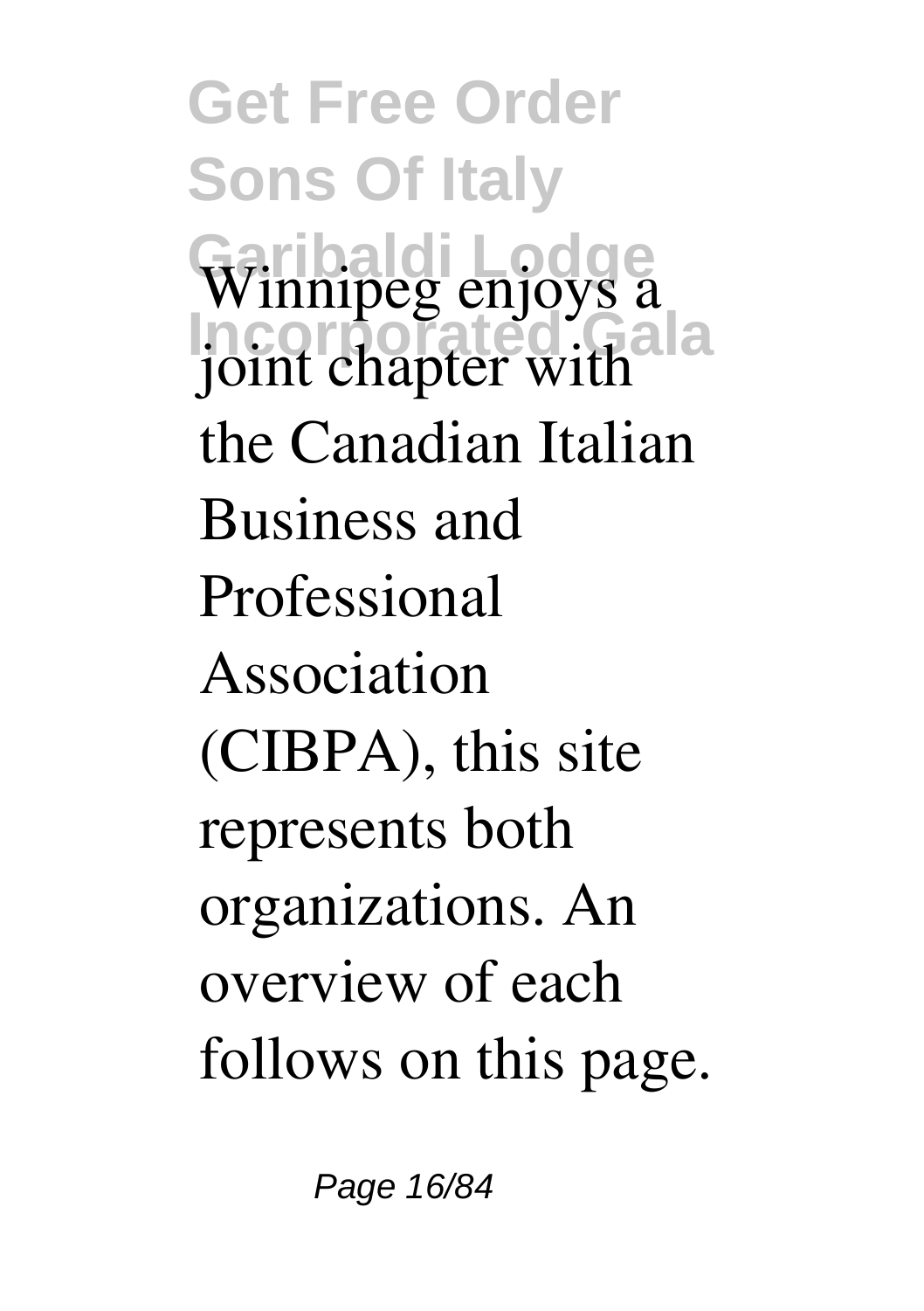Winnipeg enjoys a joint chapter with the Canadian Italian Business and Professional Association (CIBPA), this site represents both organizations. An overview of each follows on this page.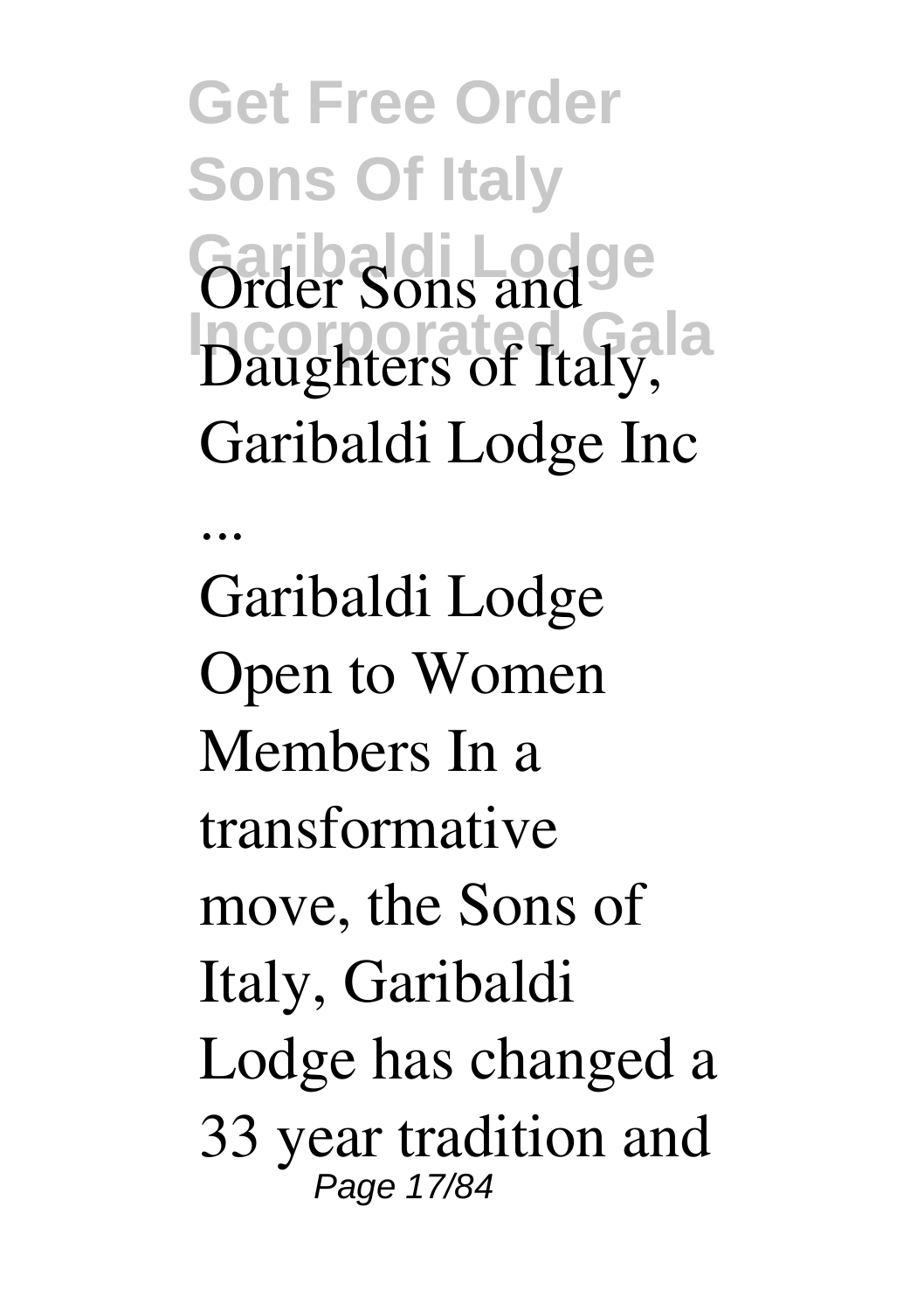**Order Sons and Daughters of Italy, Garibaldi Lodge Inc ...**

Garibaldi Lodge Open to Women Members In a transformative move, the Sons of Italy, Garibaldi Lodge has changed a 33 year tradition and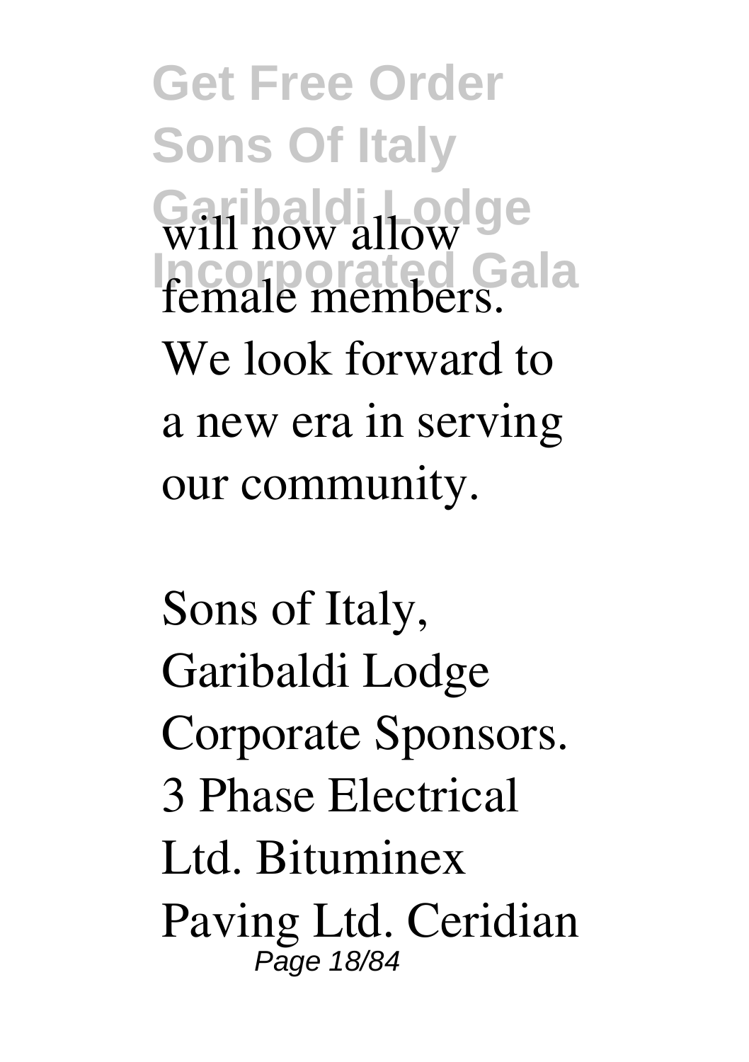will now allow female members. We look forward to a new era in serving our community.

Sons of Italy, Garibaldi Lodge Corporate Sponsors. 3 Phase Electrical Ltd. Bituminex Paving Ltd. Ceridian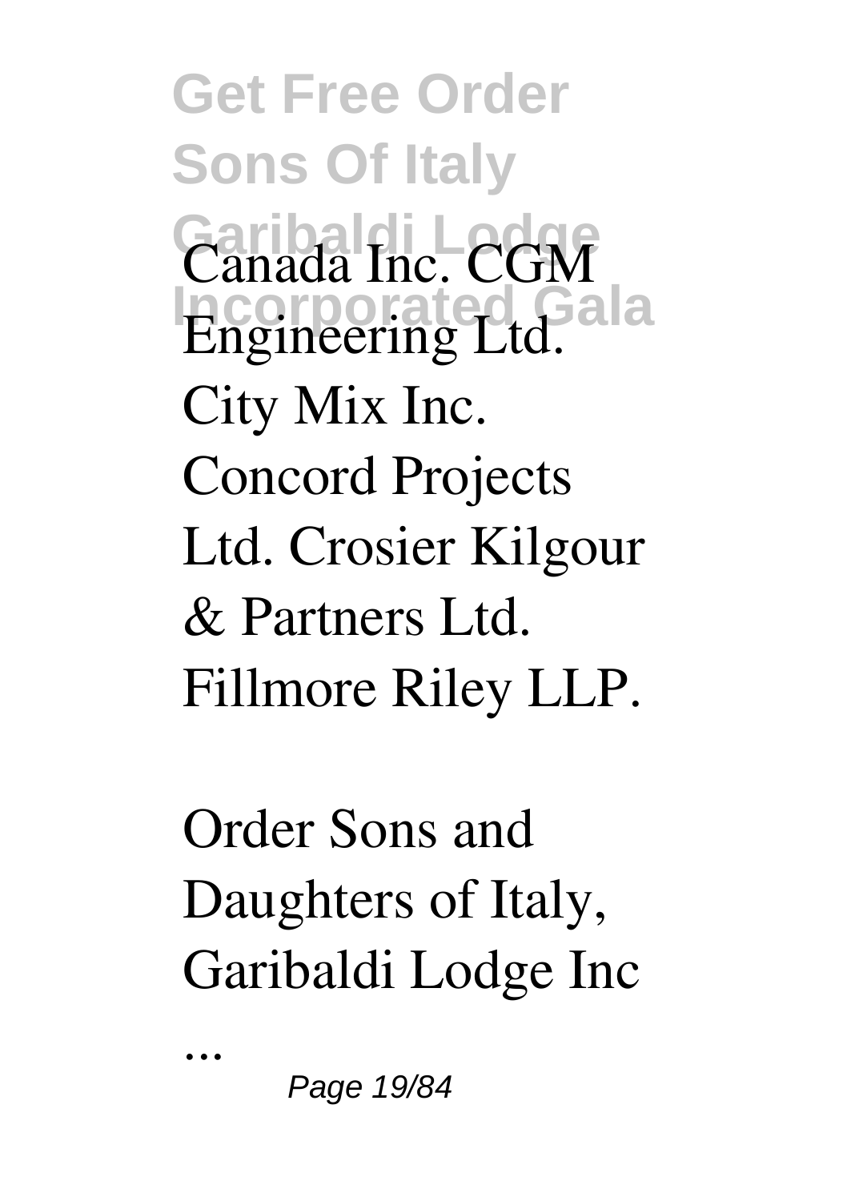Canada Inc. CGM Engineering Ltd. City Mix Inc. Concord Projects Ltd. Crosier Kilgour & Partners Ltd. Fillmore Riley LLP.

Order Sons and Daughters of Italy, Garibaldi Lodge Inc

...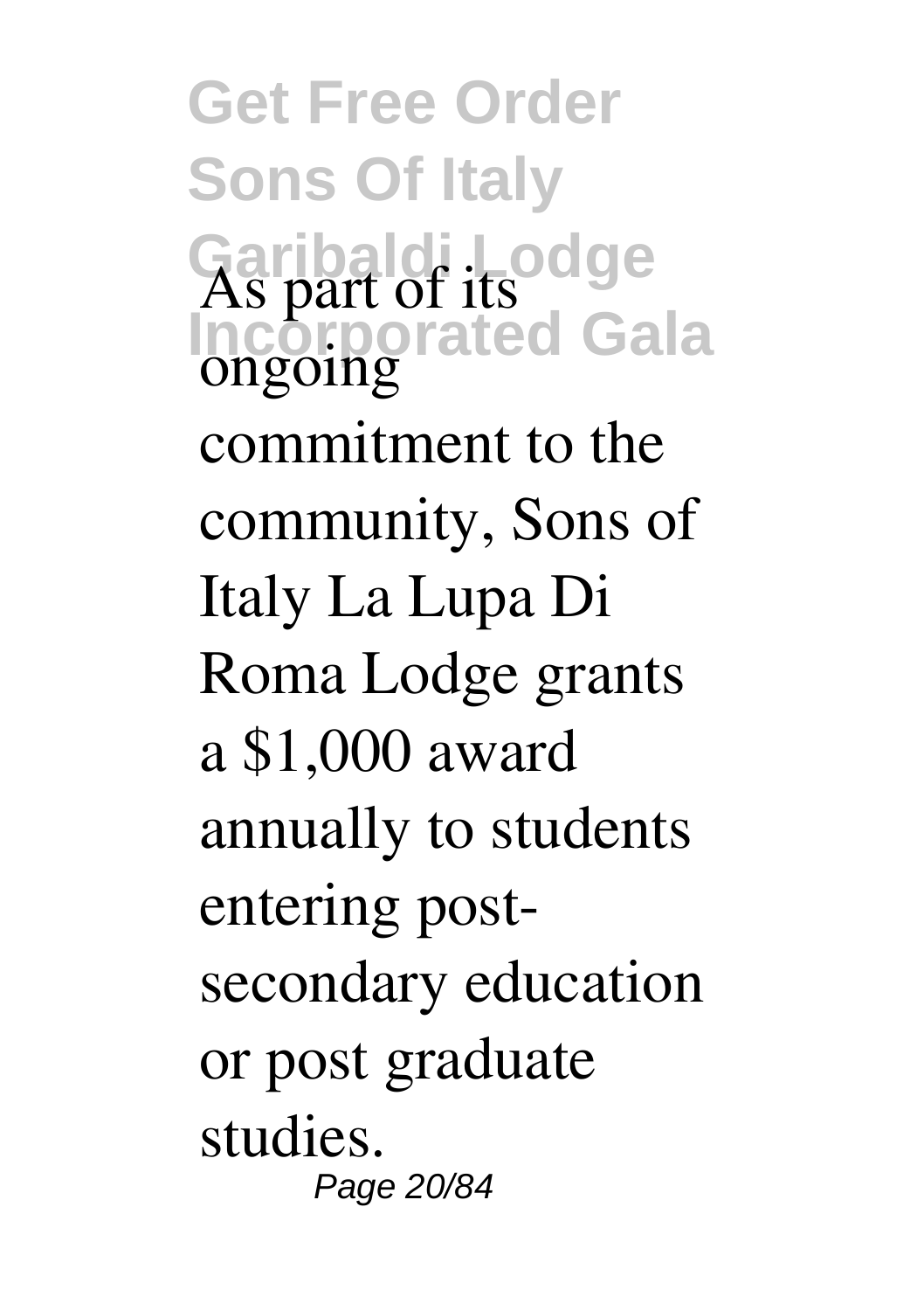As part of its ongoing commitment to the community, Sons of Italy La Lupa Di Roma Lodge grants a $1,000 award annually to students entering post-secondary education or post graduate studies.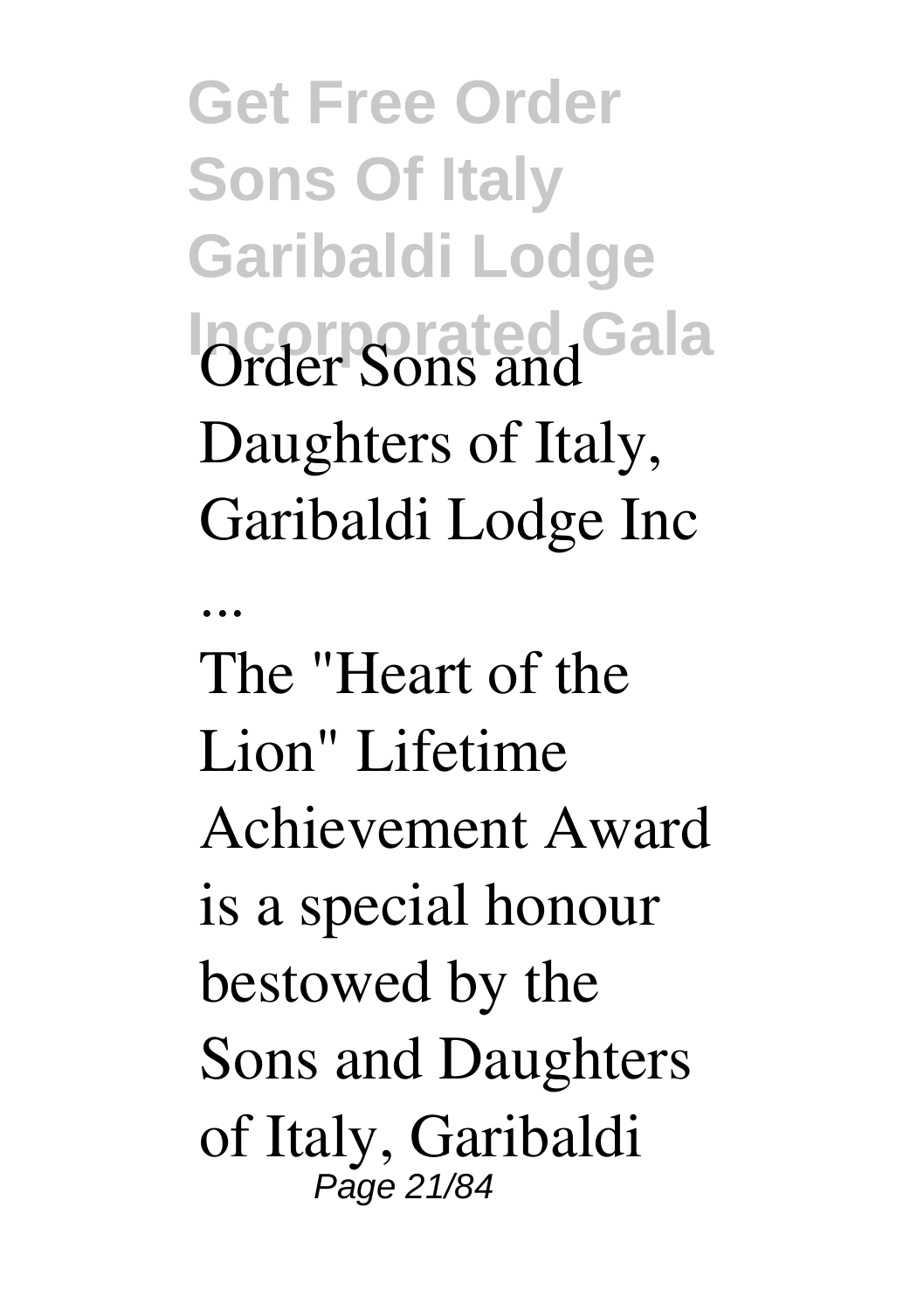**Order Sons and Daughters of Italy, Garibaldi Lodge Inc ...**

The "Heart of the Lion" Lifetime Achievement Award is a special honour bestowed by the Sons and Daughters of Italy, Garibaldi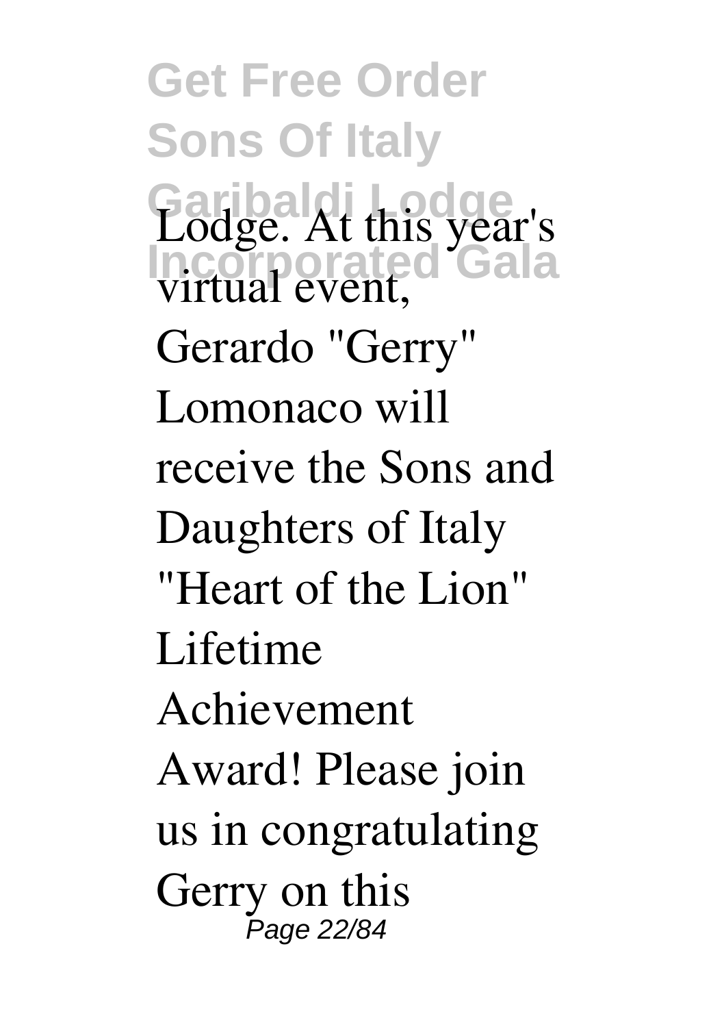Lodge. At this year's virtual event, Gerardo "Gerry" Lomonaco will receive the Sons and Daughters of Italy "Heart of the Lion" Lifetime Achievement Award! Please join us in congratulating Gerry on this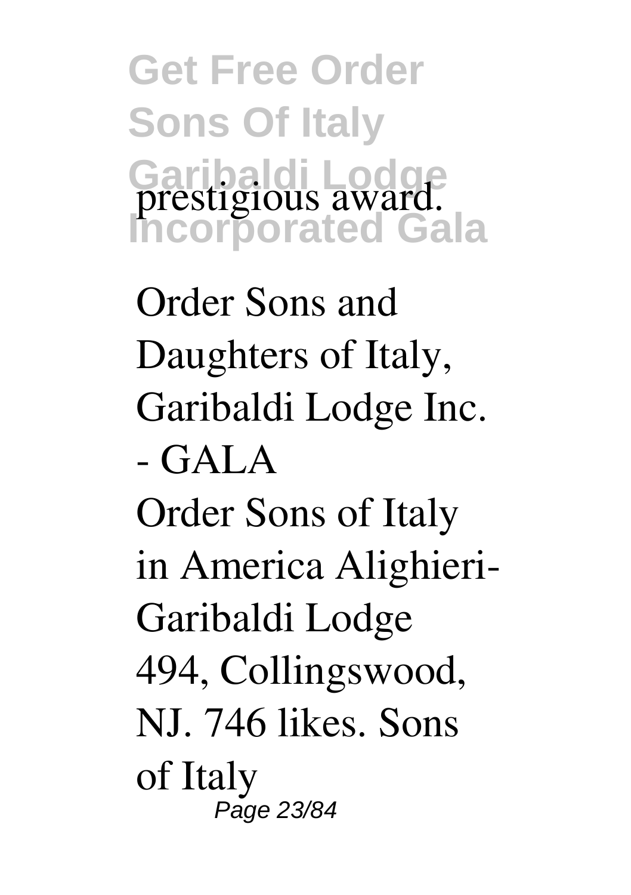prestigious award.

Order Sons and Daughters of Italy, Garibaldi Lodge Inc. - GALA

Order Sons of Italy in America Alighieri-Garibaldi Lodge 494, Collingswood, NJ. 746 likes. Sons of Italy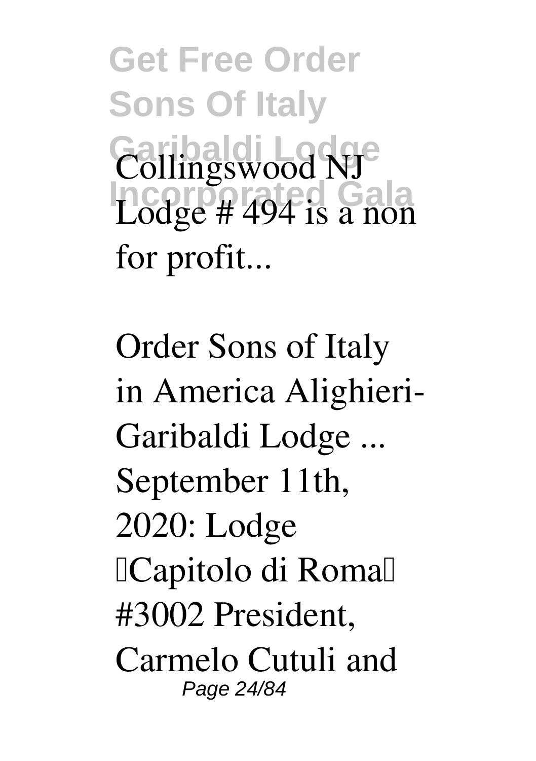Collingswood NJ Lodge # 494 is a non for profit...

Order Sons of Italy in America Alighieri-Garibaldi Lodge ...

September 11th, 2020: Lodge "Capitolo di Roma" #3002 President, Carmelo Cutuli and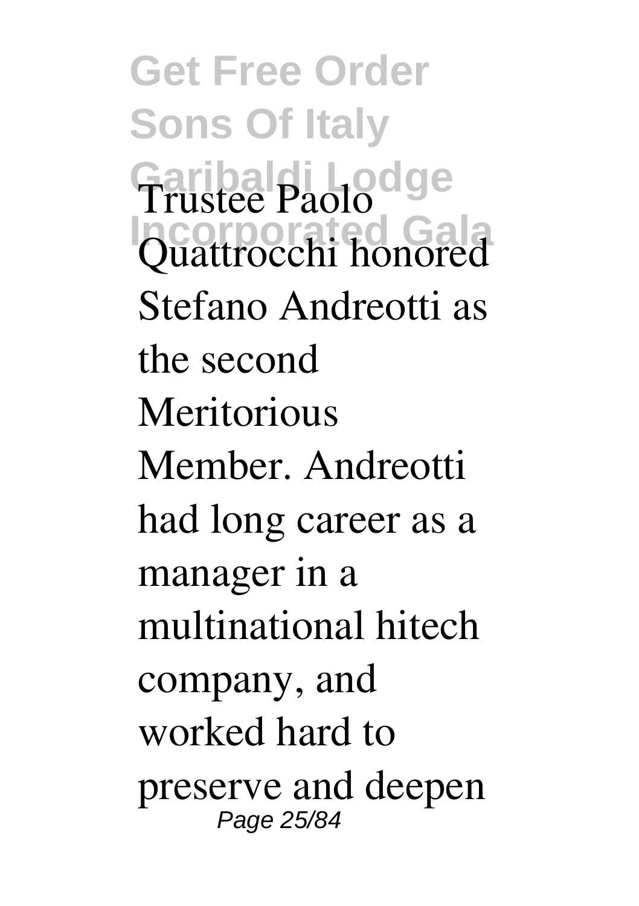Trustee Paolo Quattrocchi honored Stefano Andreotti as the second Meritorious Member. Andreotti had long career as a manager in a multinational hitech company, and worked hard to preserve and deepen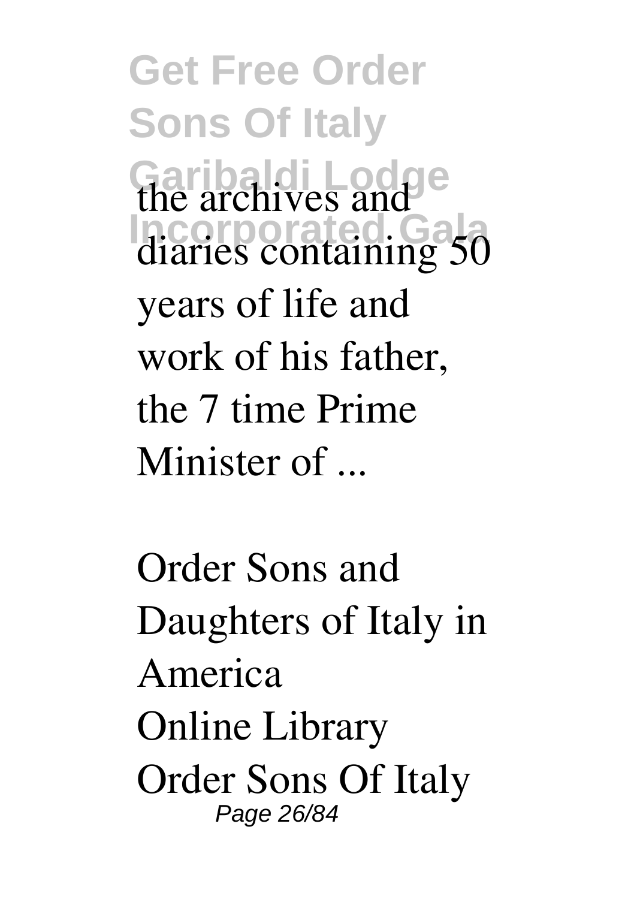the archives and diaries containing 50 years of life and work of his father, the 7 time Prime Minister of ...

Order Sons and Daughters of Italy in America
Online Library Order Sons Of Italy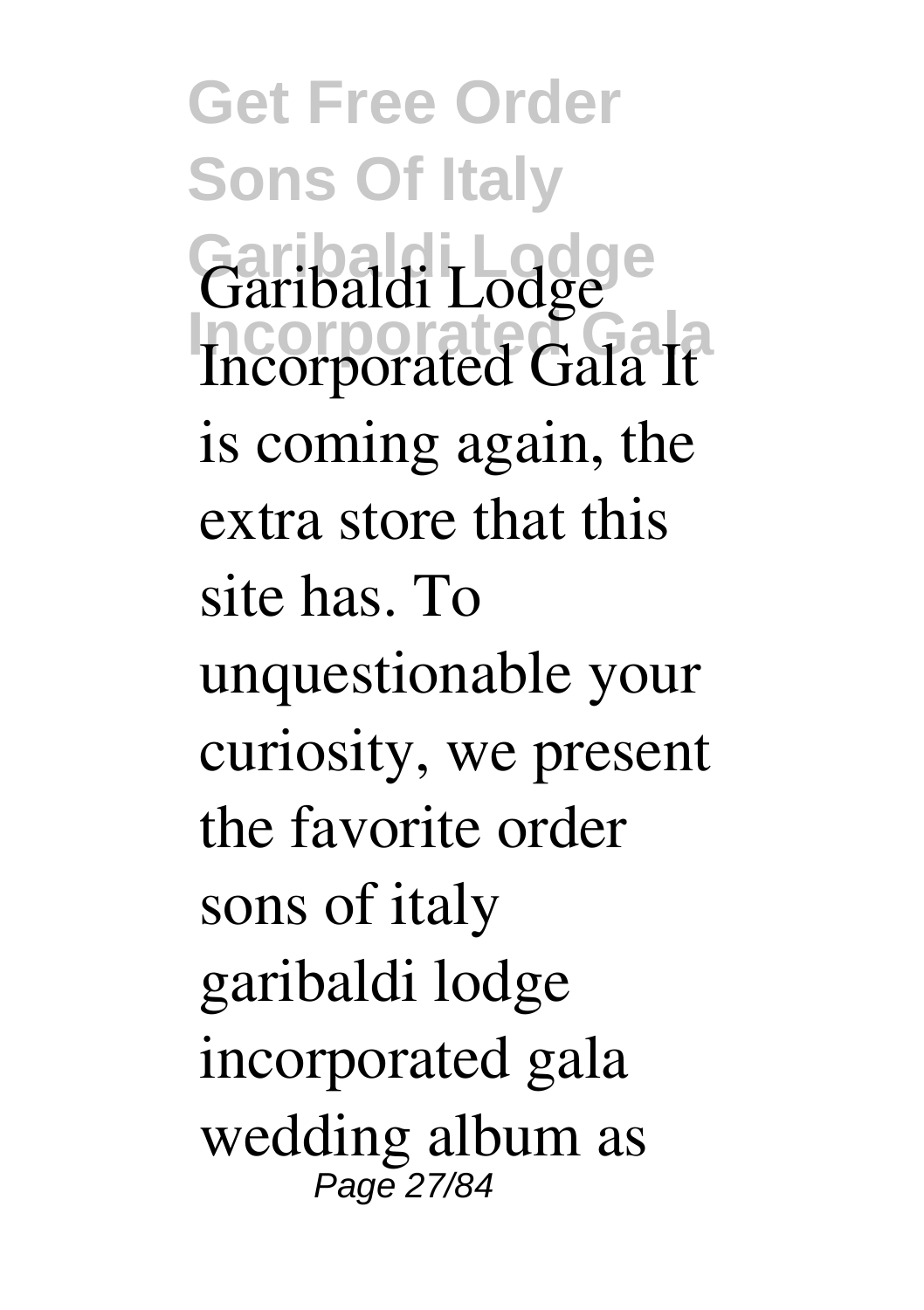Garibaldi Lodge Incorporated Gala It is coming again, the extra store that this site has. To unquestionable your curiosity, we present the favorite order sons of italy garibaldi lodge incorporated gala wedding album as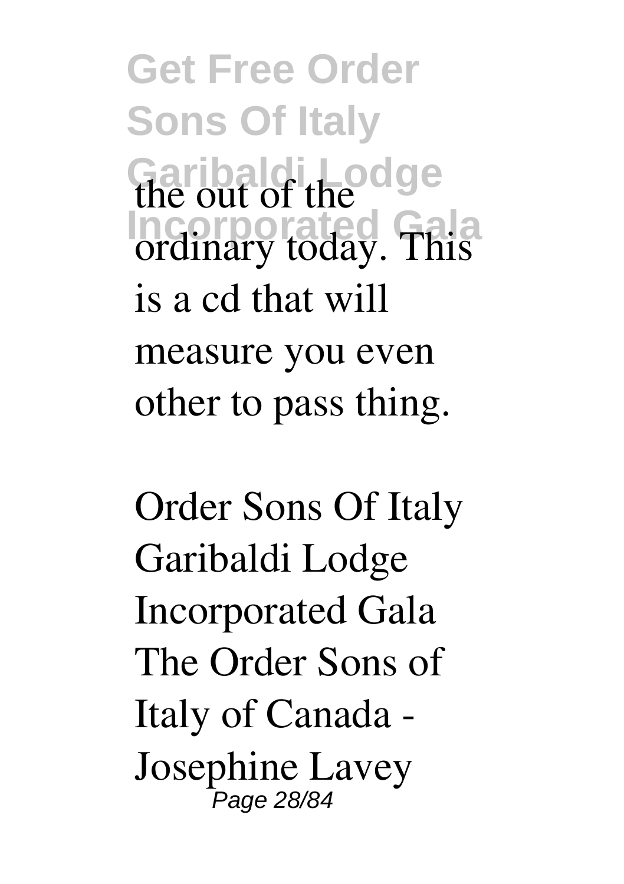the out of the ordinary today. This is a cd that will measure you even other to pass thing.

Order Sons Of Italy Garibaldi Lodge Incorporated Gala The Order Sons of Italy of Canada - Josephine Lavey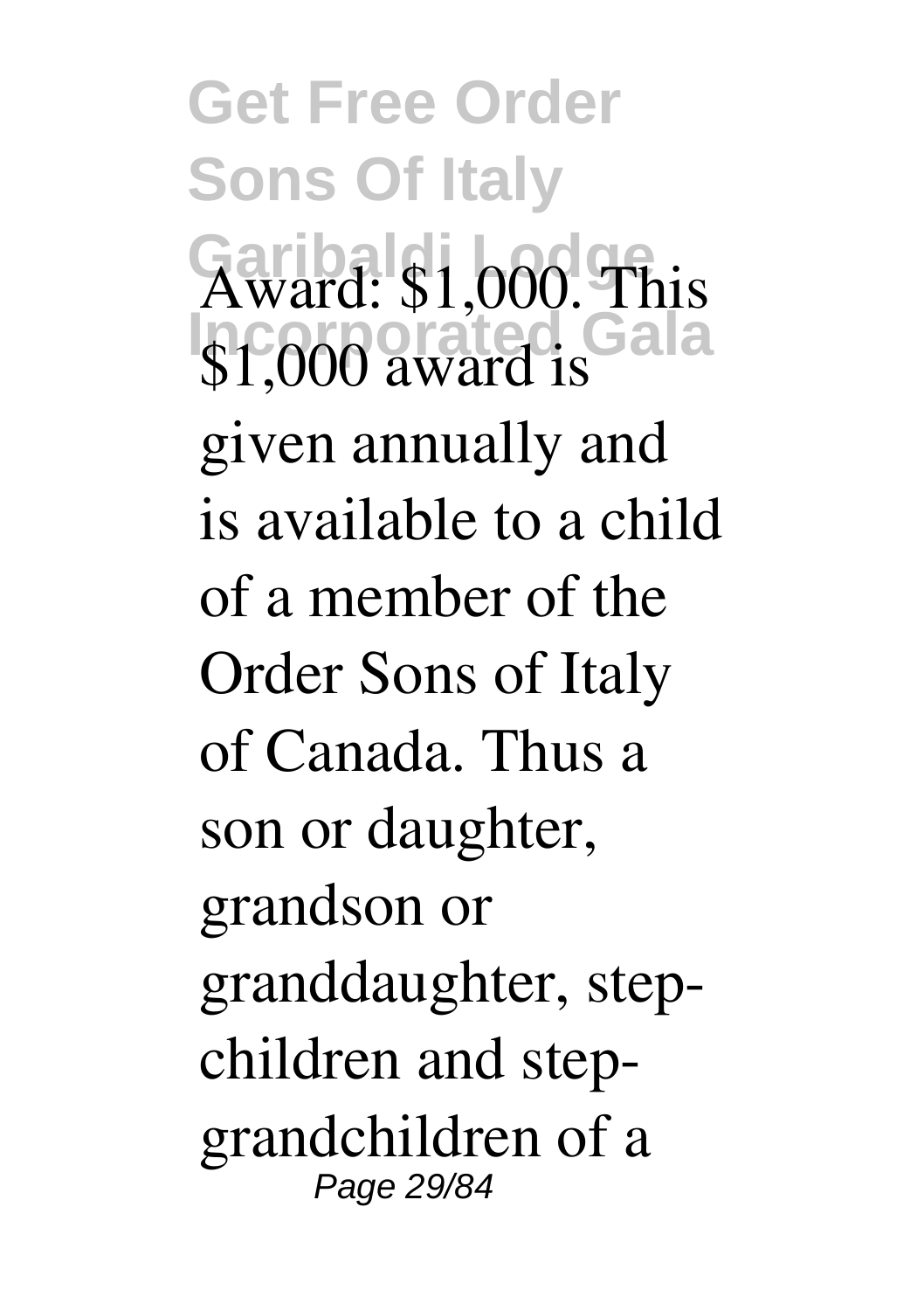Award: $1,000. This $1,000 award is given annually and is available to a child of a member of the Order Sons of Italy of Canada. Thus a son or daughter, grandson or granddaughter, step-children and step-grandchildren of a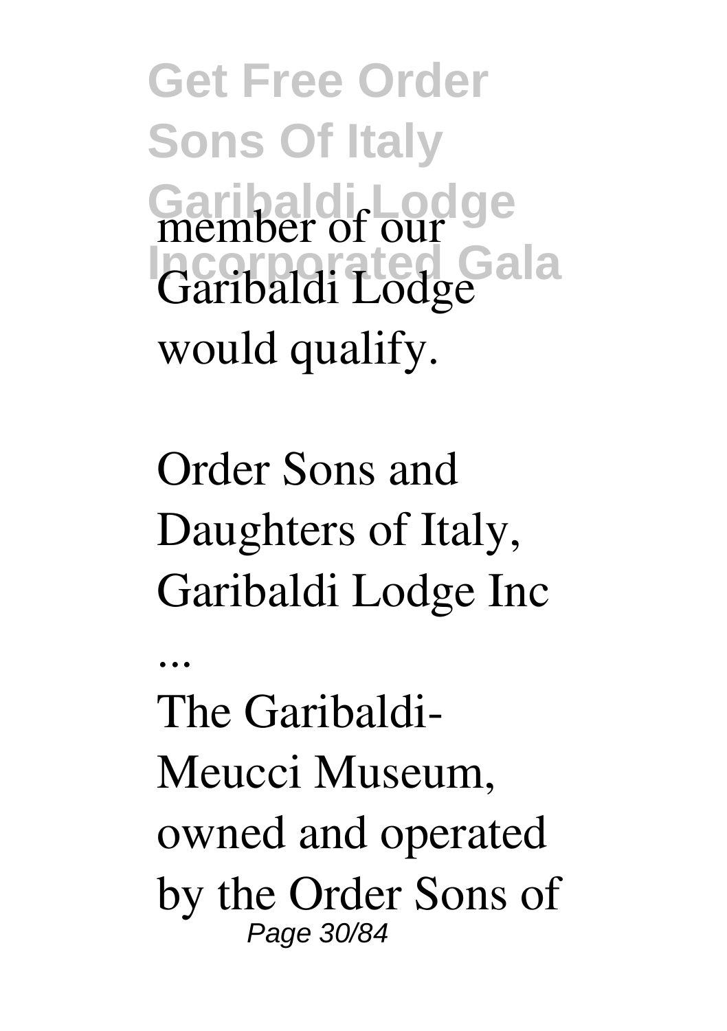member of our Garibaldi Lodge would qualify.

Order Sons and Daughters of Italy, Garibaldi Lodge Inc

...

The Garibaldi-Meucci Museum, owned and operated by the Order Sons of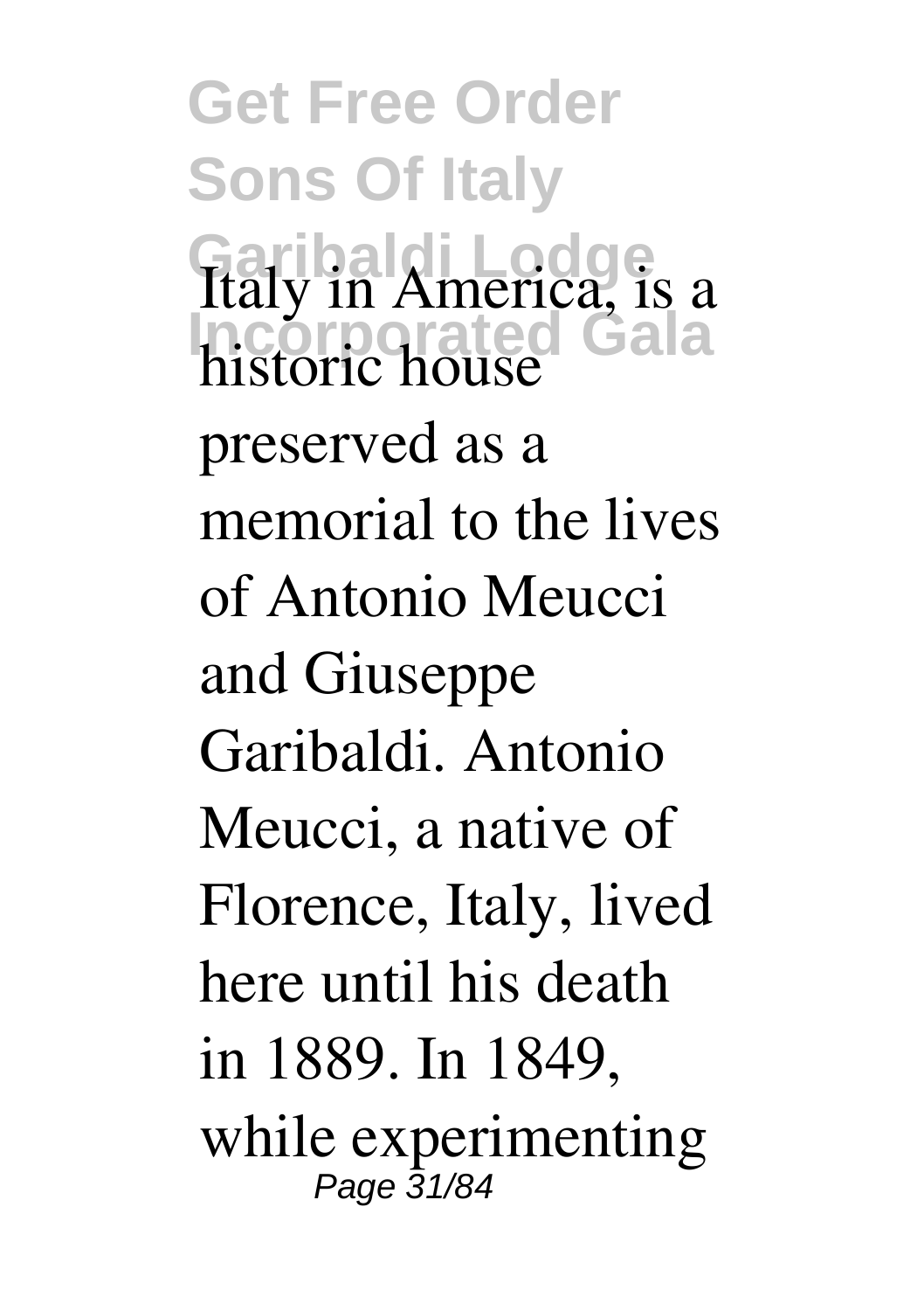Italy in America, is a historic house preserved as a memorial to the lives of Antonio Meucci and Giuseppe Garibaldi. Antonio Meucci, a native of Florence, Italy, lived here until his death in 1889. In 1849, while experimenting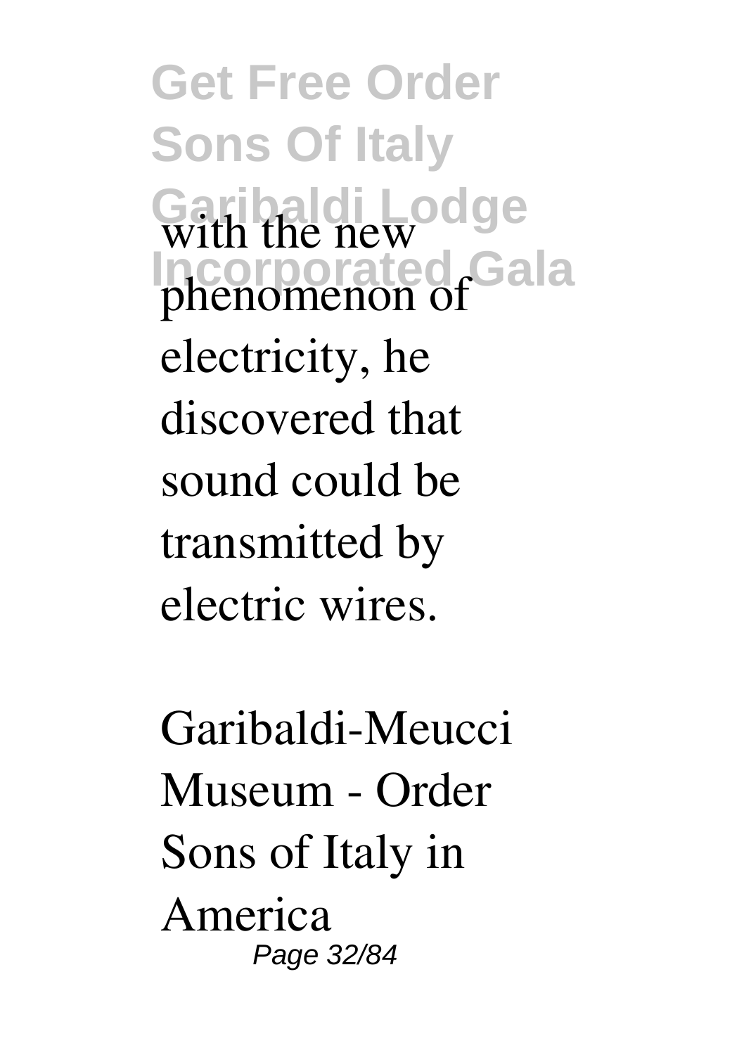with the new phenomenon of electricity, he discovered that sound could be transmitted by electric wires.

Garibaldi-Meucci Museum - Order Sons of Italy in America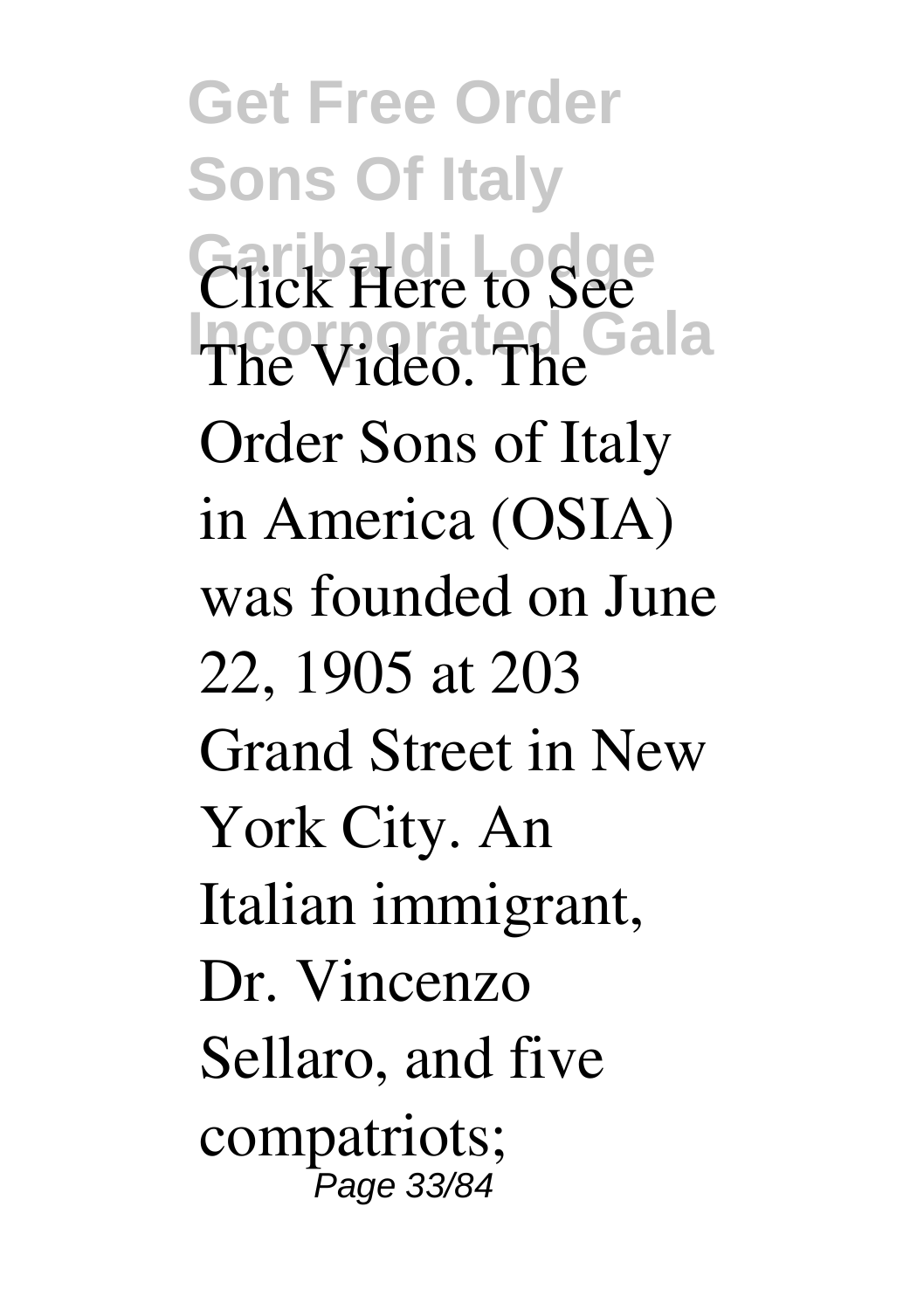Click Here to See The Video. The Order Sons of Italy in America (OSIA) was founded on June 22, 1905 at 203 Grand Street in New York City. An Italian immigrant, Dr. Vincenzo Sellaro, and five compatriots;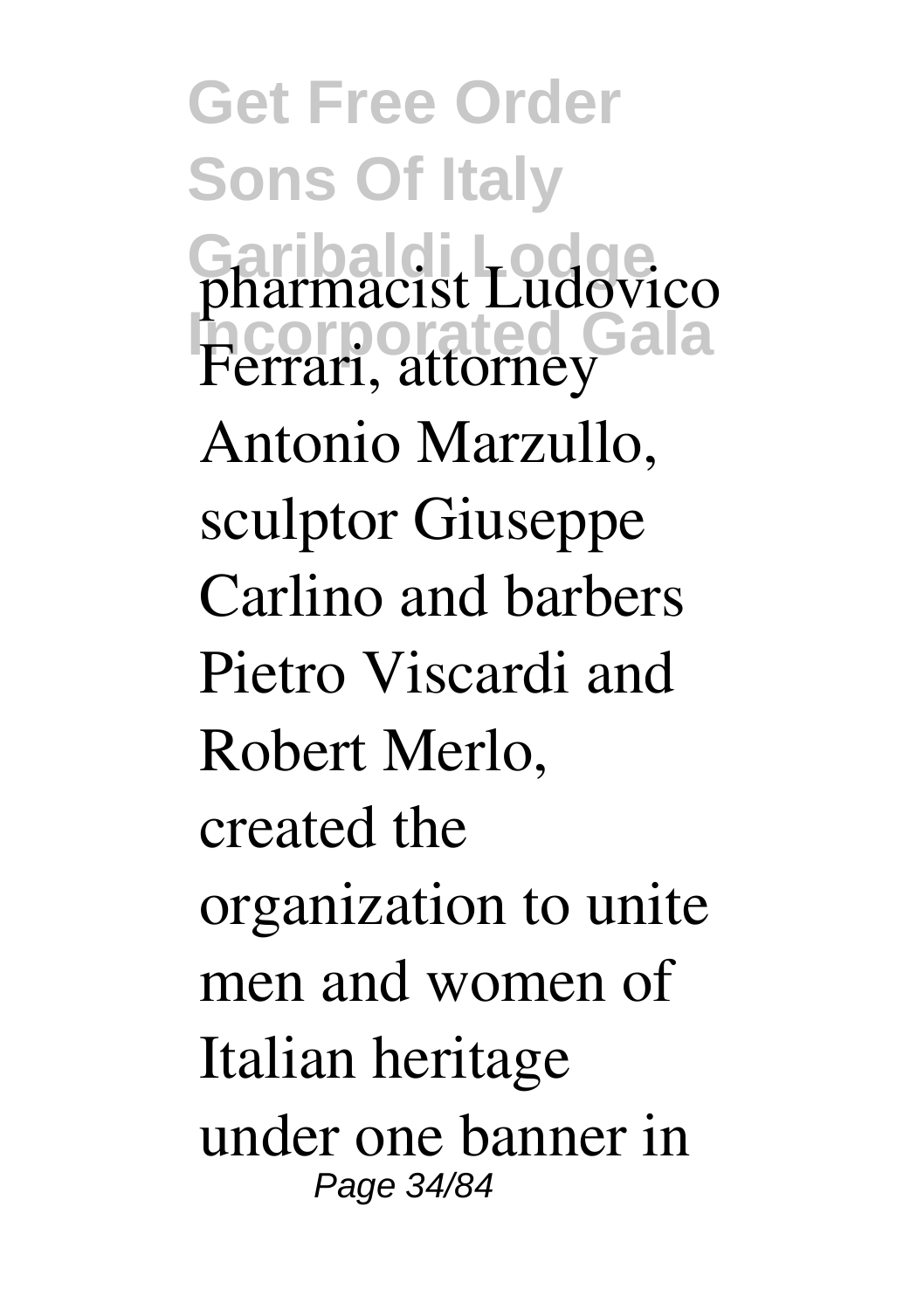pharmacist Ludovico Ferrari, attorney Antonio Marzullo, sculptor Giuseppe Carlino and barbers Pietro Viscardi and Robert Merlo, created the organization to unite men and women of Italian heritage under one banner in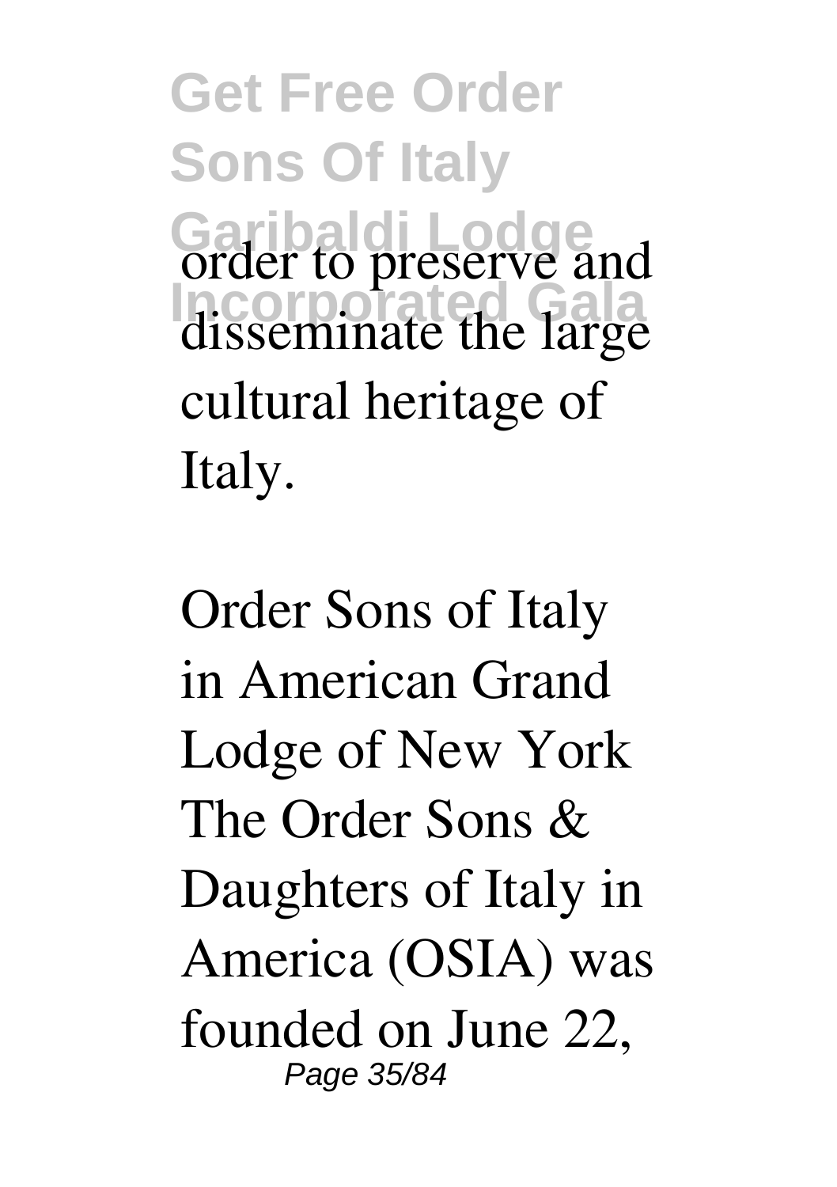order to preserve and disseminate the large cultural heritage of Italy.

Order Sons of Italy in American Grand Lodge of New York The Order Sons & Daughters of Italy in America (OSIA) was founded on June 22,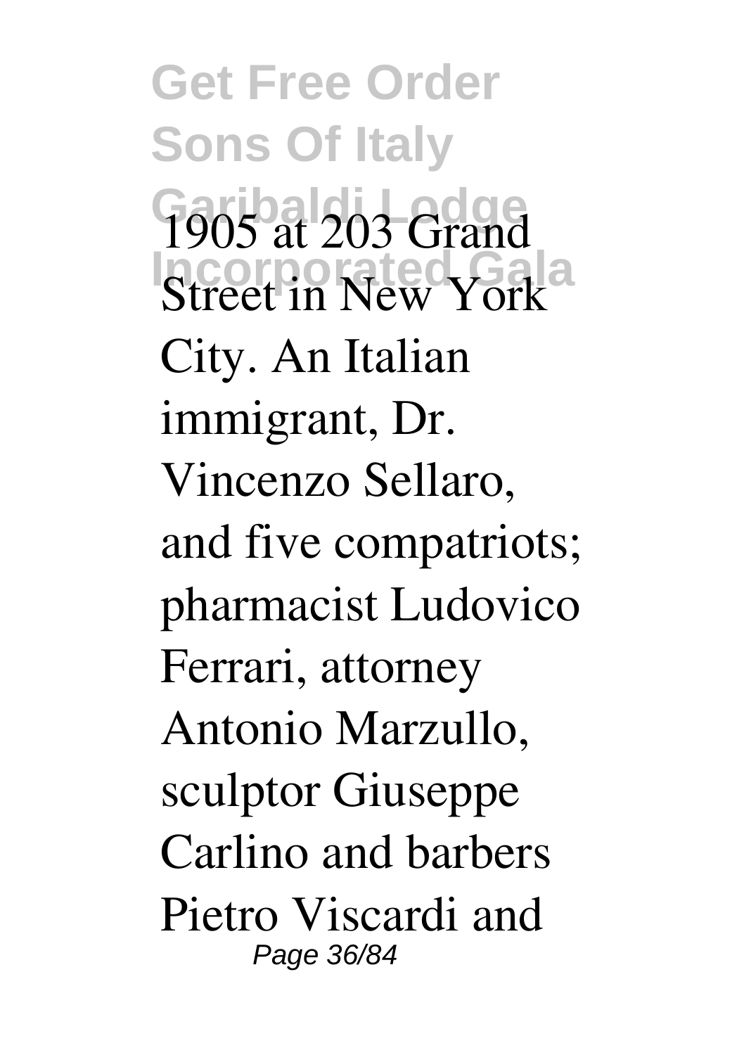1905 at 203 Grand Street in New York City. An Italian immigrant, Dr. Vincenzo Sellaro, and five compatriots; pharmacist Ludovico Ferrari, attorney Antonio Marzullo, sculptor Giuseppe Carlino and barbers Pietro Viscardi and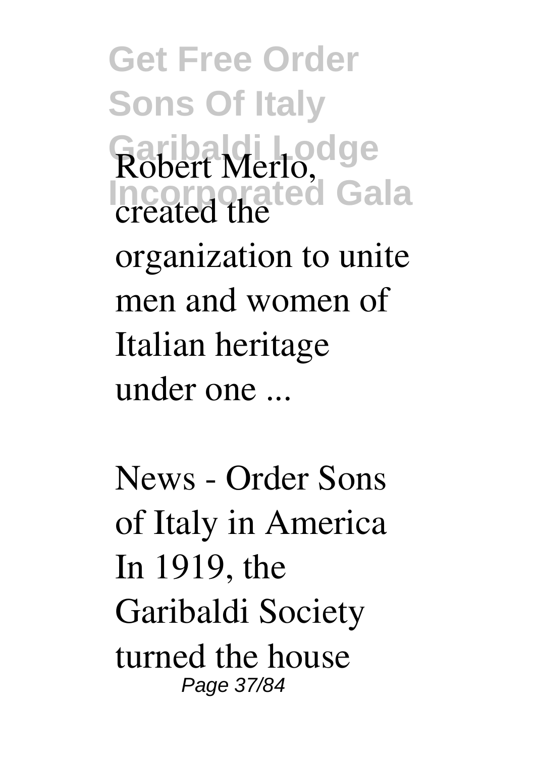Robert Merlo, created the organization to unite men and women of Italian heritage under one ...

News - Order Sons of Italy in America
In 1919, the Garibaldi Society turned the house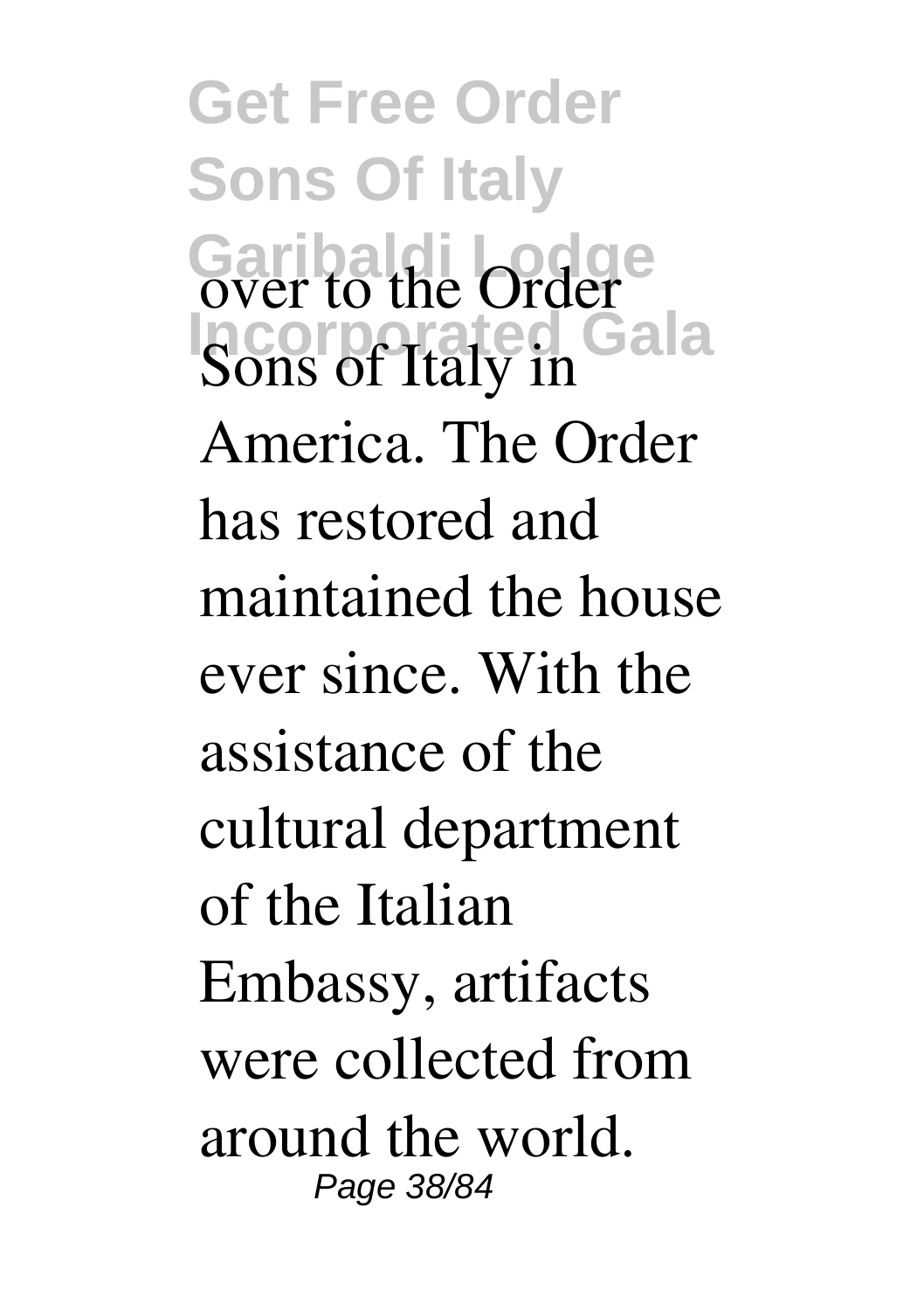over to the Order Sons of Italy in America. The Order has restored and maintained the house ever since. With the assistance of the cultural department of the Italian Embassy, artifacts were collected from around the world.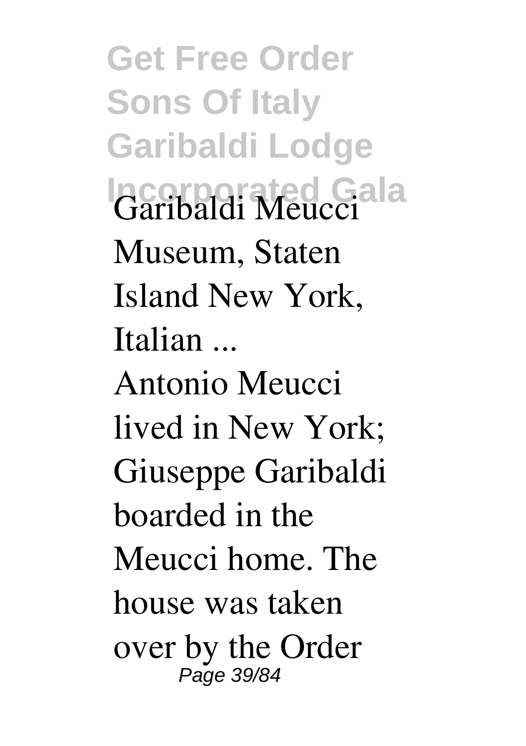Garibaldi Meucci Museum, Staten Island New York, Italian ...

Antonio Meucci lived in New York; Giuseppe Garibaldi boarded in the Meucci home. The house was taken over by the Order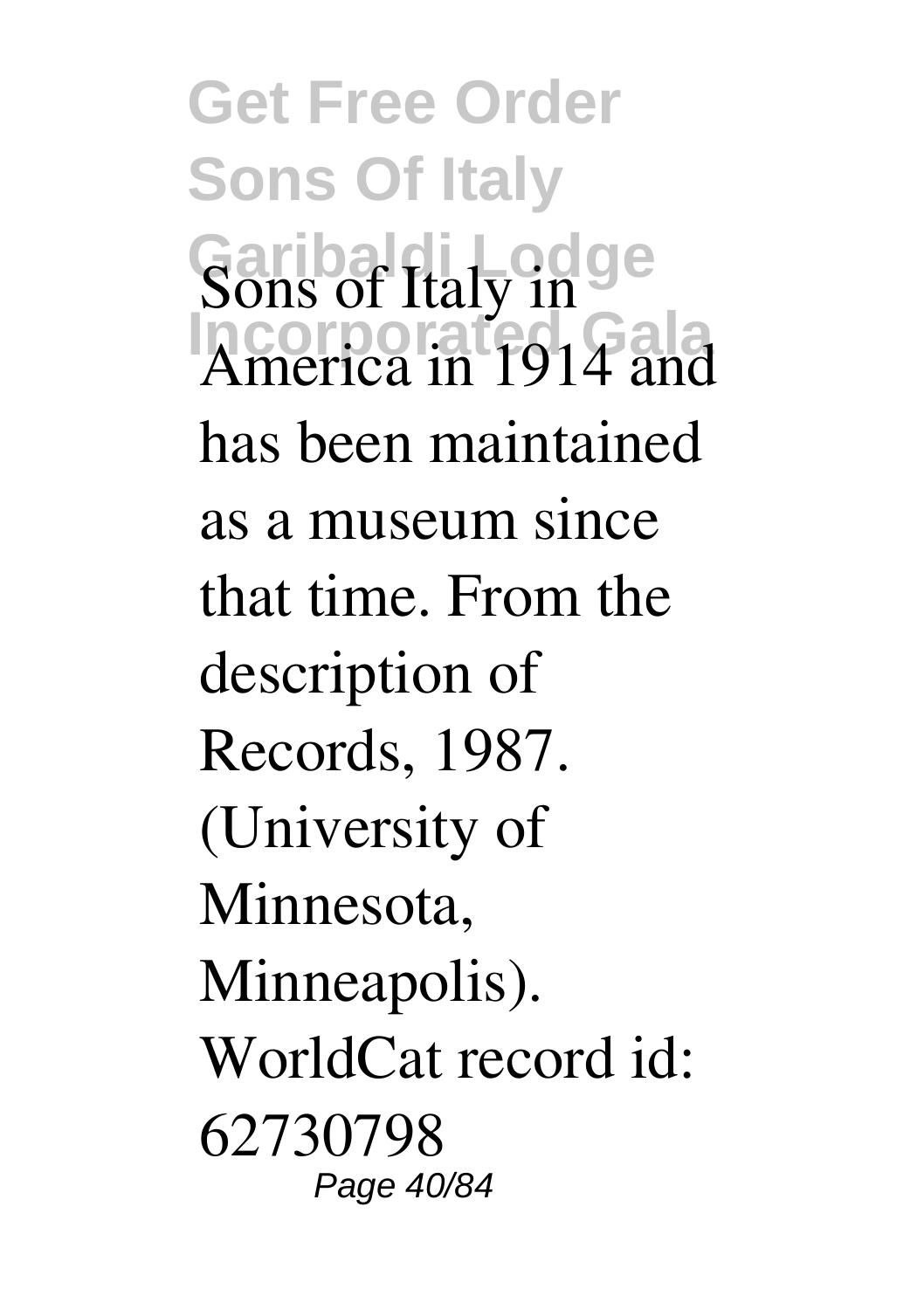Sons of Italy in America in 1914 and has been maintained as a museum since that time. From the description of Records, 1987. (University of Minnesota, Minneapolis). WorldCat record id: 62730798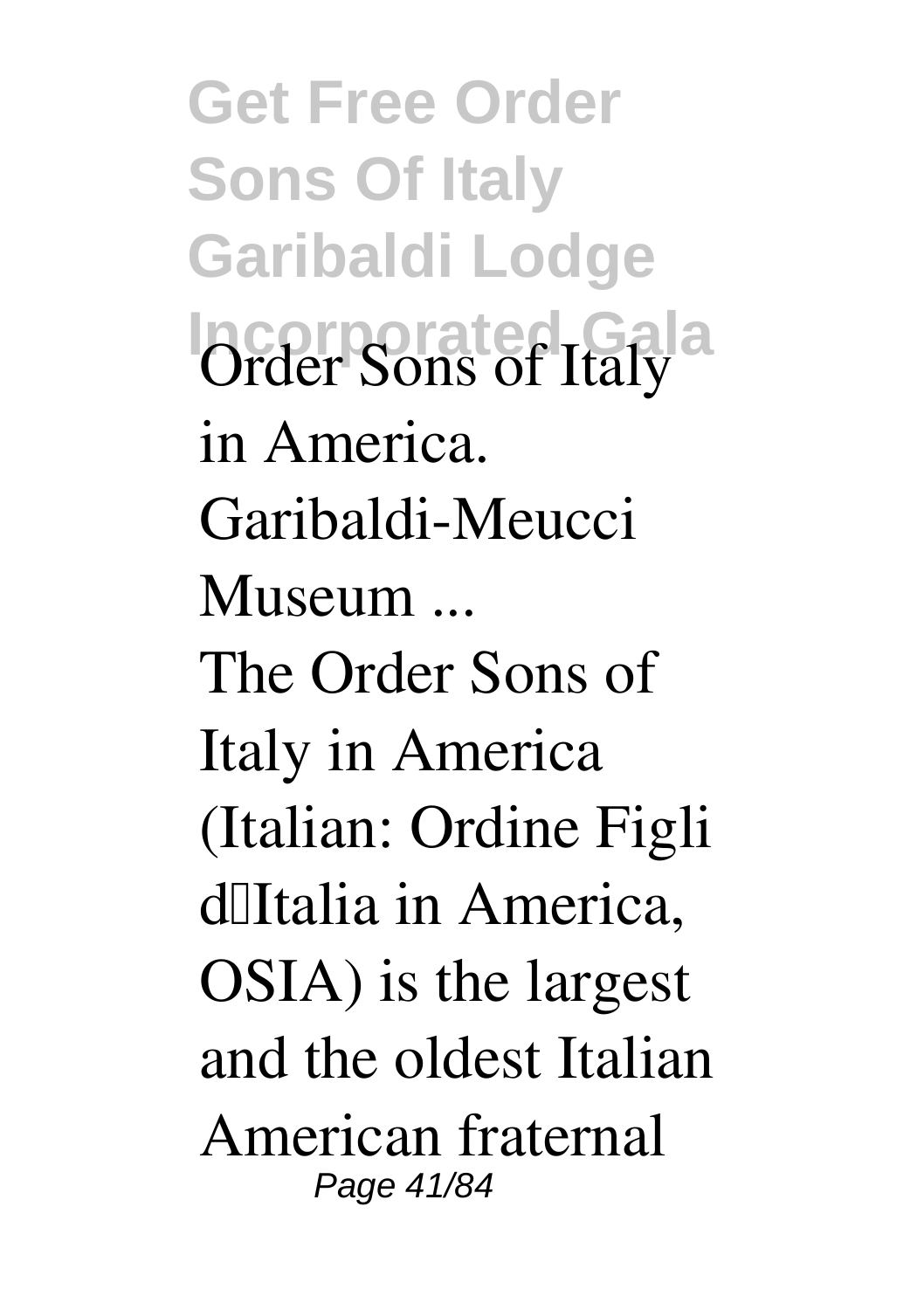**Order Sons of Italy in America. Garibaldi-Meucci Museum ...**

The Order Sons of Italy in America (Italian: Ordine Figli d'Italia in America, OSIA) is the largest and the oldest Italian American fraternal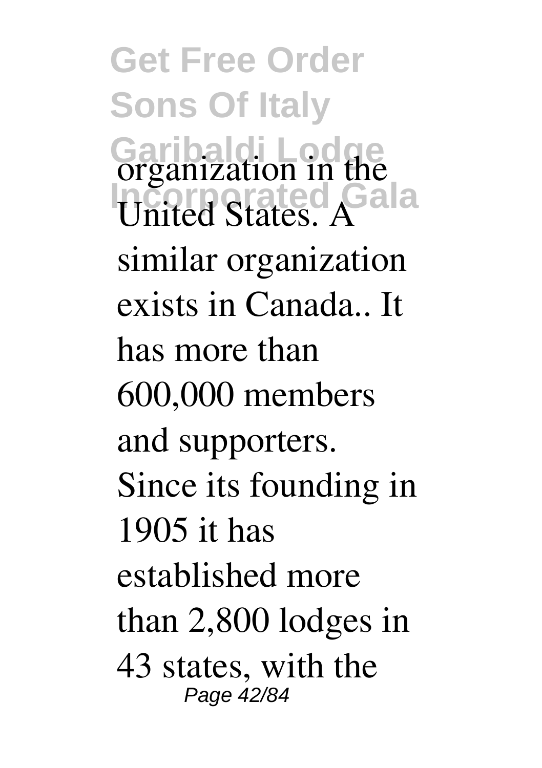organization in the United States. A similar organization exists in Canada.. It has more than 600,000 members and supporters. Since its founding in 1905 it has established more than 2,800 lodges in 43 states, with the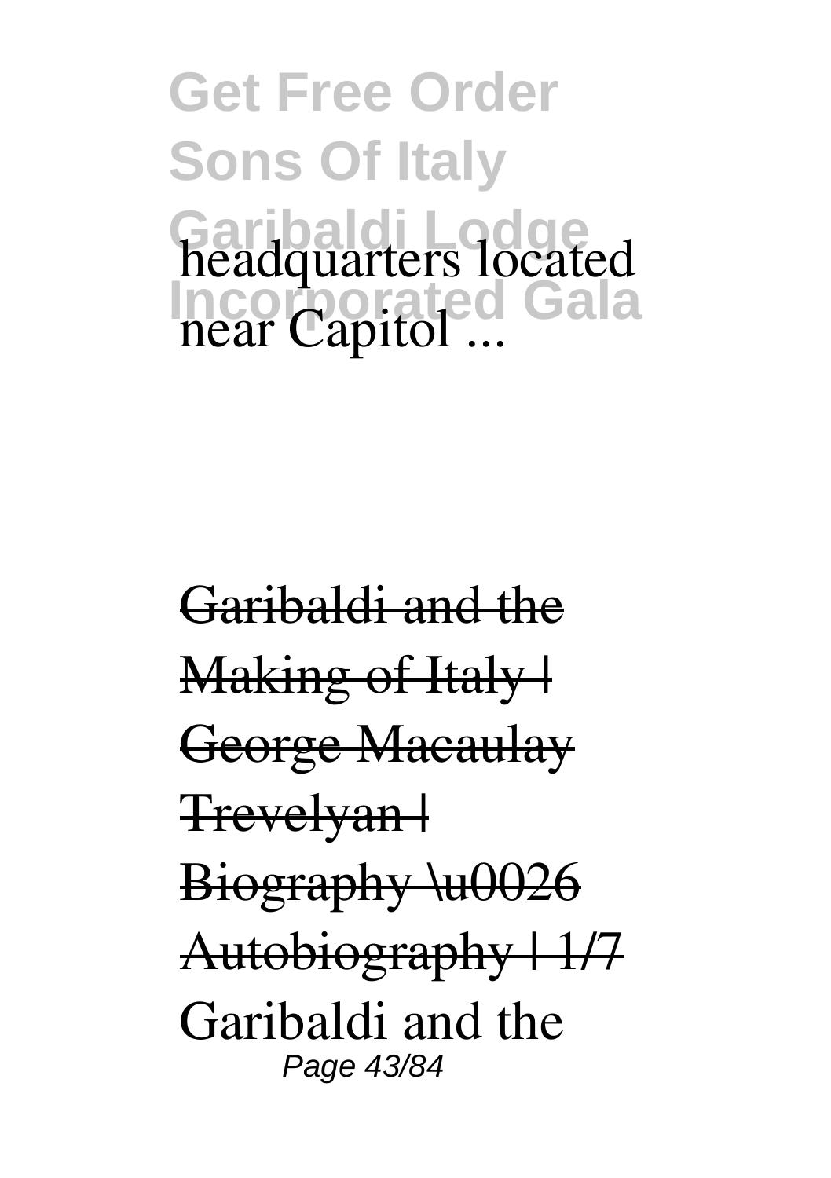headquarters located near Capitol ...

~~Garibaldi and the Making of Italy | George Macaulay Trevelyan | Biography \u0026 Autobiography | 1/7~~

Garibaldi and the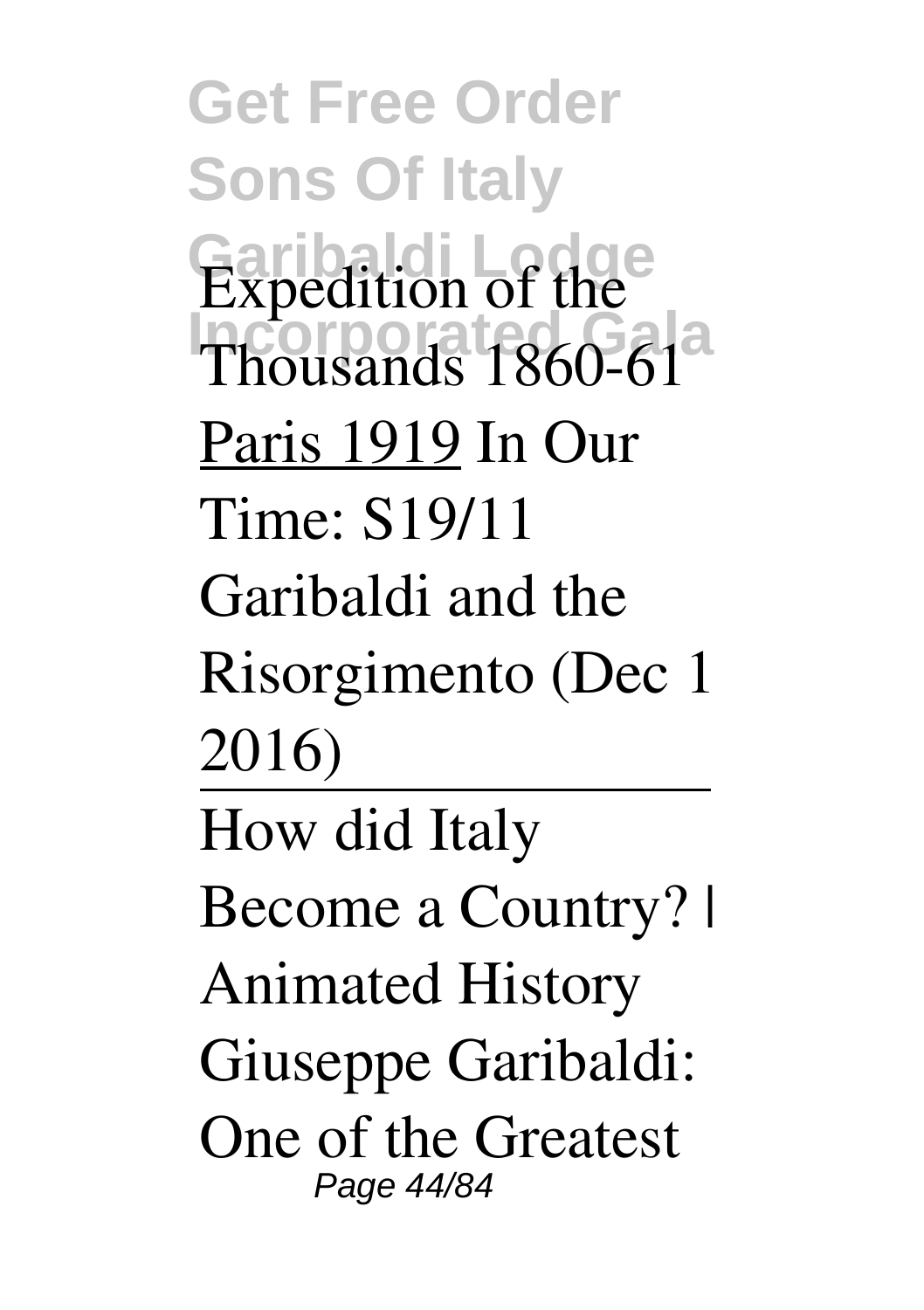Expedition of the Thousands 1860-61

Paris 1919 In Our Time: S19/11 Garibaldi and the Risorgimento (Dec 1 2016)

---

How did Italy Become a Country? | Animated History

Giuseppe Garibaldi: One of the Greatest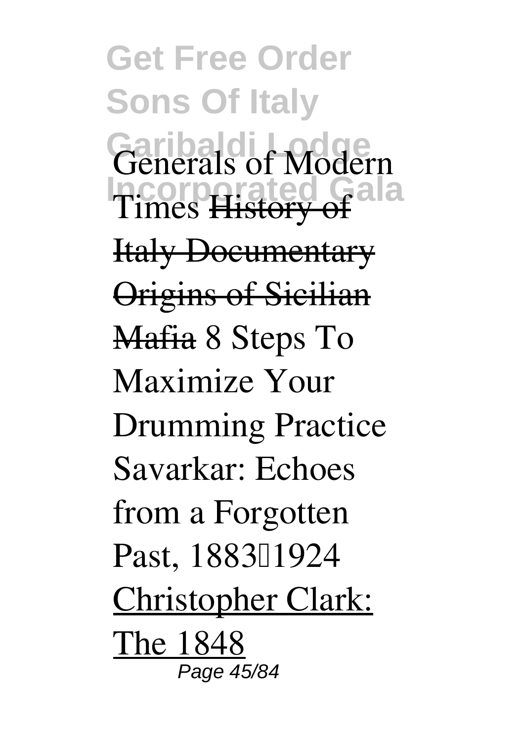Generals of Modern Times ~~History of Italy Documentary~~ ~~Origins of Sicilian Mafia~~ 8 Steps To Maximize Your Drumming Practice Savarkar: Echoes from a Forgotten Past, 1883–1924 Christopher Clark: The 1848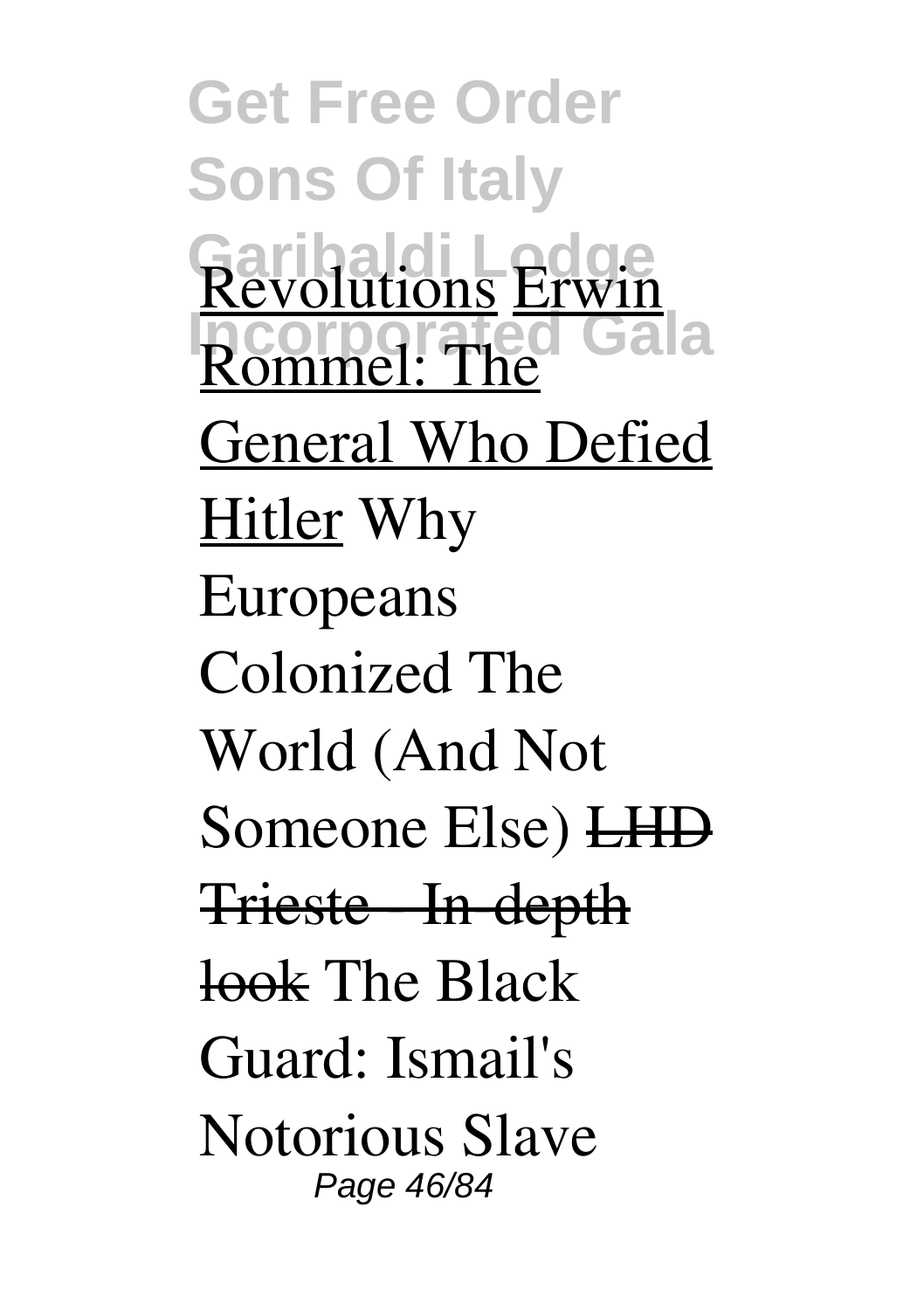Revolutions Erwin Rommel: The General Who Defied Hitler Why Europeans Colonized The World (And Not Someone Else) ~~LHD Trieste - In-depth look~~ The Black Guard: Ismail's Notorious Slave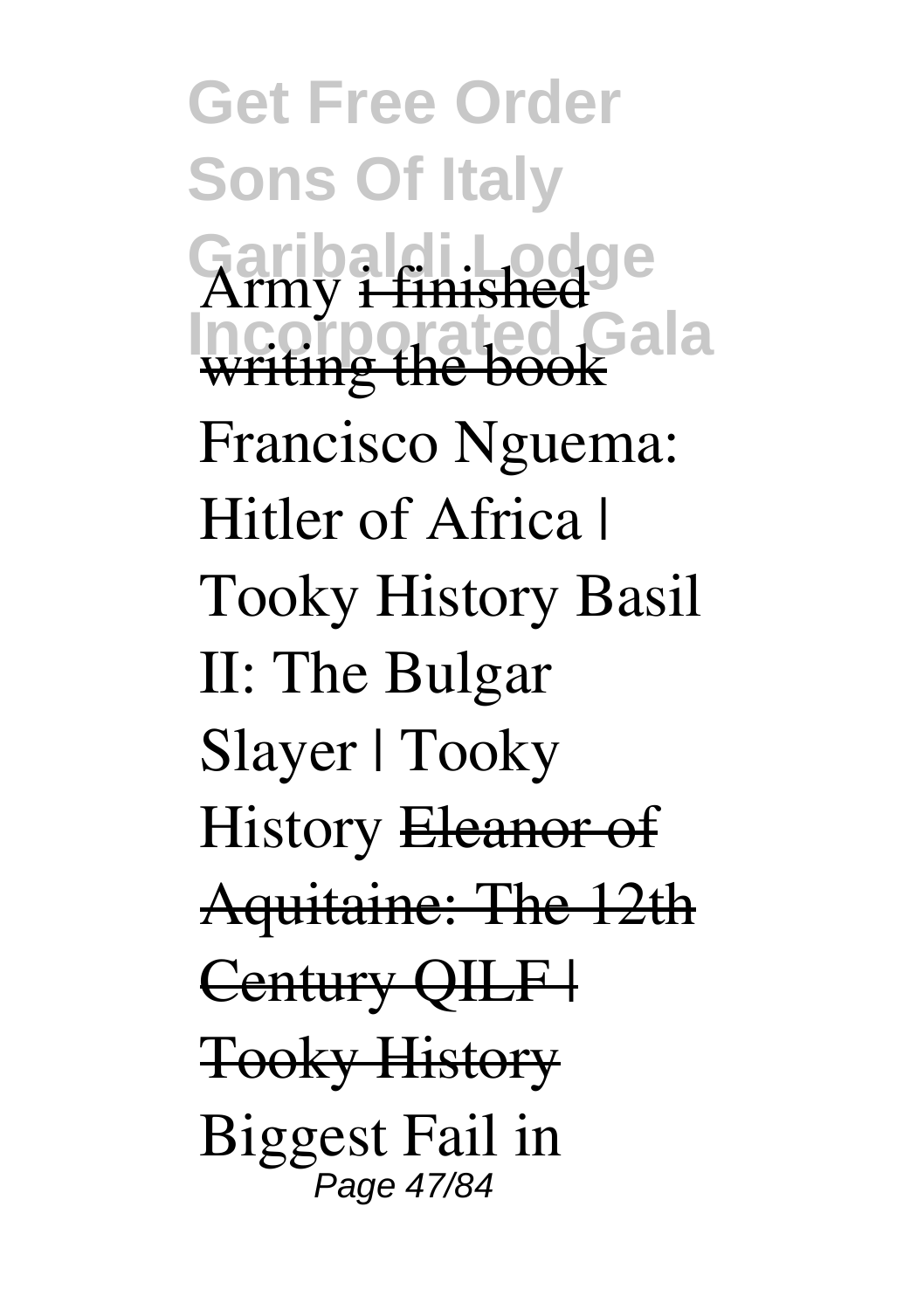Army ~~i finished writing the book~~

Francisco Nguema: Hitler of Africa | Tooky History Basil II: The Bulgar Slayer | Tooky History ~~Eleanor of Aquitaine: The 12th Century QILF | Tooky History~~

Biggest Fail in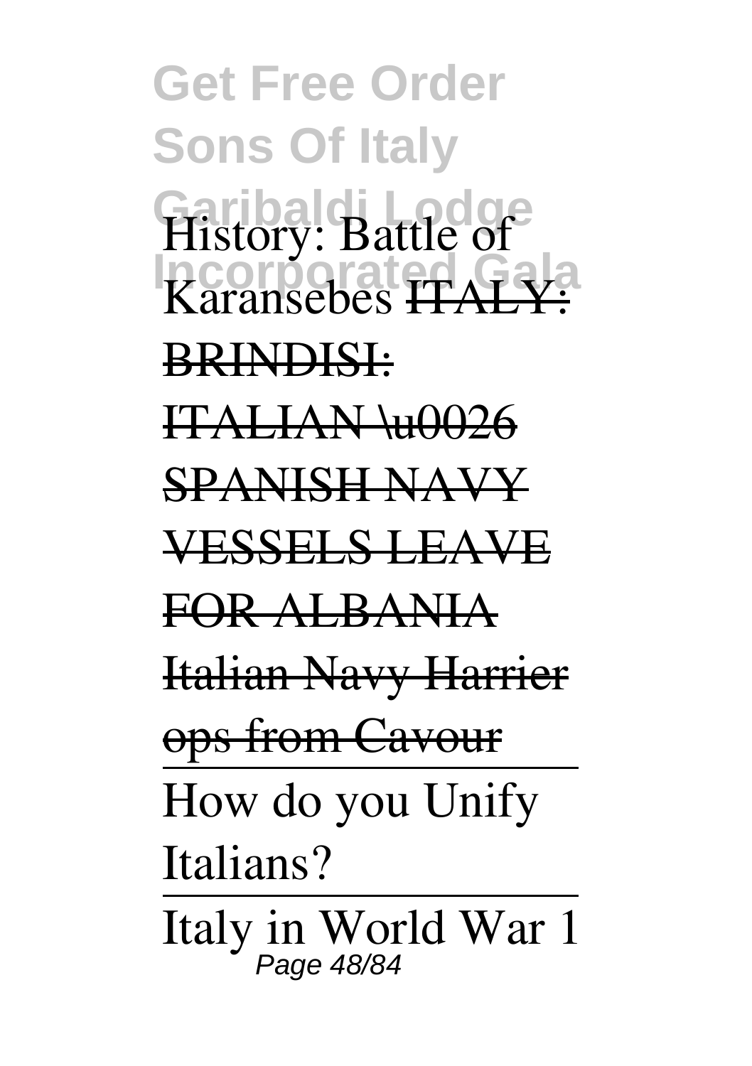History: Battle of Karansebes ITALY: BRINDISI: ITALIAN \u0026 SPANISH NAVY VESSELS LEAVE FOR ALBANIA Italian Navy Harrier ops from Cavour

How do you Unify Italians?

Italy in World War 1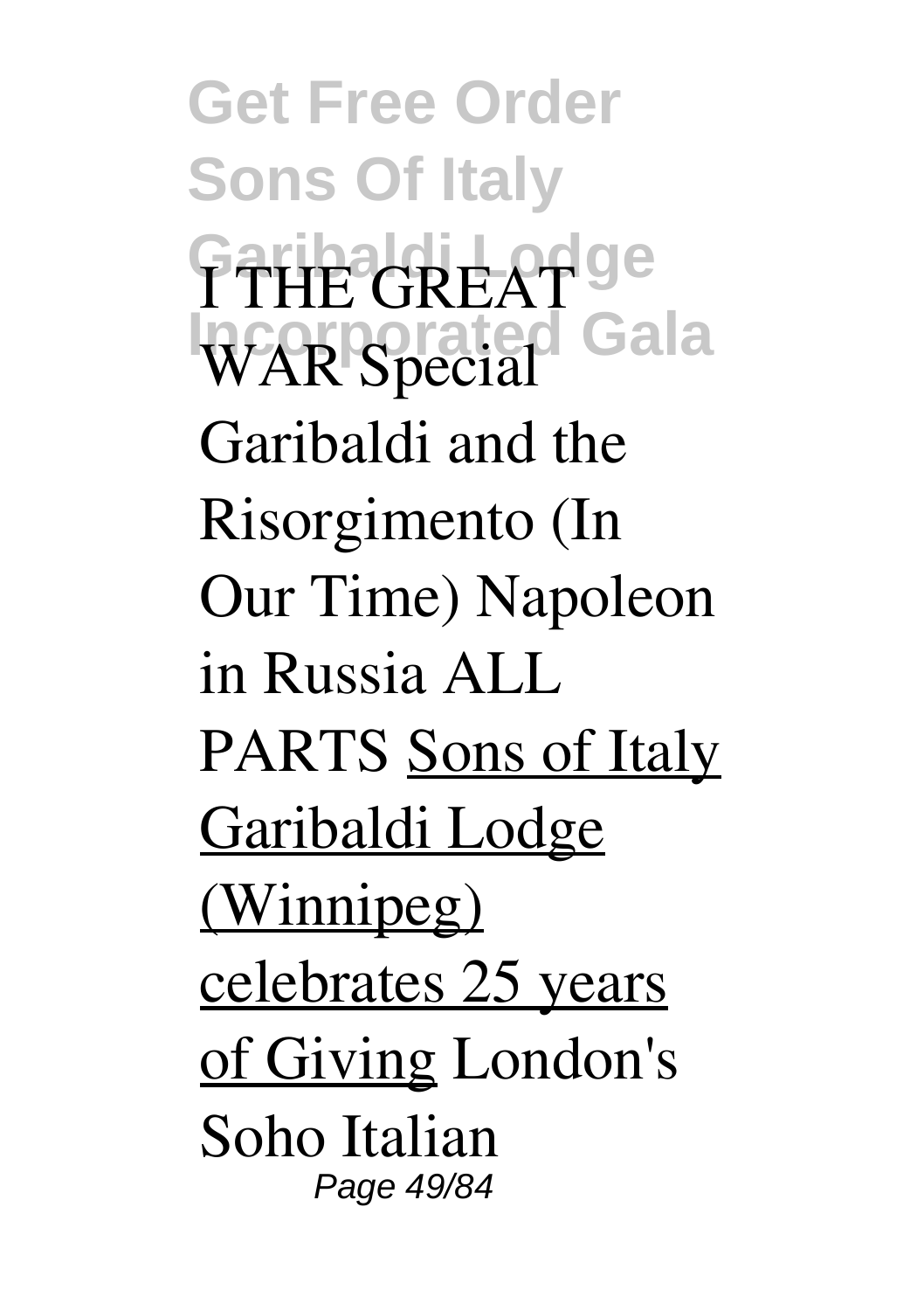I THE GREAT WAR Special Garibaldi and the Risorgimento (In Our Time) Napoleon in Russia ALL PARTS Sons of Italy Garibaldi Lodge (Winnipeg) celebrates 25 years of Giving London's Soho Italian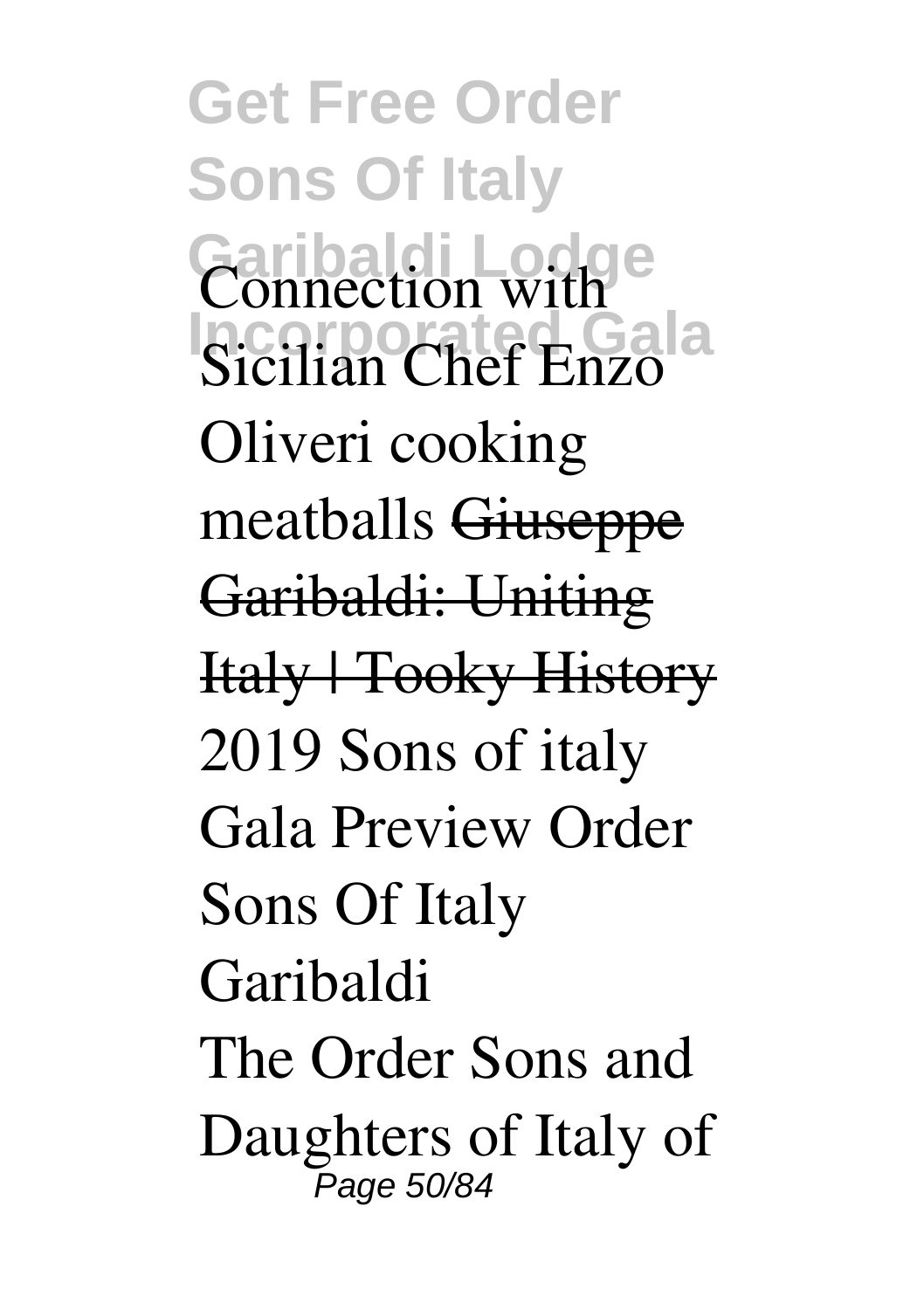Connection with Sicilian Chef Enzo Oliveri cooking meatballs ~~Giuseppe Garibaldi: Uniting Italy | Tooky History~~ 2019 Sons of italy Gala Preview Order Sons Of Italy Garibaldi

The Order Sons and Daughters of Italy of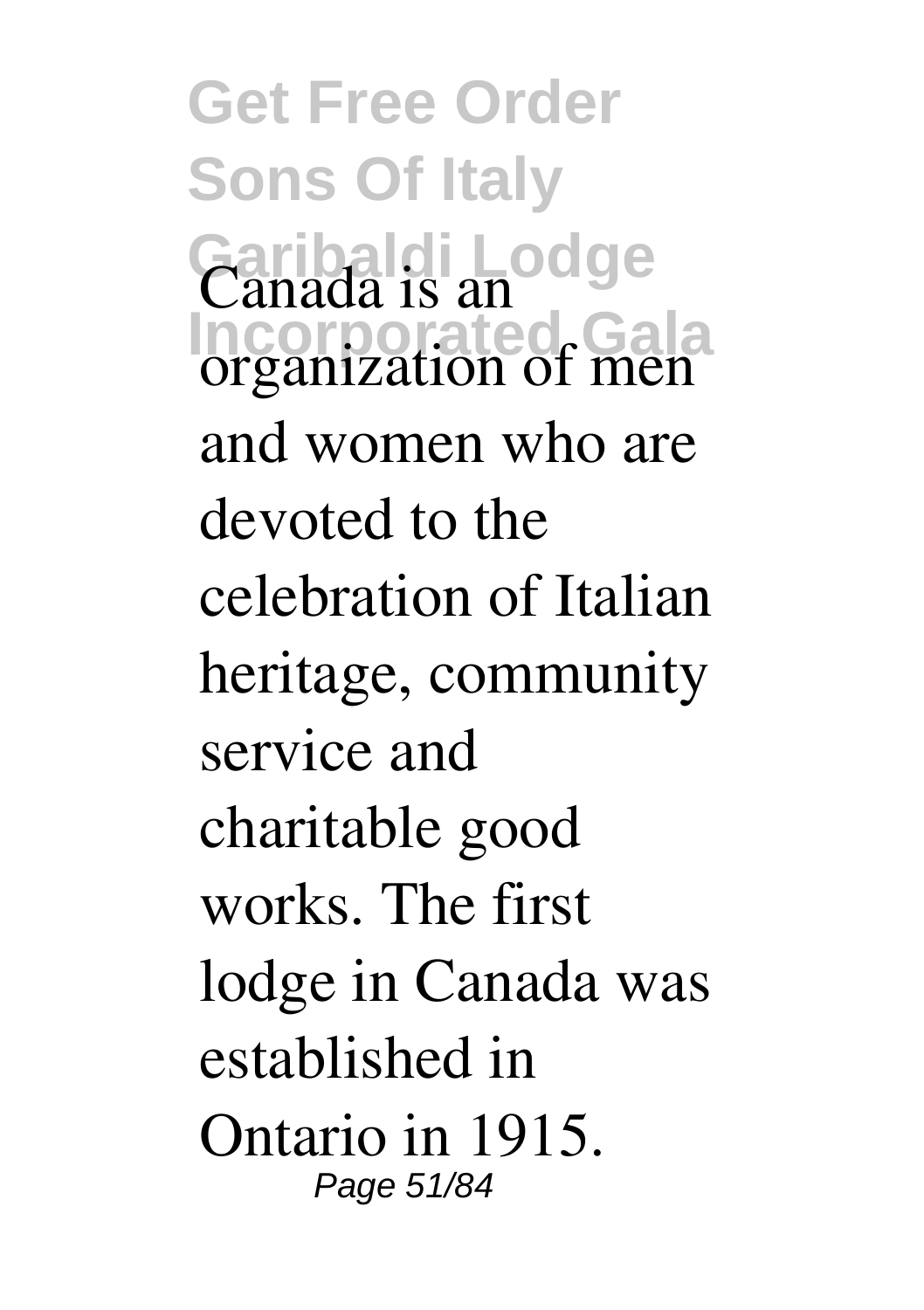Canada is an organization of men and women who are devoted to the celebration of Italian heritage, community service and charitable good works. The first lodge in Canada was established in Ontario in 1915.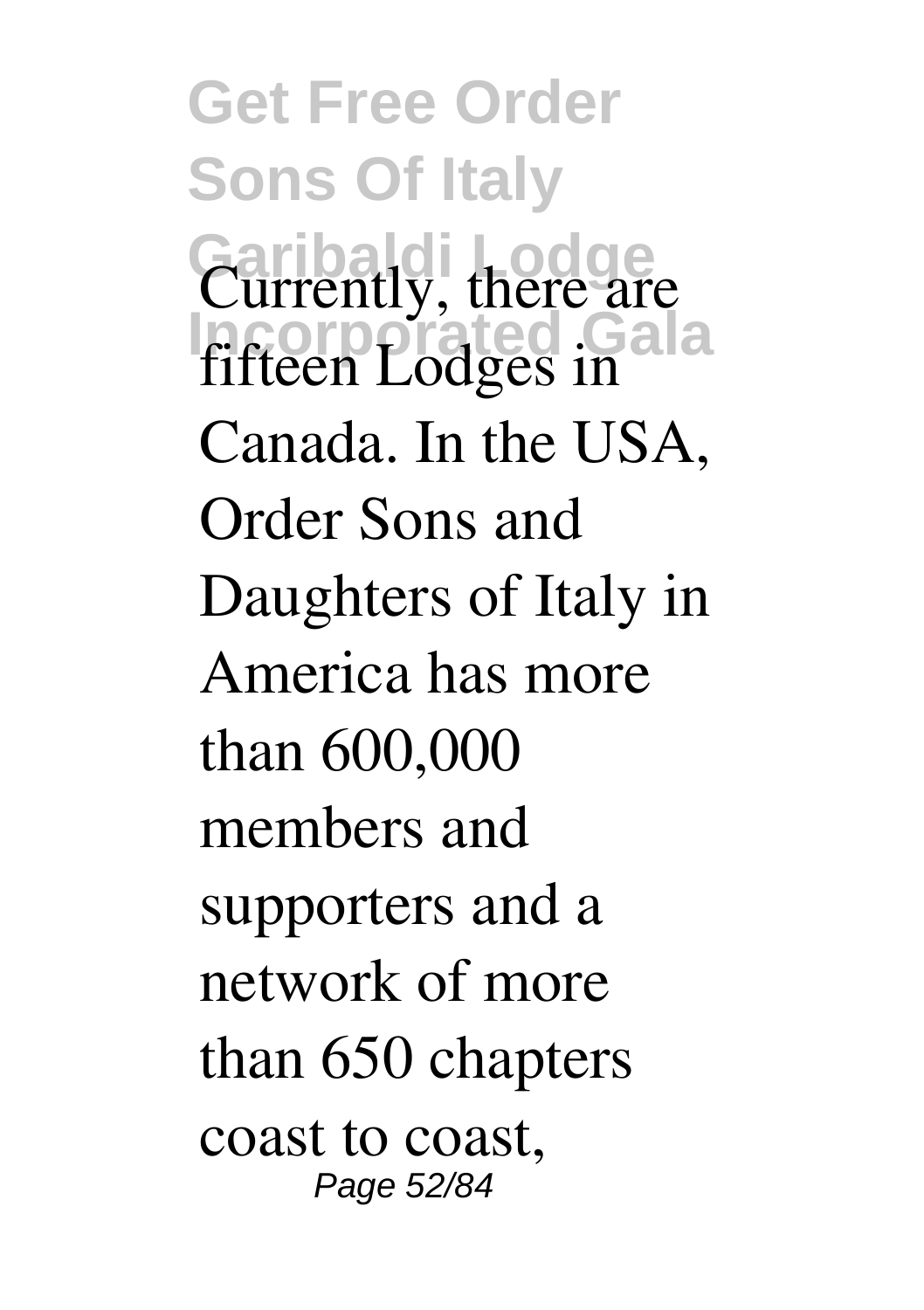Currently, there are fifteen Lodges in Canada. In the USA, Order Sons and Daughters of Italy in America has more than 600,000 members and supporters and a network of more than 650 chapters coast to coast,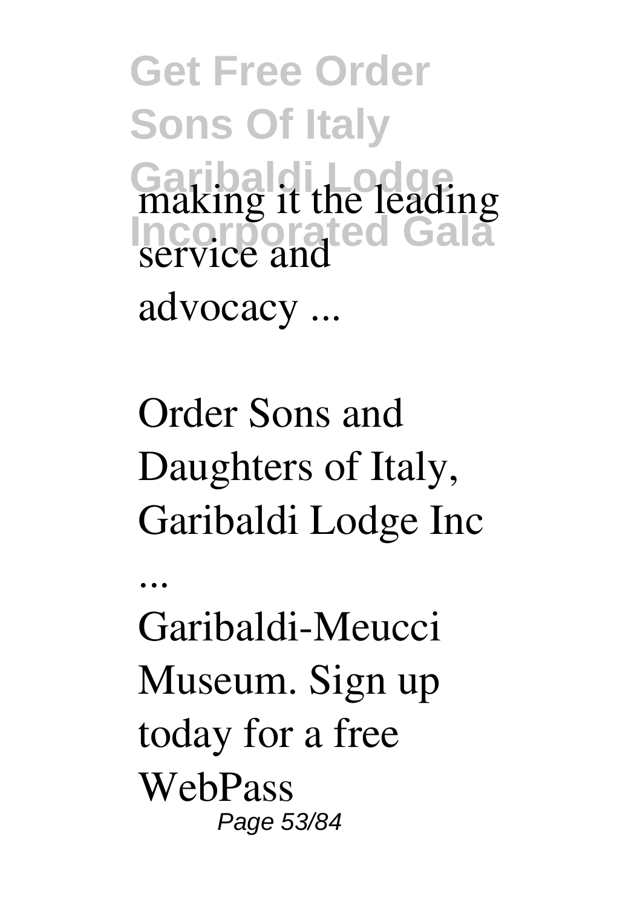making it the leading service and advocacy ...

Order Sons and Daughters of Italy, Garibaldi Lodge Inc ...

Garibaldi-Meucci Museum. Sign up today for a free WebPass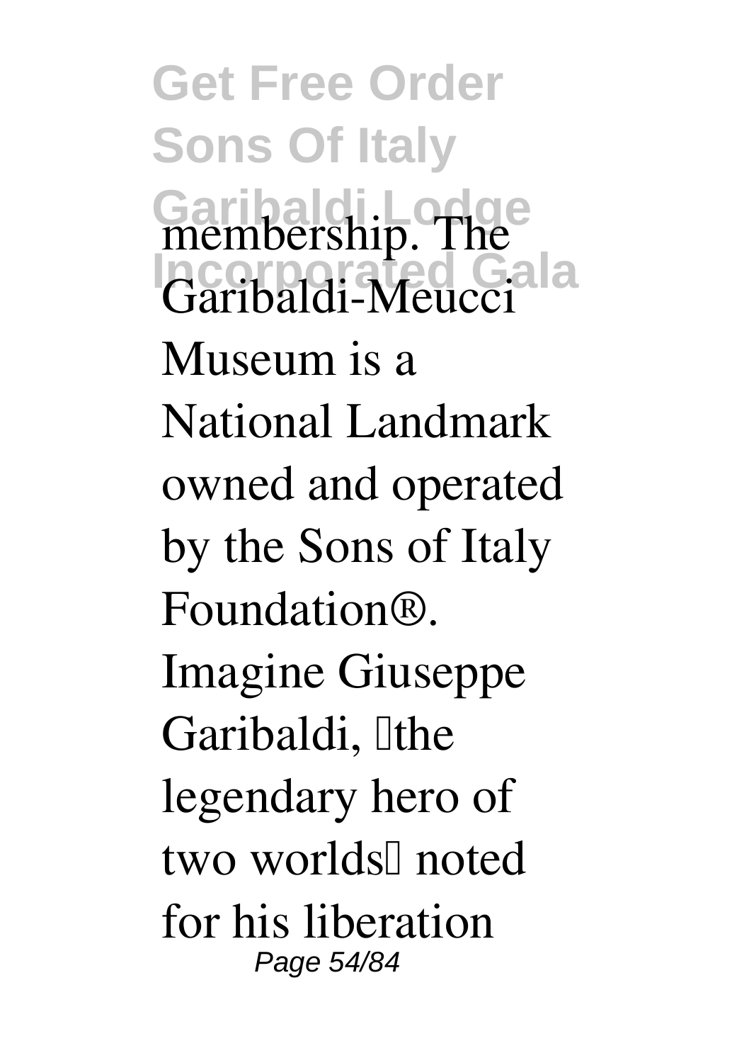membership. The Garibaldi-Meucci Museum is a National Landmark owned and operated by the Sons of Italy Foundation®. Imagine Giuseppe Garibaldi, "the legendary hero of two worlds" noted for his liberation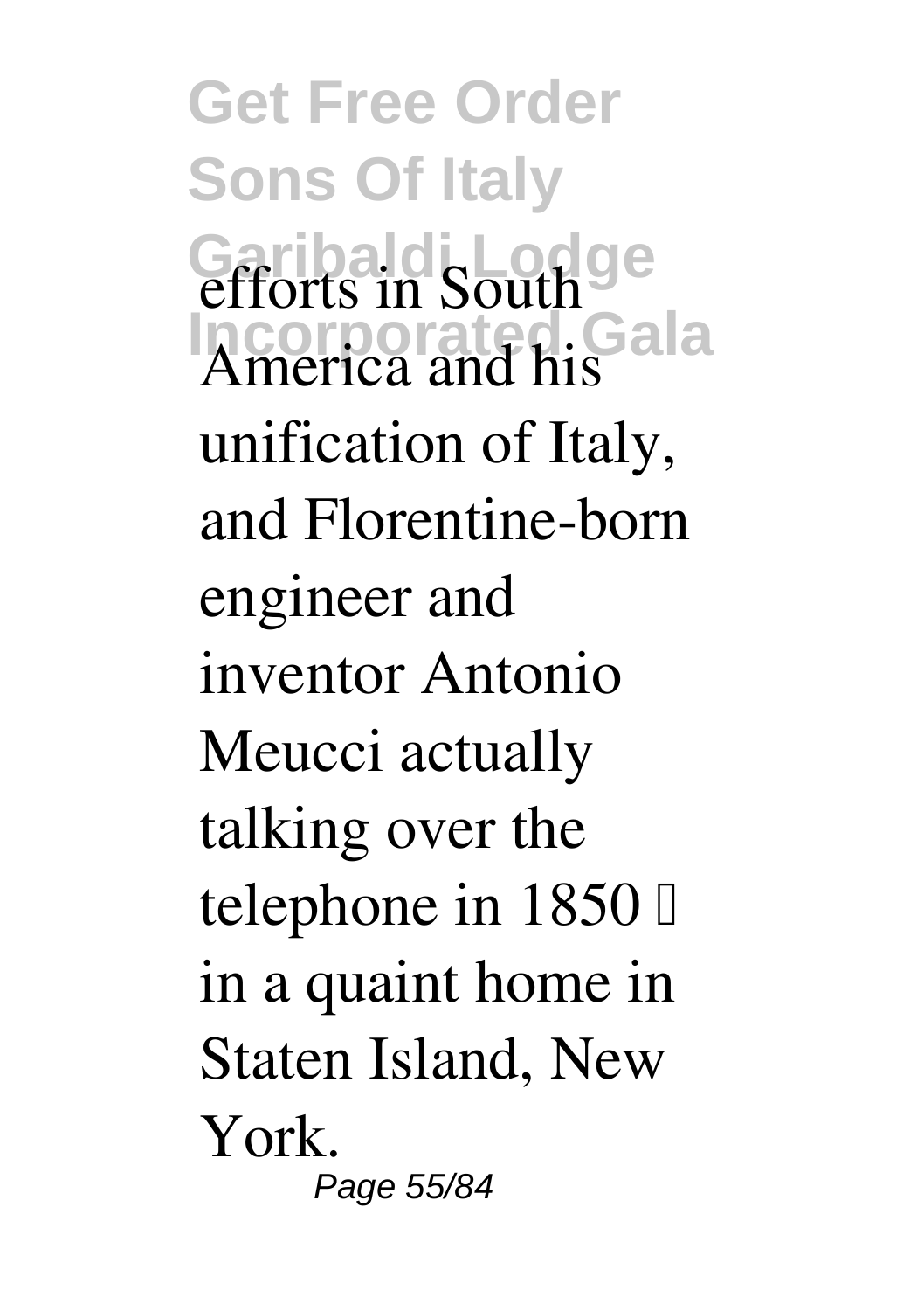efforts in South America and his unification of Italy, and Florentine-born engineer and inventor Antonio Meucci actually talking over the telephone in 1850 – in a quaint home in Staten Island, New York.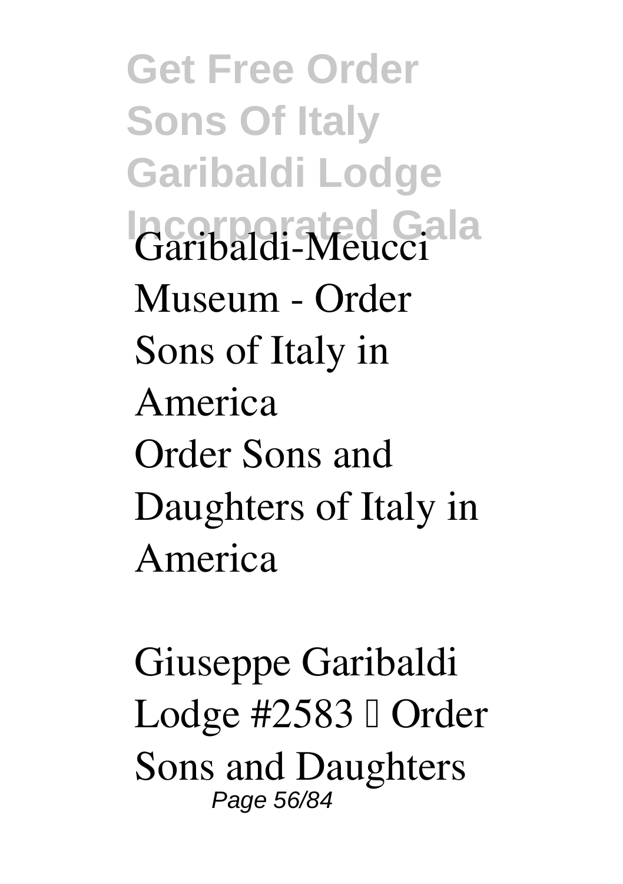Garibaldi-Meucci Museum - Order Sons of Italy in America
Order Sons and Daughters of Italy in America

Giuseppe Garibaldi Lodge #2583 – Order Sons and Daughters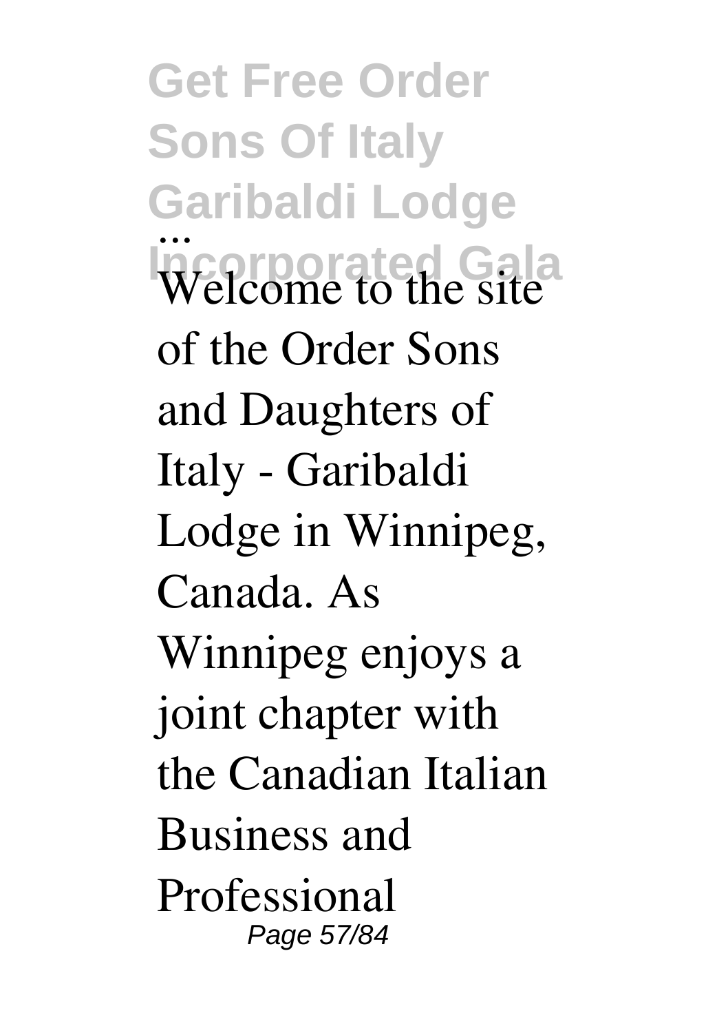**Get Free Order Sons Of Italy Garibaldi Lodge Incorporated Gala**

...

Welcome to the site of the Order Sons and Daughters of Italy - Garibaldi Lodge in Winnipeg, Canada. As Winnipeg enjoys a joint chapter with the Canadian Italian Business and Professional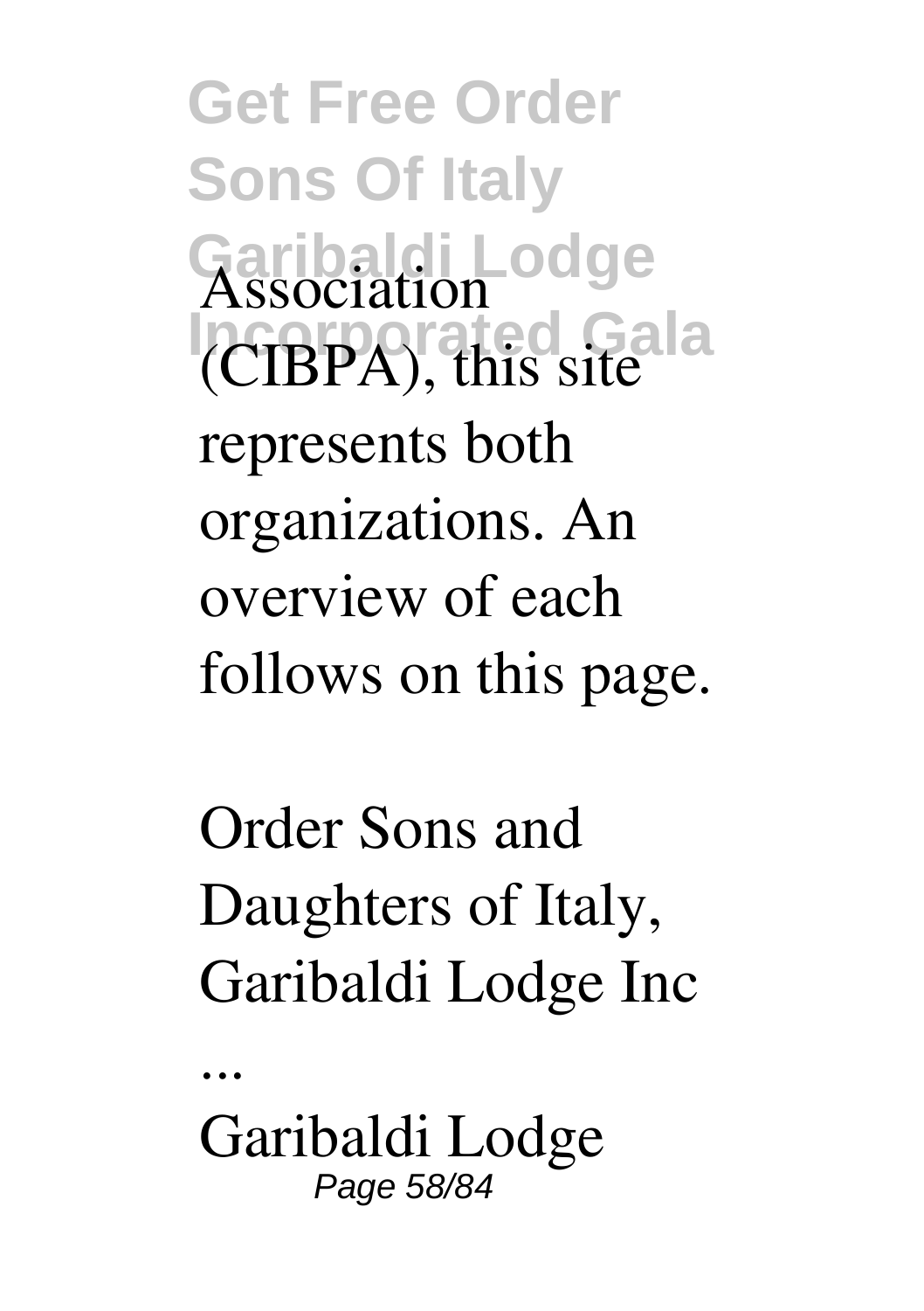Association (CIBPA), this site represents both organizations. An overview of each follows on this page.

Order Sons and Daughters of Italy, Garibaldi Lodge Inc ...

Garibaldi Lodge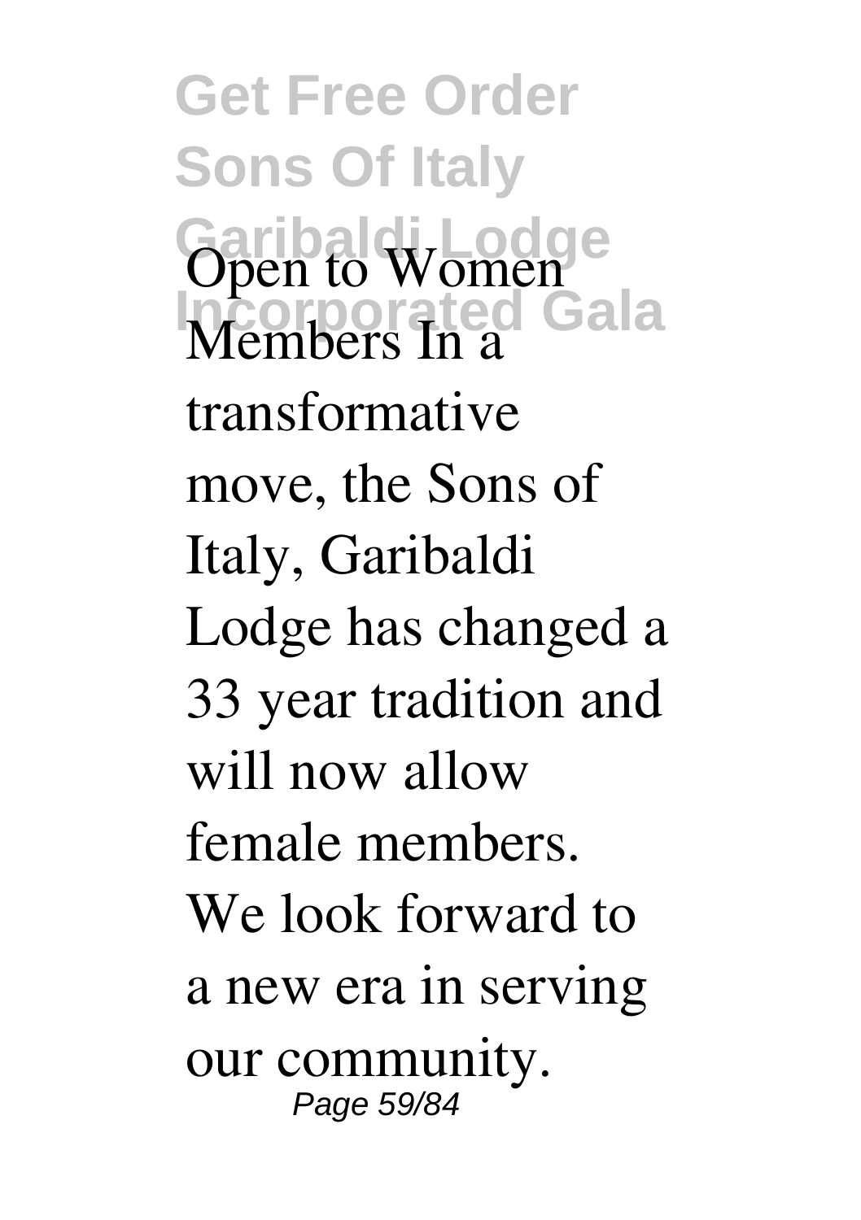Open to Women Members In a transformative move, the Sons of Italy, Garibaldi Lodge has changed a 33 year tradition and will now allow female members. We look forward to a new era in serving our community.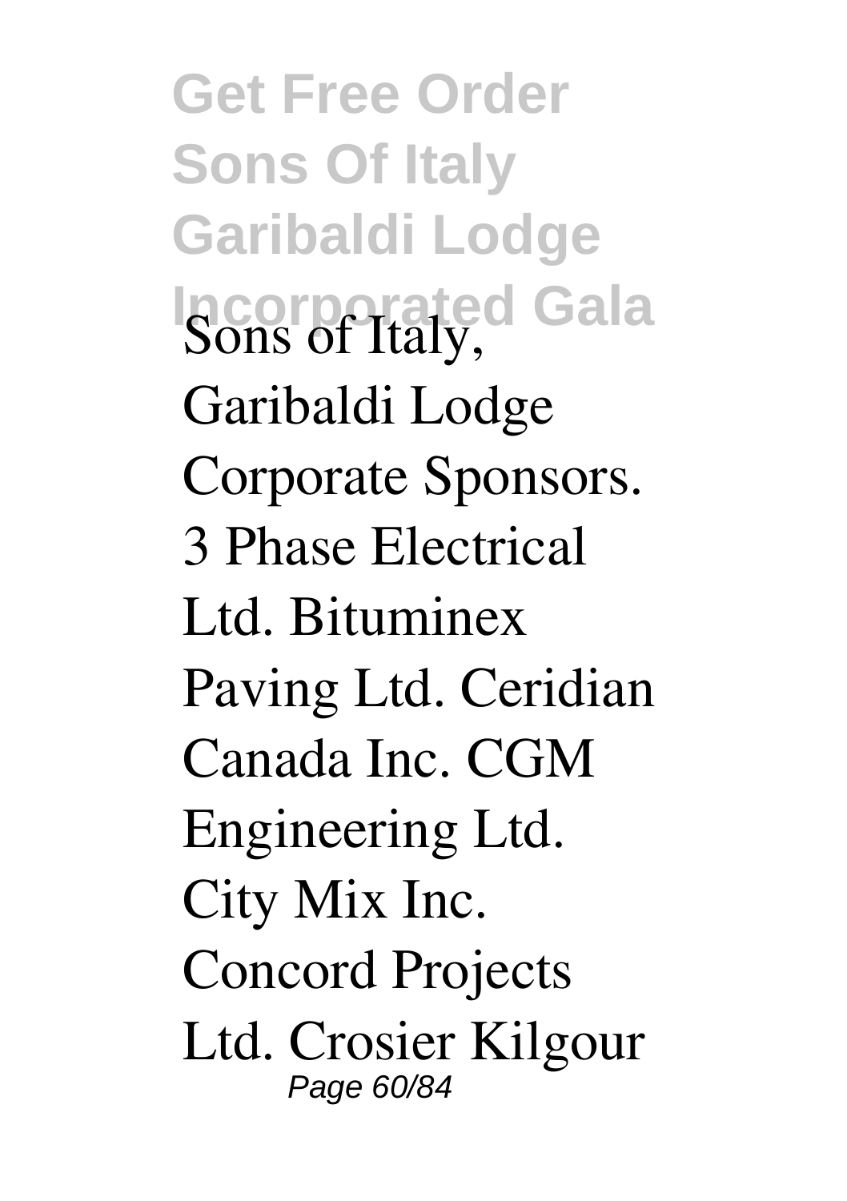Sons of Italy, Garibaldi Lodge Corporate Sponsors. 3 Phase Electrical Ltd. Bituminex Paving Ltd. Ceridian Canada Inc. CGM Engineering Ltd. City Mix Inc. Concord Projects Ltd. Crosier Kilgour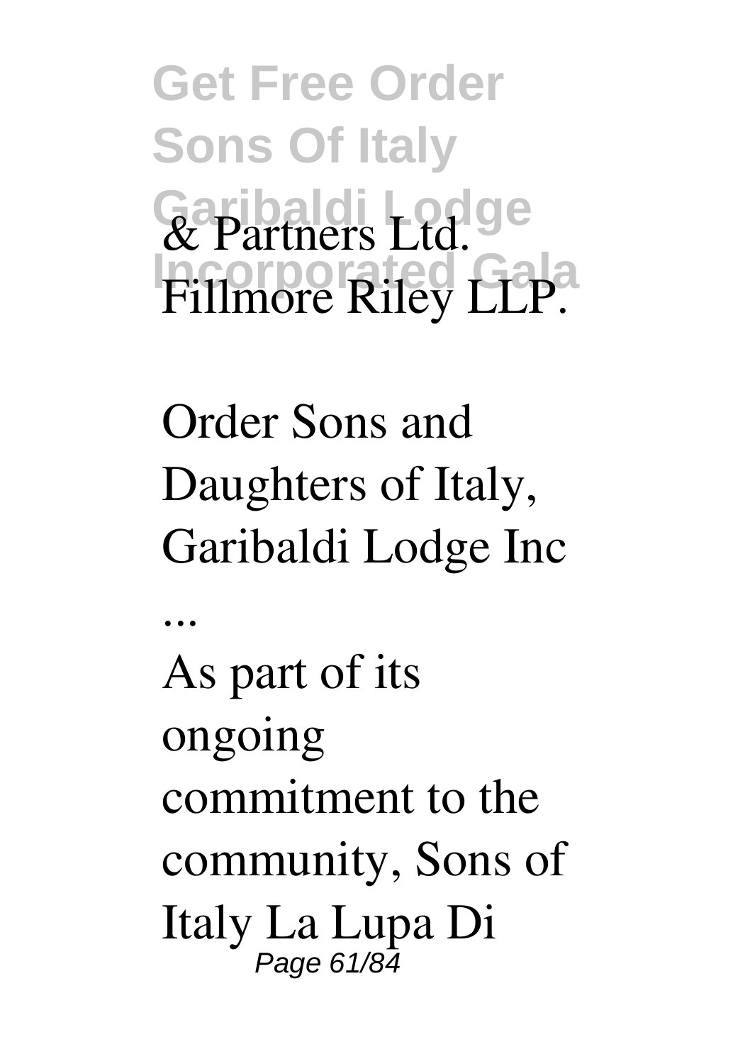& Partners Ltd. Fillmore Riley LLP.

Order Sons and Daughters of Italy, Garibaldi Lodge Inc ...

As part of its ongoing commitment to the community, Sons of Italy La Lupa Di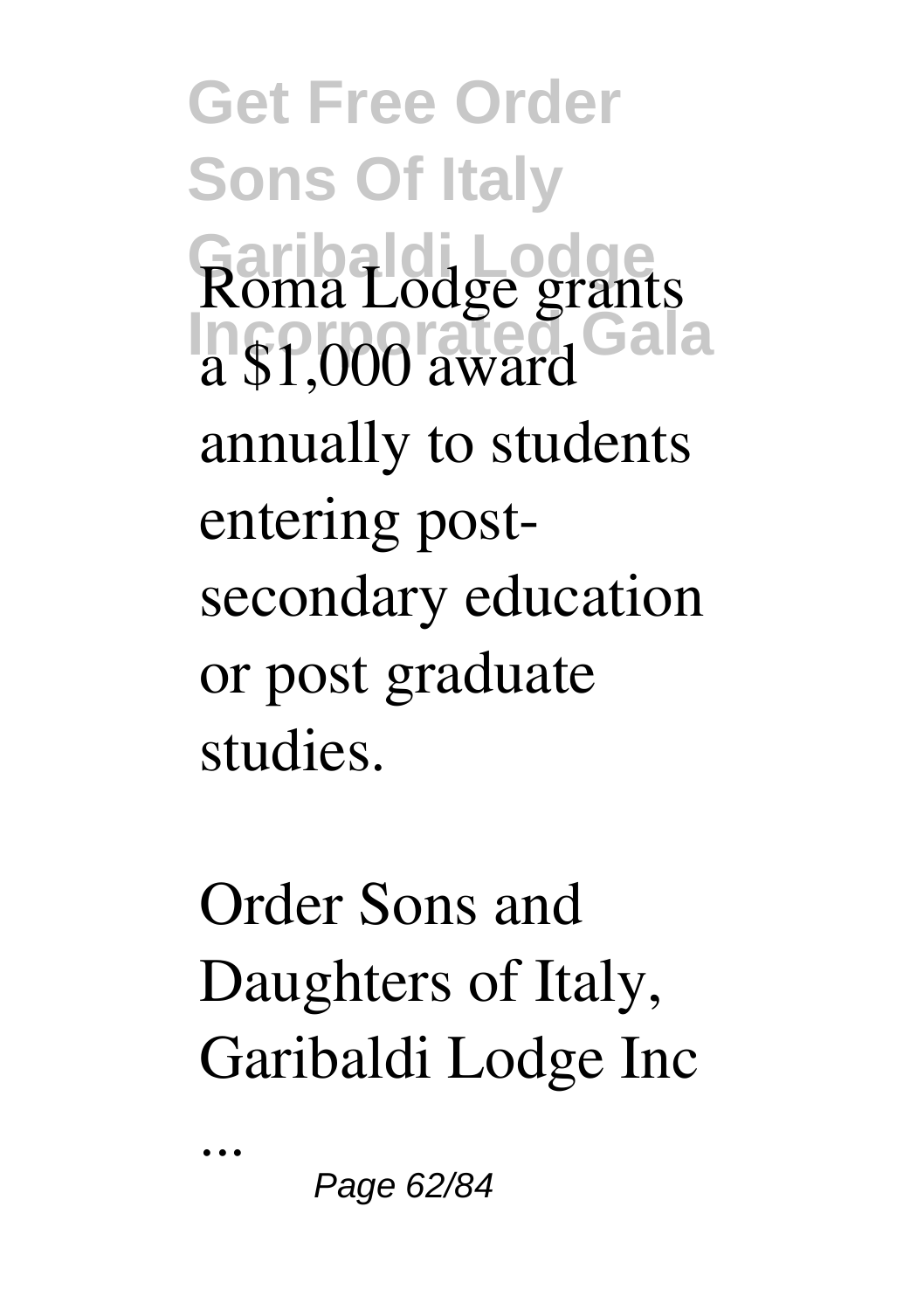Roma Lodge grants a $1,000 award annually to students entering post-secondary education or post graduate studies.

Order Sons and Daughters of Italy, Garibaldi Lodge Inc

...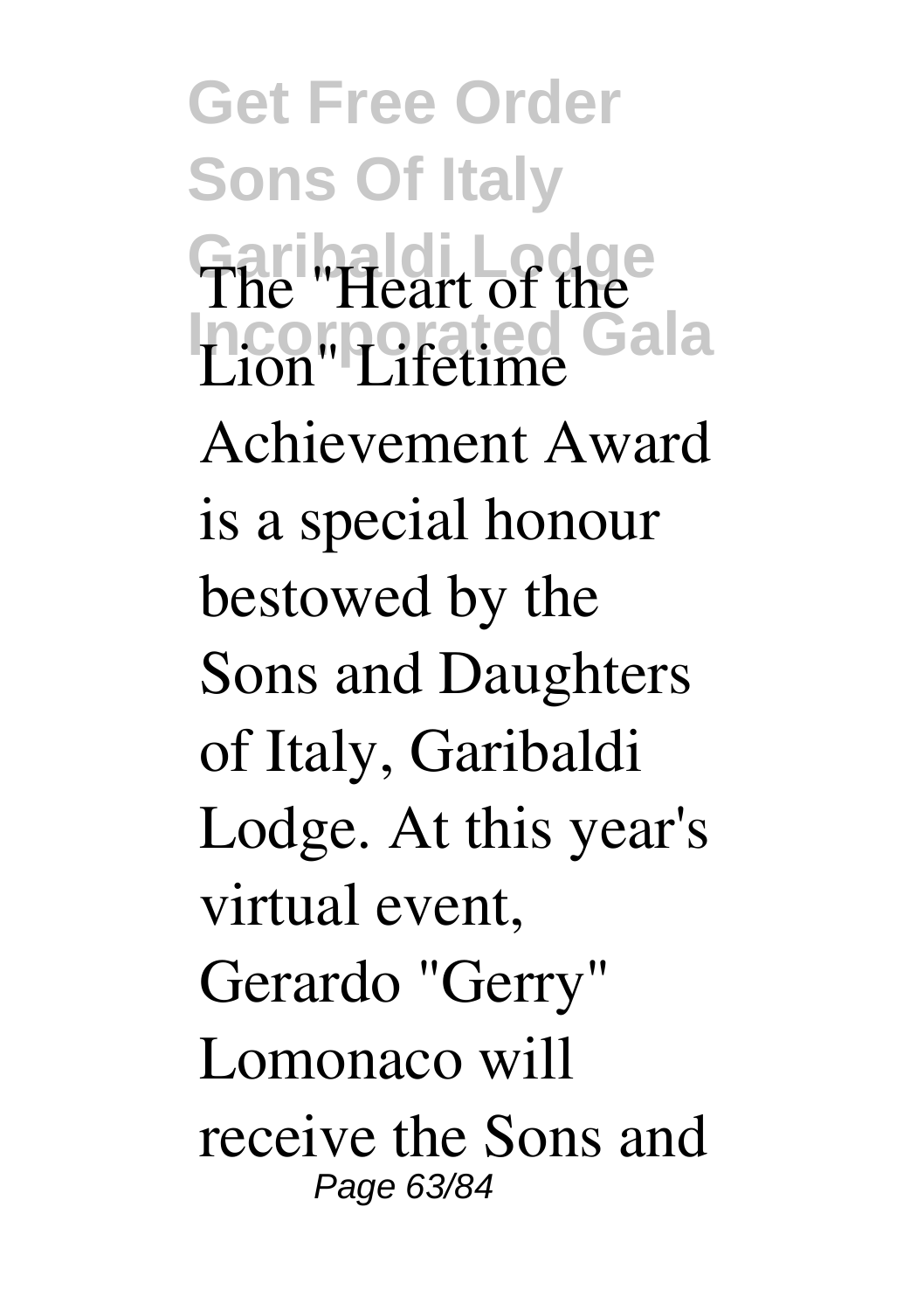The "Heart of the Lion" Lifetime Achievement Award is a special honour bestowed by the Sons and Daughters of Italy, Garibaldi Lodge. At this year's virtual event, Gerardo "Gerry" Lomonaco will receive the Sons and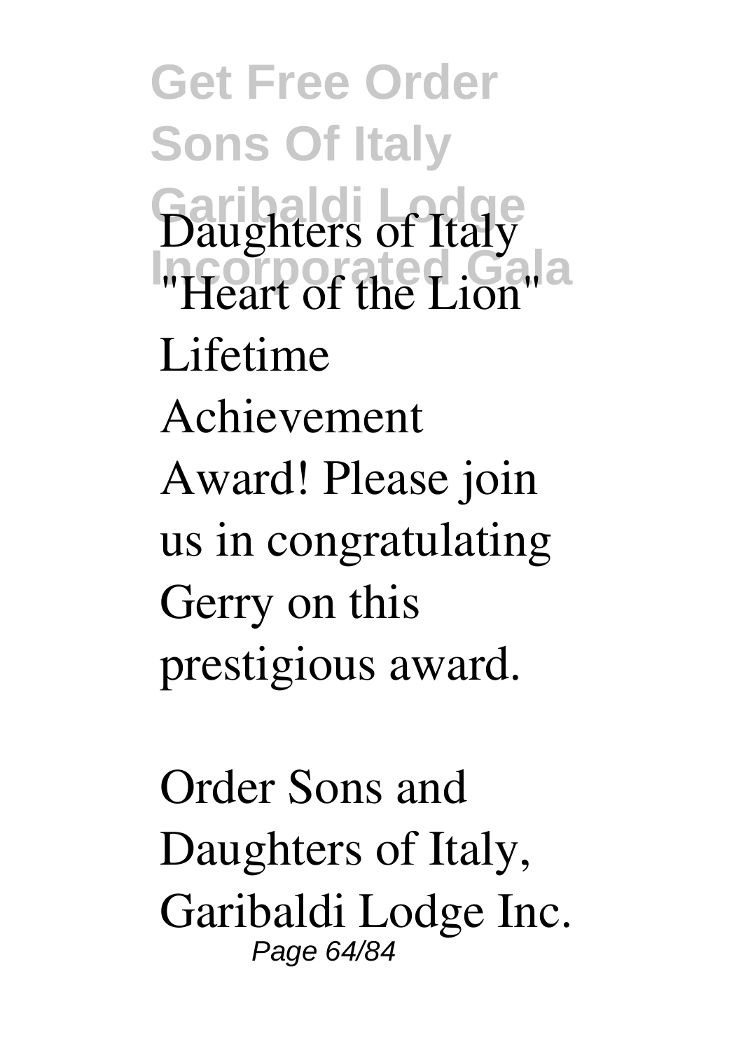Daughters of Italy "Heart of the Lion" Lifetime Achievement Award! Please join us in congratulating Gerry on this prestigious award.

Order Sons and Daughters of Italy, Garibaldi Lodge Inc.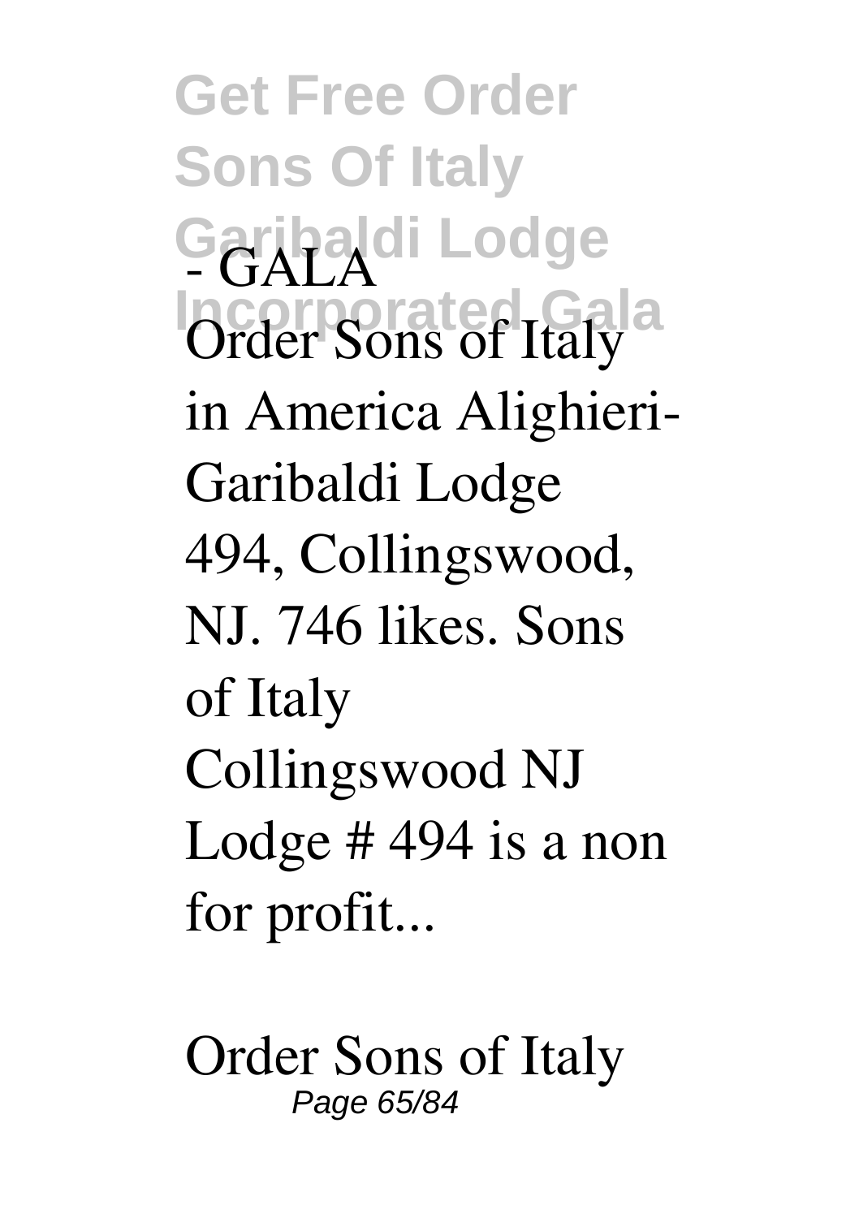- GALA

Order Sons of Italy in America Alighieri-Garibaldi Lodge 494, Collingswood, NJ. 746 likes. Sons of Italy Collingswood NJ Lodge # 494 is a non for profit...

Order Sons of Italy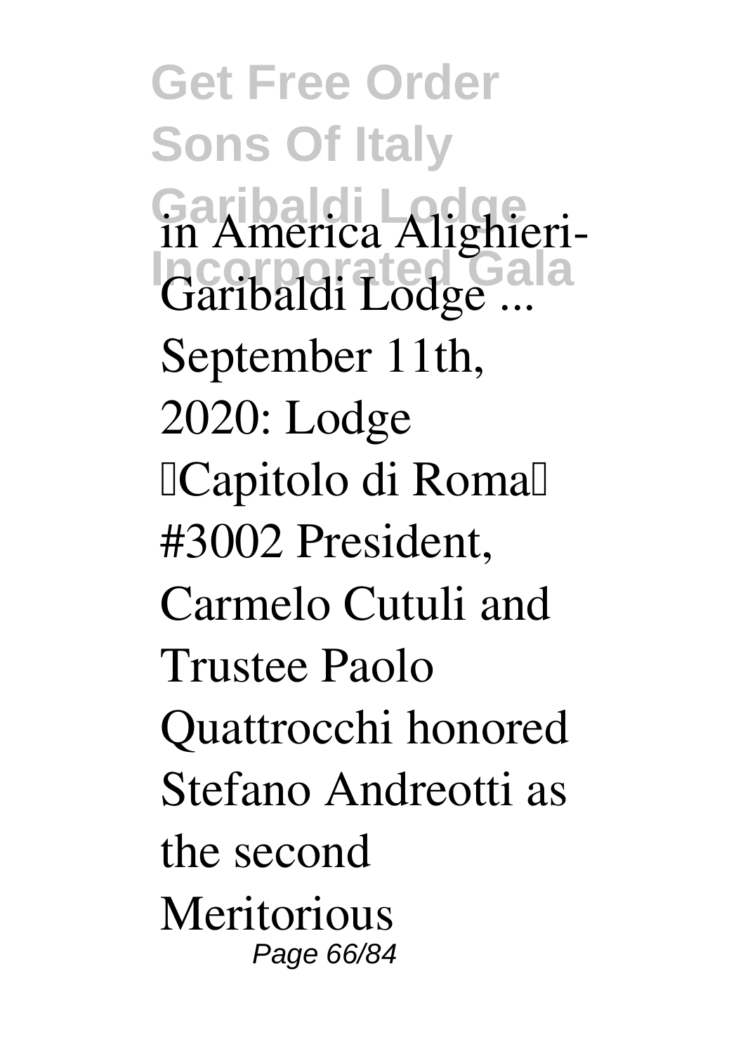in America Alighieri-Garibaldi Lodge ...

September 11th, 2020: Lodge "Capitolo di Roma" #3002 President, Carmelo Cutuli and Trustee Paolo Quattrocchi honored Stefano Andreotti as the second Meritorious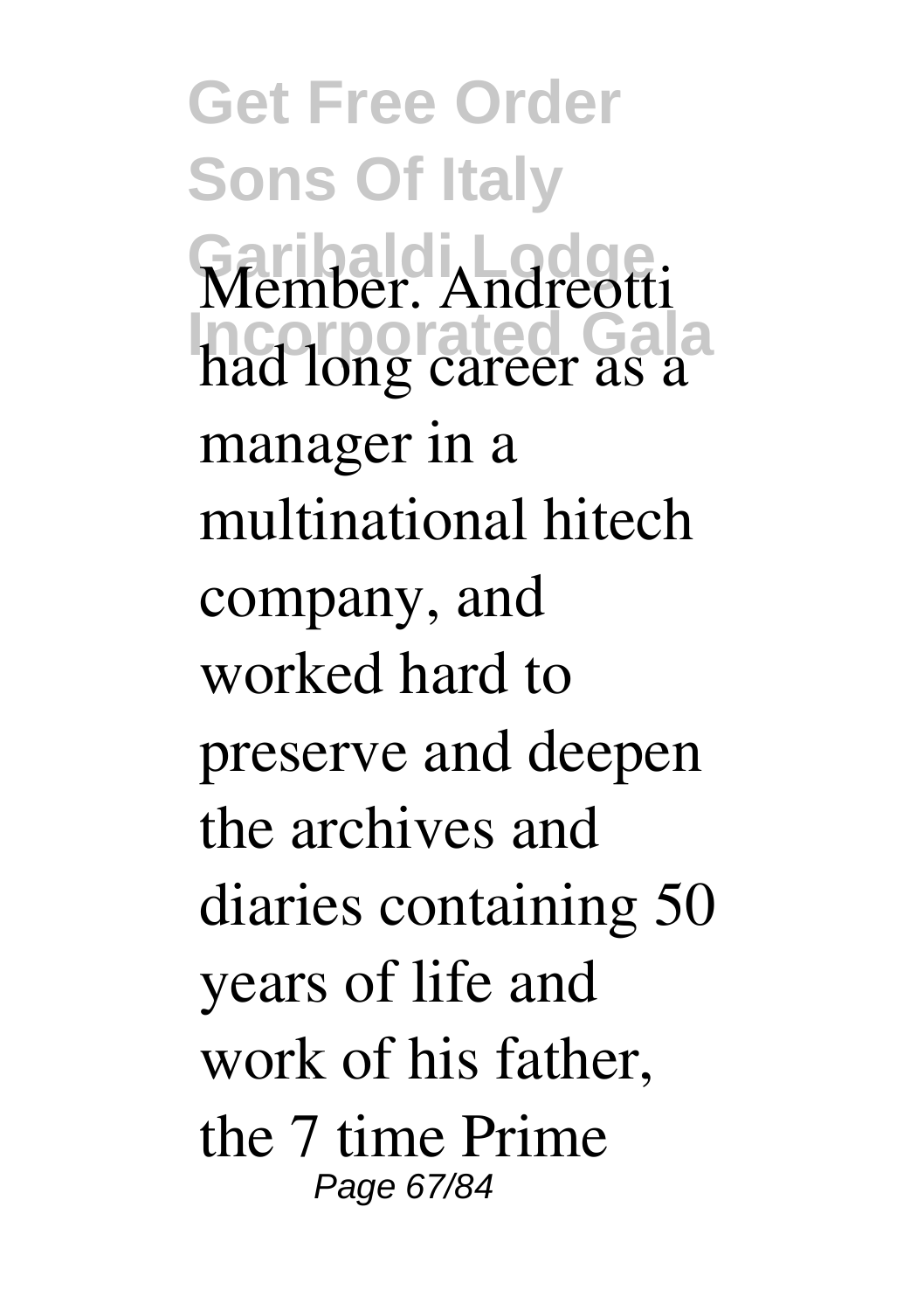Member. Andreotti had long career as a manager in a multinational hitech company, and worked hard to preserve and deepen the archives and diaries containing 50 years of life and work of his father, the 7 time Prime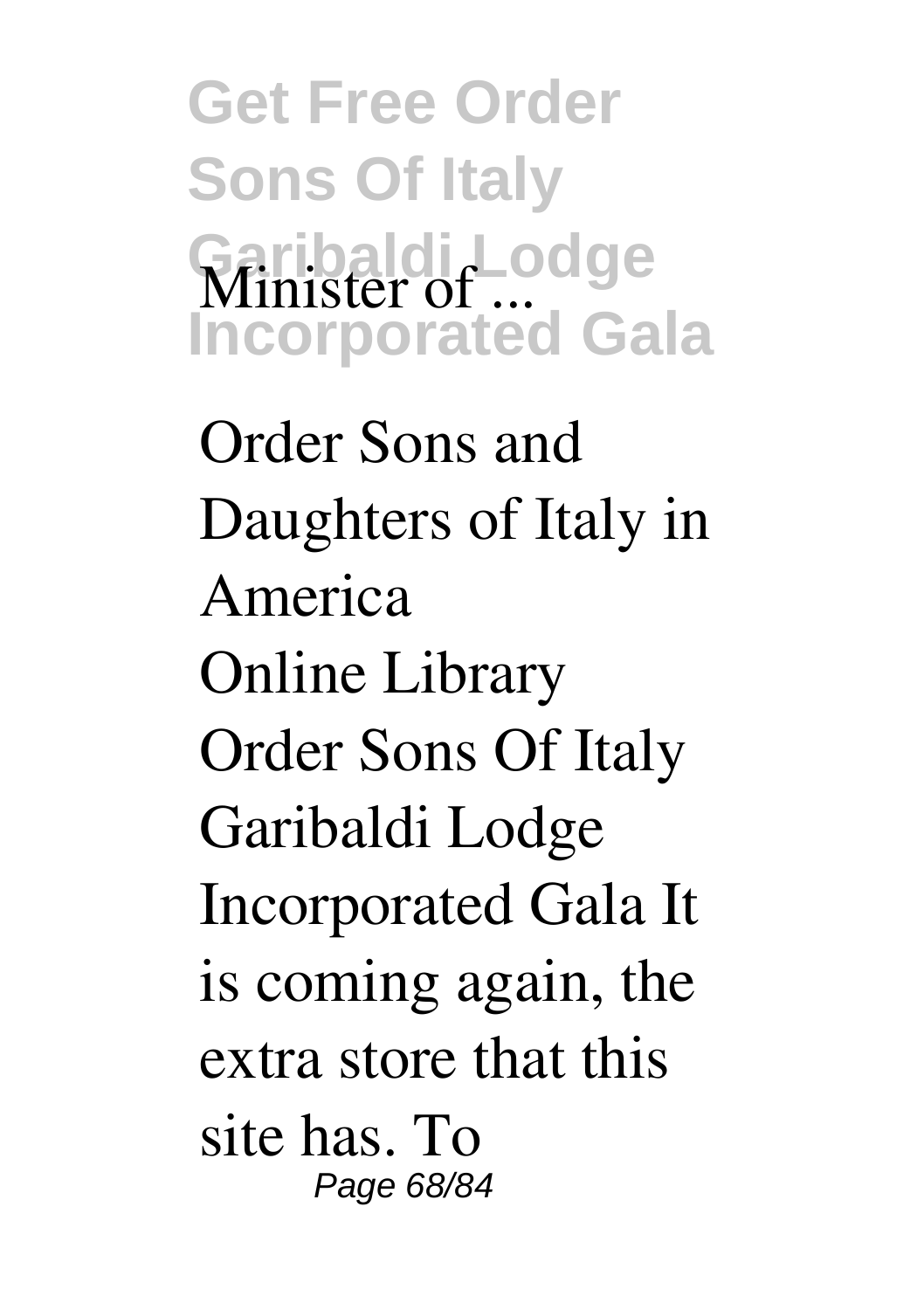Minister of ...

Order Sons and Daughters of Italy in America

Online Library Order Sons Of Italy Garibaldi Lodge Incorporated Gala It is coming again, the extra store that this site has. To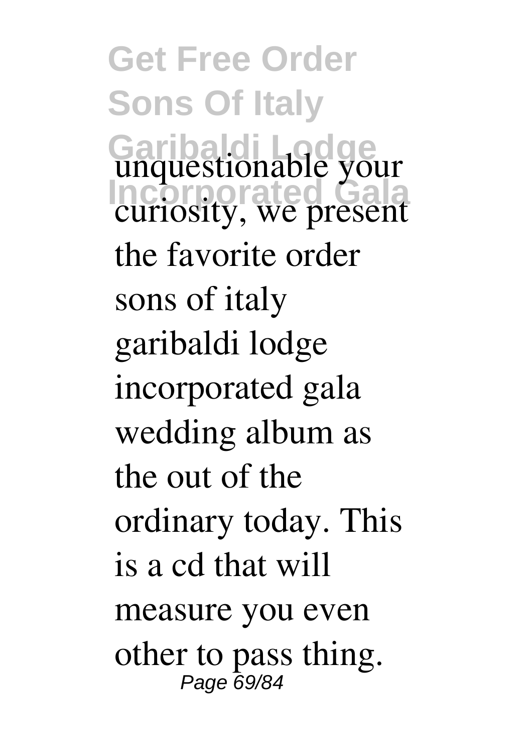unquestionable your curiosity, we present the favorite order sons of italy garibaldi lodge incorporated gala wedding album as the out of the ordinary today. This is a cd that will measure you even other to pass thing.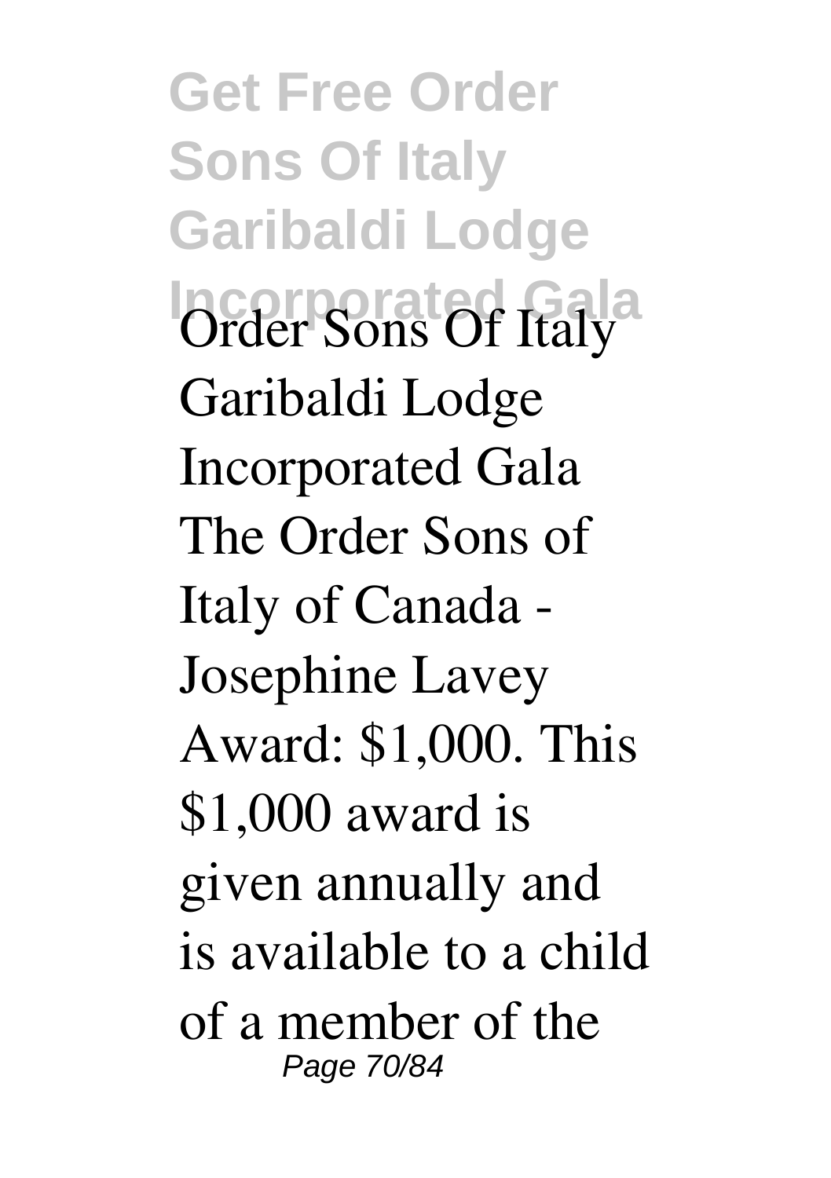Order Sons Of Italy Garibaldi Lodge Incorporated Gala The Order Sons of Italy of Canada - Josephine Lavey Award: $1,000. This $1,000 award is given annually and is available to a child of a member of the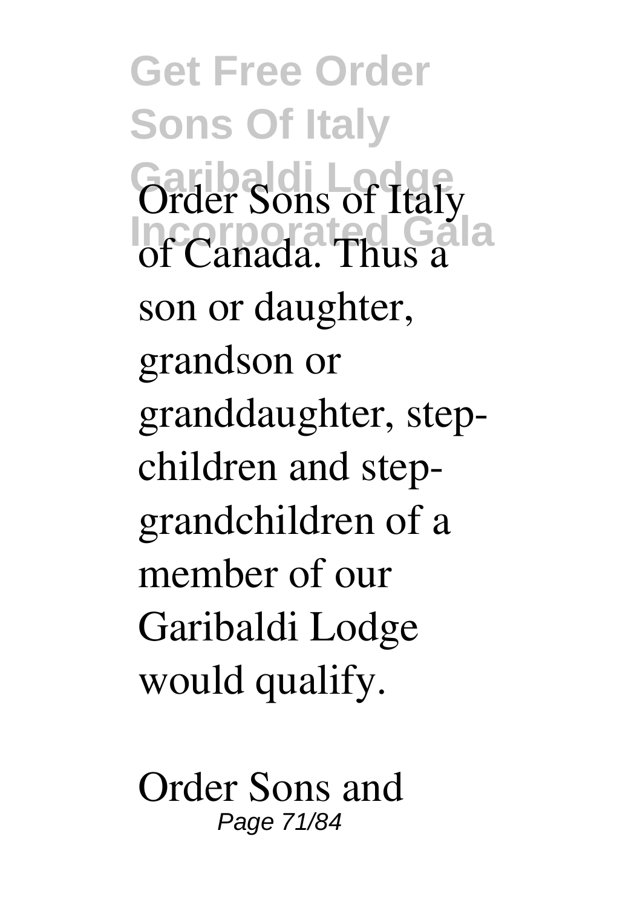Order Sons of Italy of Canada. Thus a son or daughter, grandson or granddaughter, step-children and step-grandchildren of a member of our Garibaldi Lodge would qualify.

Order Sons and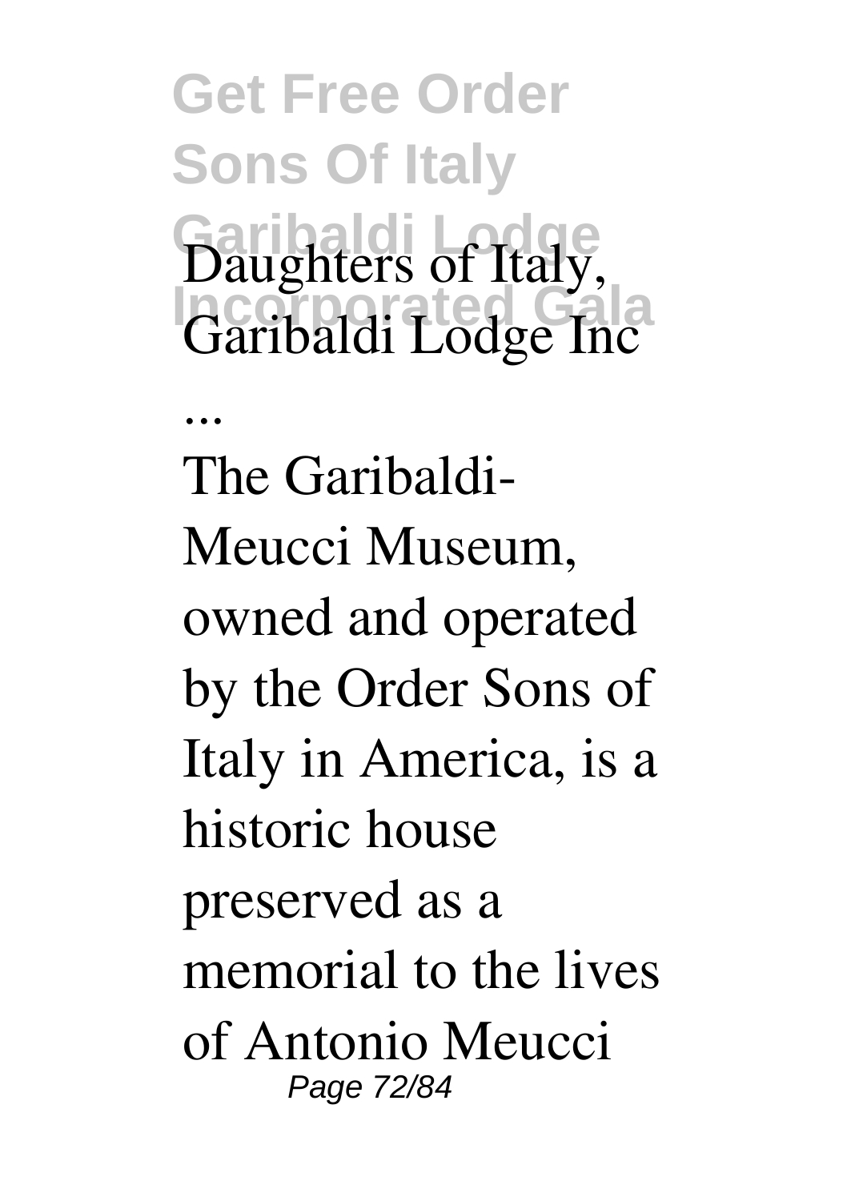Daughters of Italy, Garibaldi Lodge Inc ...

The Garibaldi-Meucci Museum, owned and operated by the Order Sons of Italy in America, is a historic house preserved as a memorial to the lives of Antonio Meucci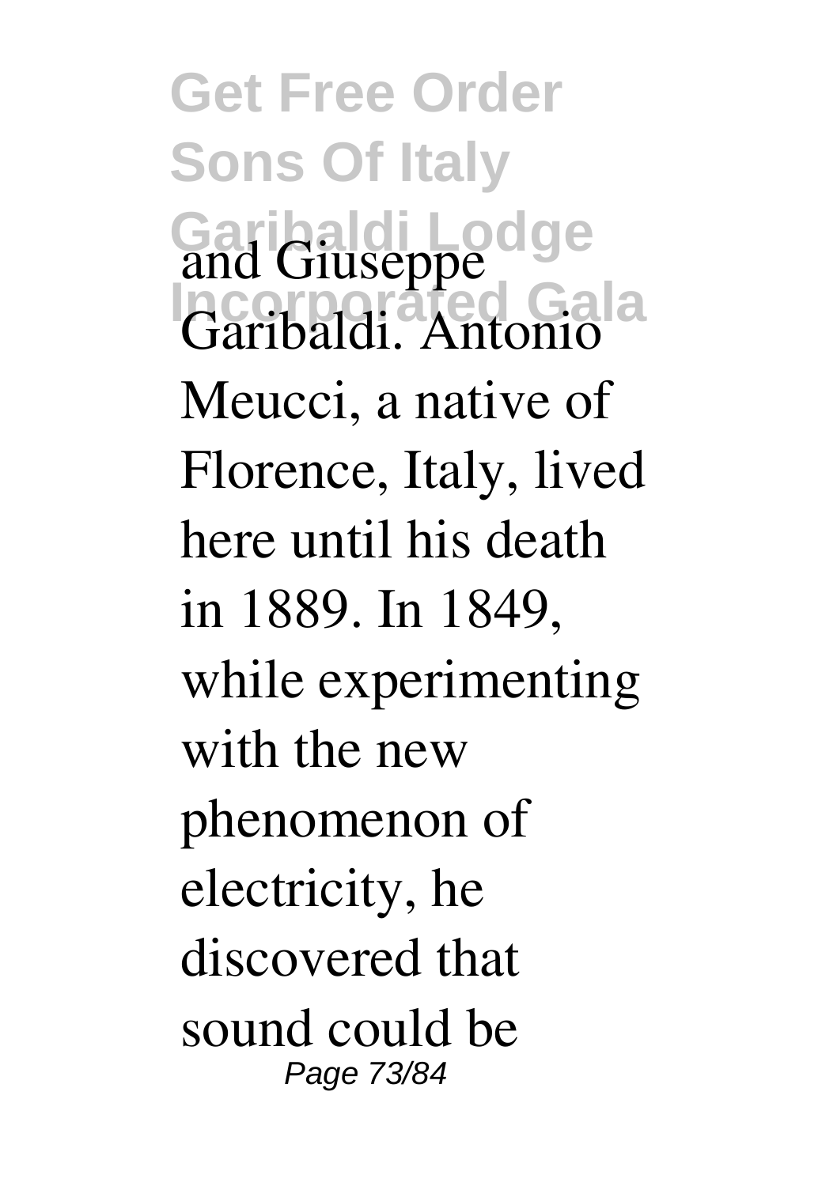and Giuseppe Garibaldi. Antonio Meucci, a native of Florence, Italy, lived here until his death in 1889. In 1849, while experimenting with the new phenomenon of electricity, he discovered that sound could be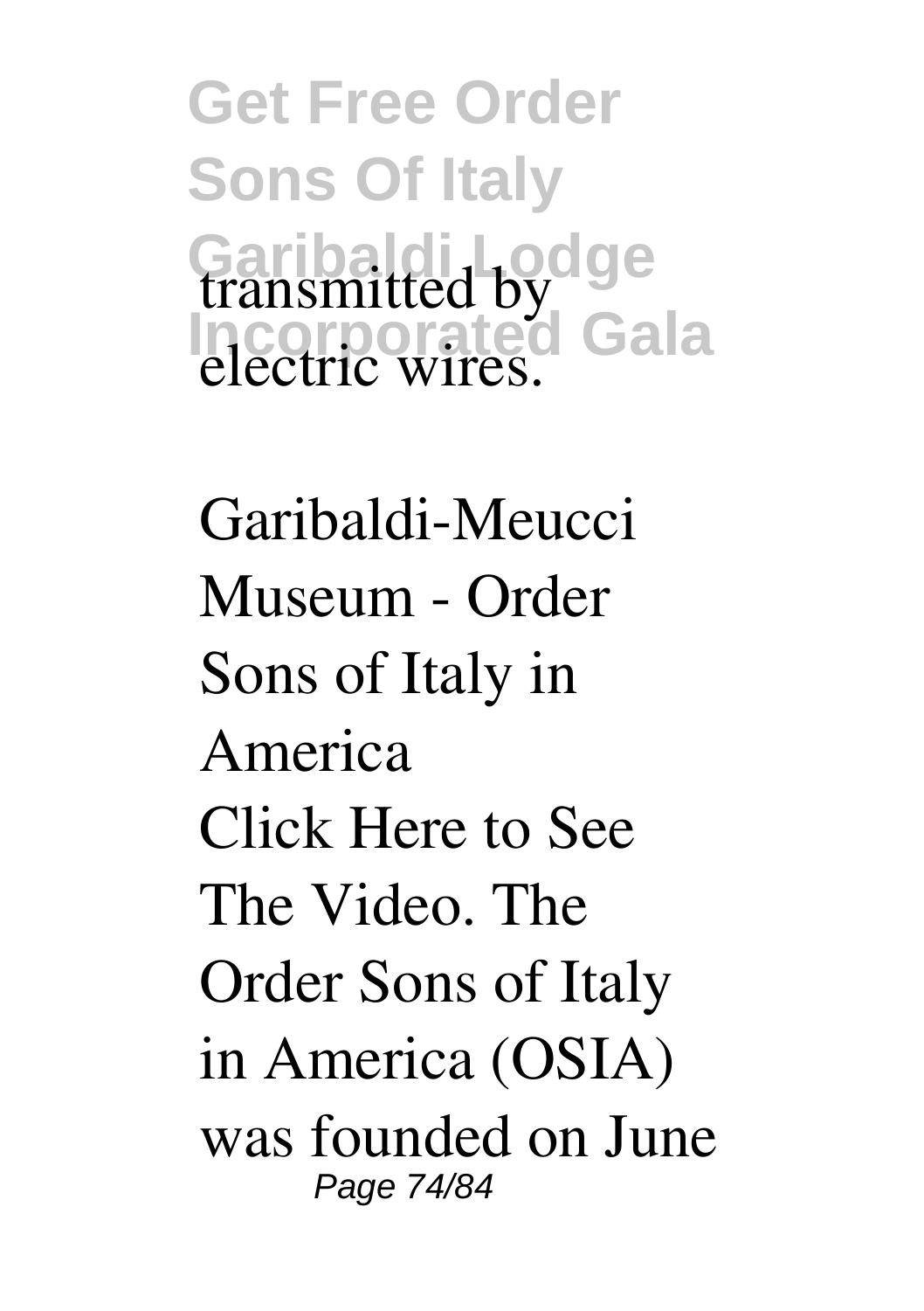transmitted by electric wires.

Garibaldi-Meucci Museum - Order Sons of Italy in America

Click Here to See The Video. The Order Sons of Italy in America (OSIA) was founded on June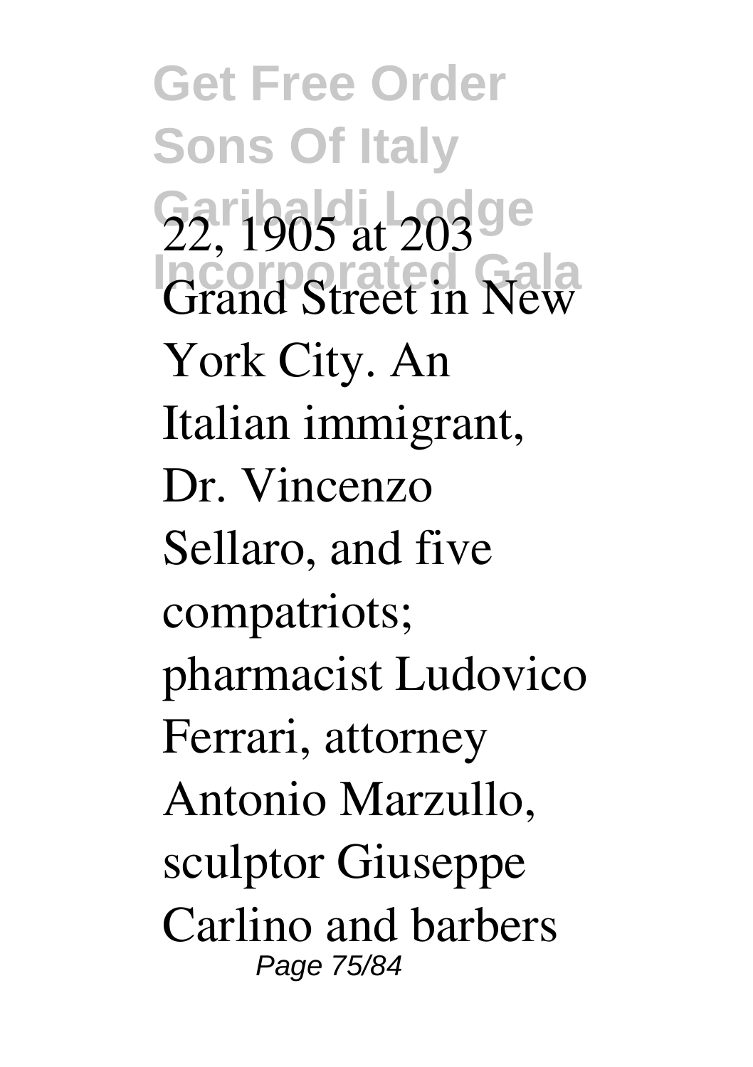22, 1905 at 203 Grand Street in New York City. An Italian immigrant, Dr. Vincenzo Sellaro, and five compatriots; pharmacist Ludovico Ferrari, attorney Antonio Marzullo, sculptor Giuseppe Carlino and barbers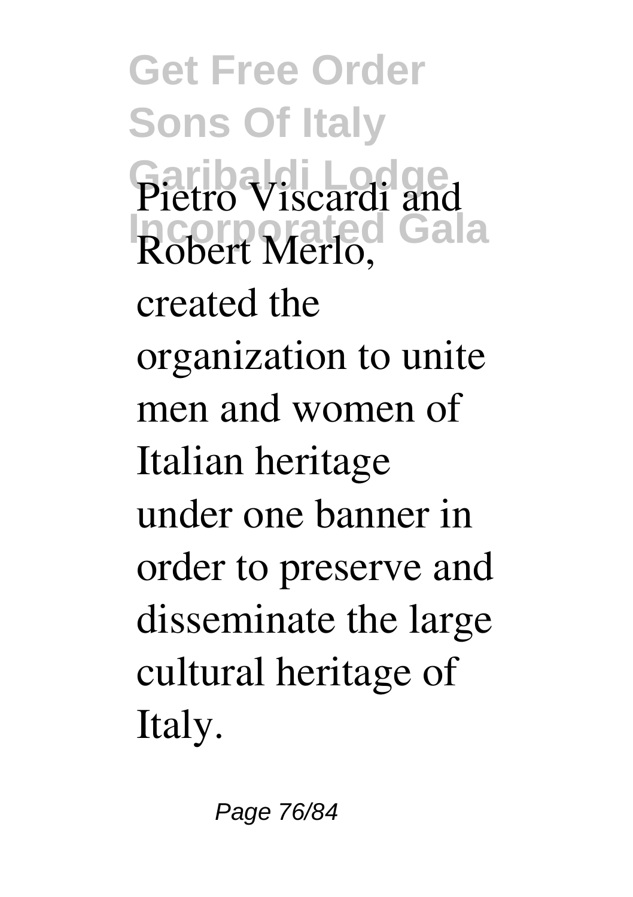Pietro Viscardi and Robert Merlo, created the organization to unite men and women of Italian heritage under one banner in order to preserve and disseminate the large cultural heritage of Italy.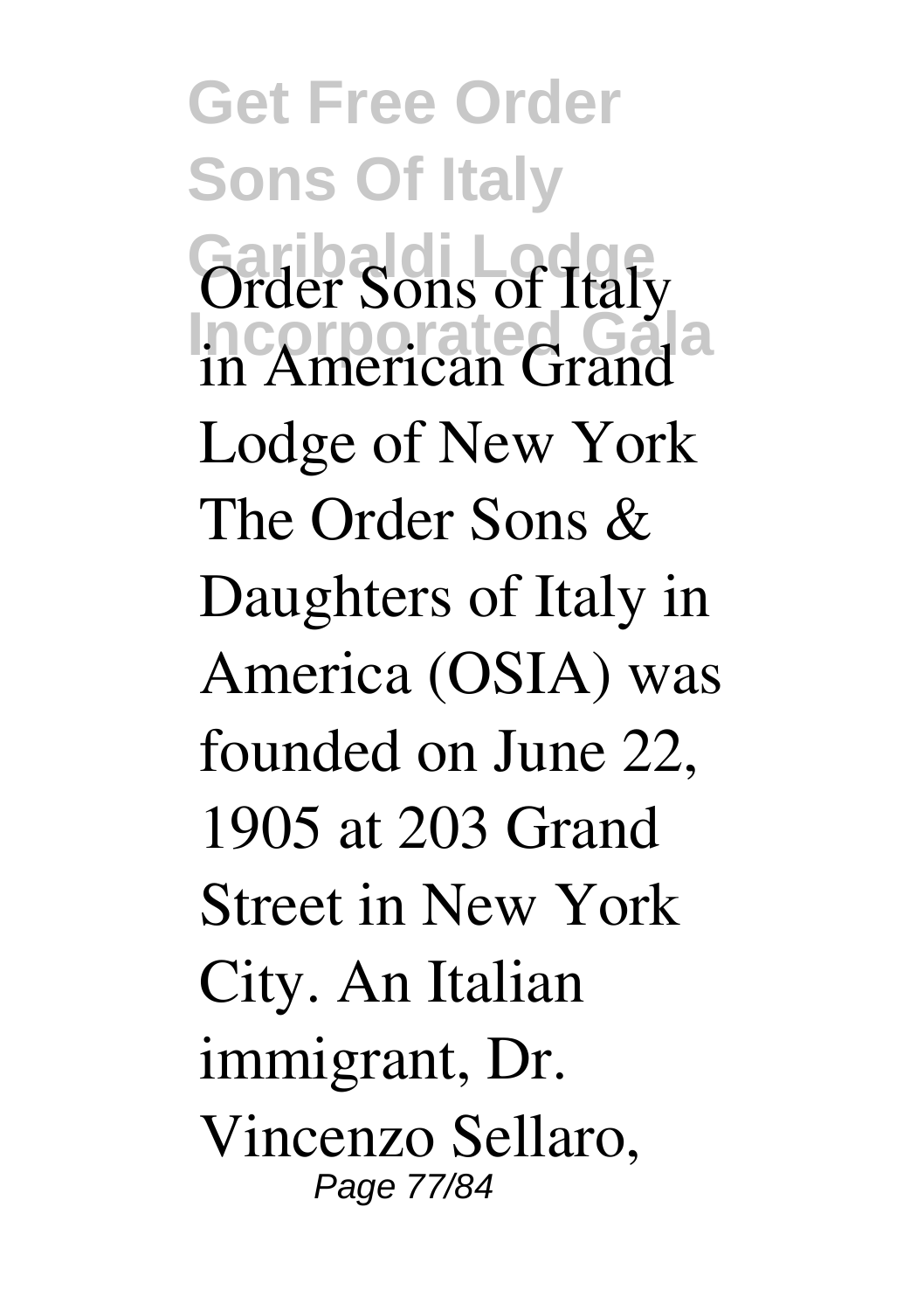Order Sons of Italy in American Grand Lodge of New York The Order Sons & Daughters of Italy in America (OSIA) was founded on June 22, 1905 at 203 Grand Street in New York City. An Italian immigrant, Dr. Vincenzo Sellaro,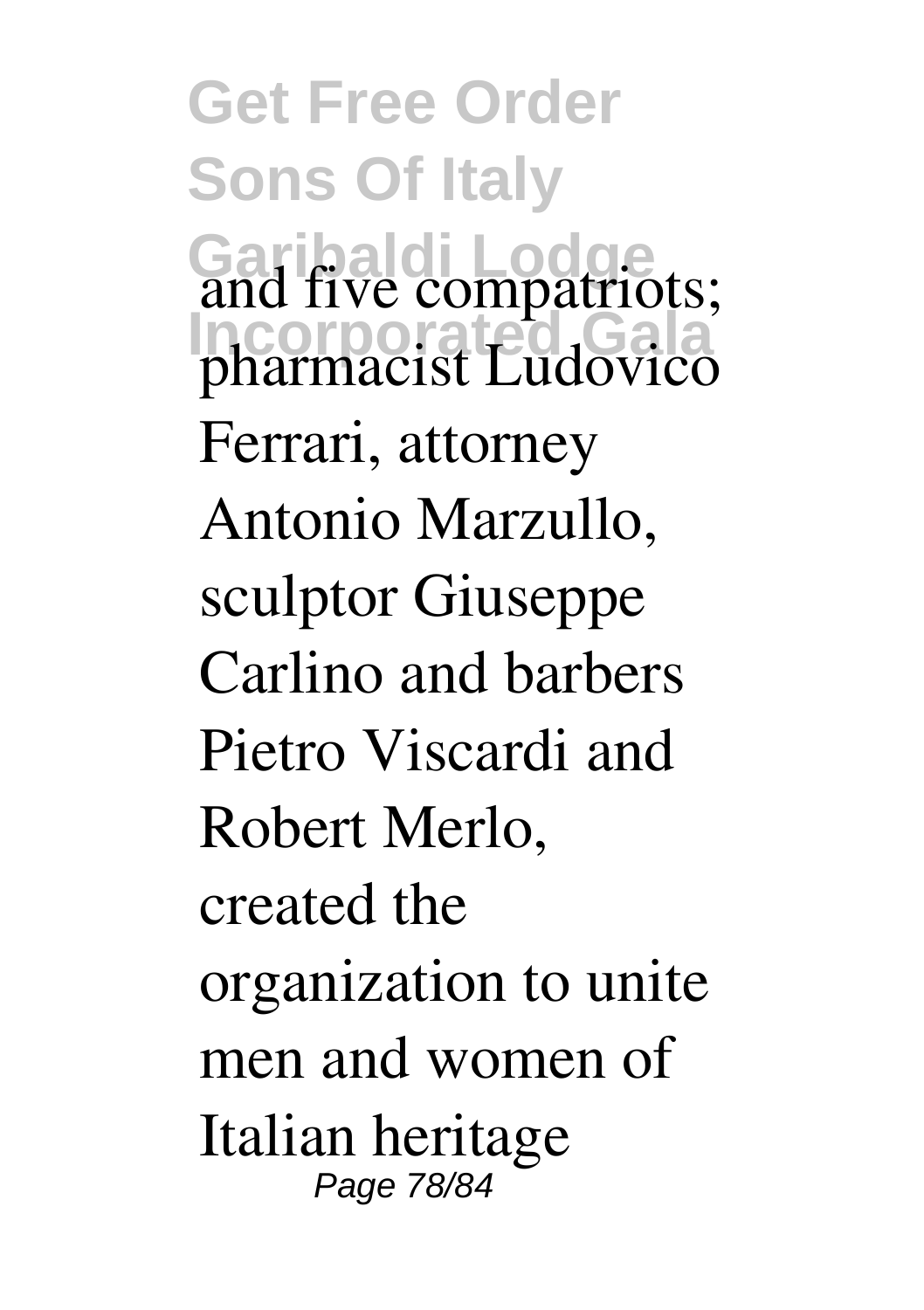and five compatriots; pharmacist Ludovico Ferrari, attorney Antonio Marzullo, sculptor Giuseppe Carlino and barbers Pietro Viscardi and Robert Merlo, created the organization to unite men and women of Italian heritage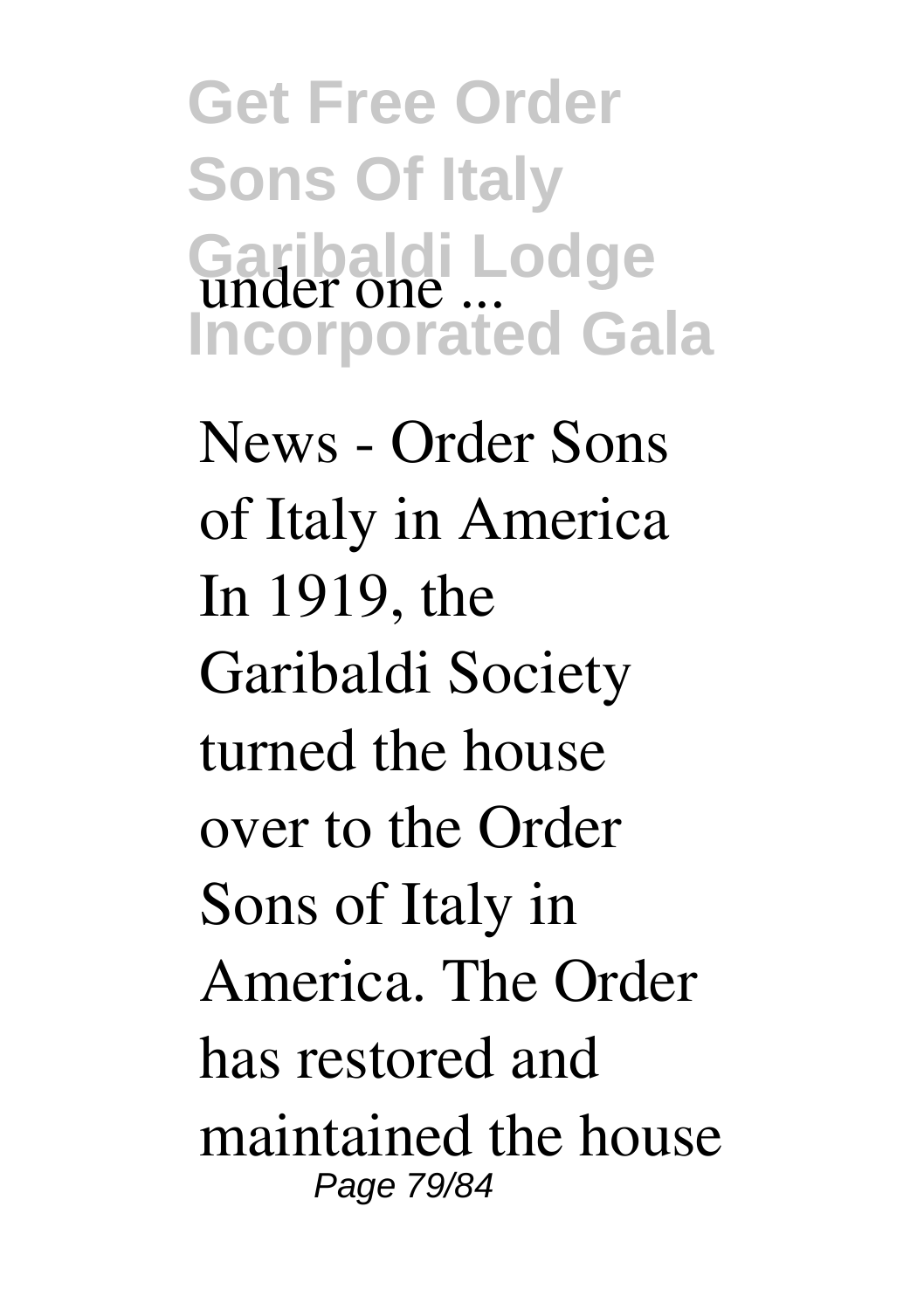under one ...

News - Order Sons of Italy in America In 1919, the Garibaldi Society turned the house over to the Order Sons of Italy in America. The Order has restored and maintained the house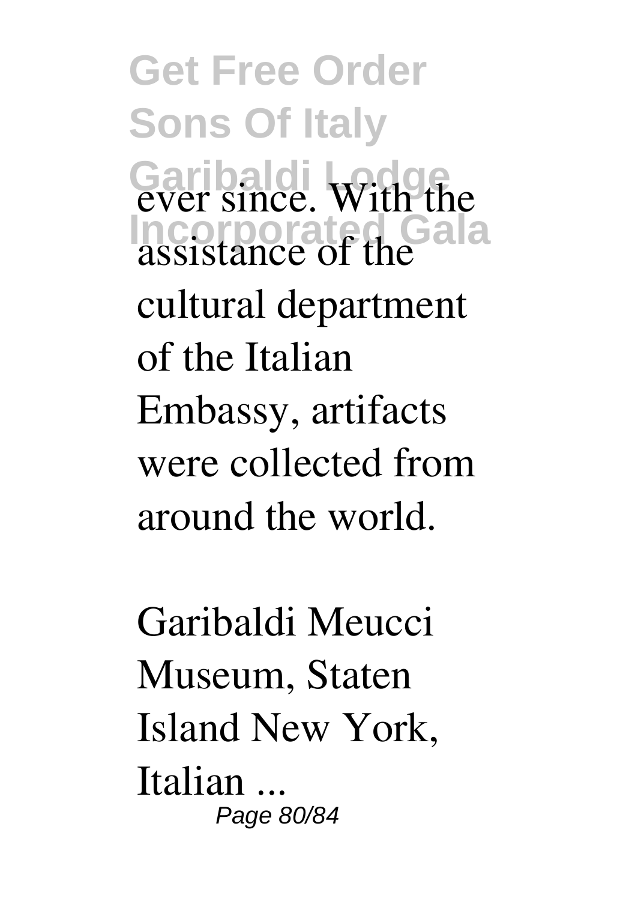ever since. With the assistance of the cultural department of the Italian Embassy, artifacts were collected from around the world.

Garibaldi Meucci Museum, Staten Island New York, Italian ...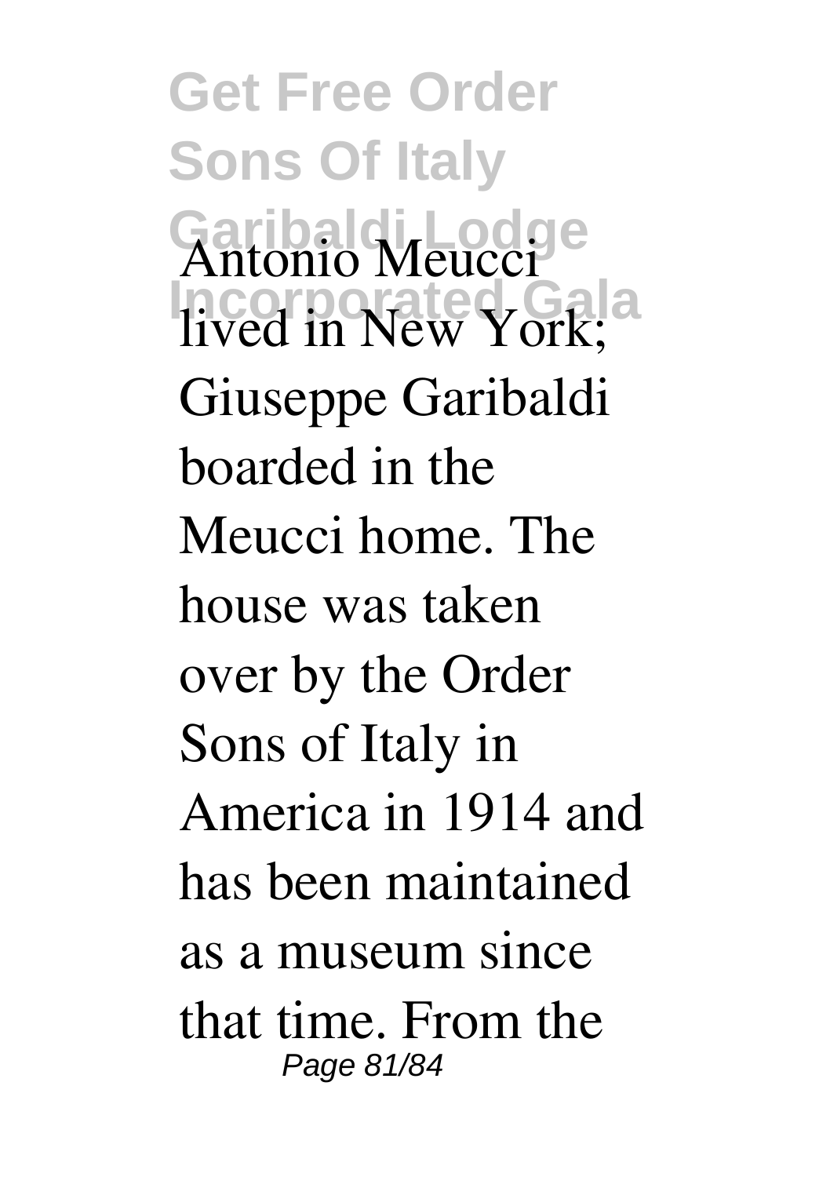Antonio Meucci lived in New York; Giuseppe Garibaldi boarded in the Meucci home. The house was taken over by the Order Sons of Italy in America in 1914 and has been maintained as a museum since that time. From the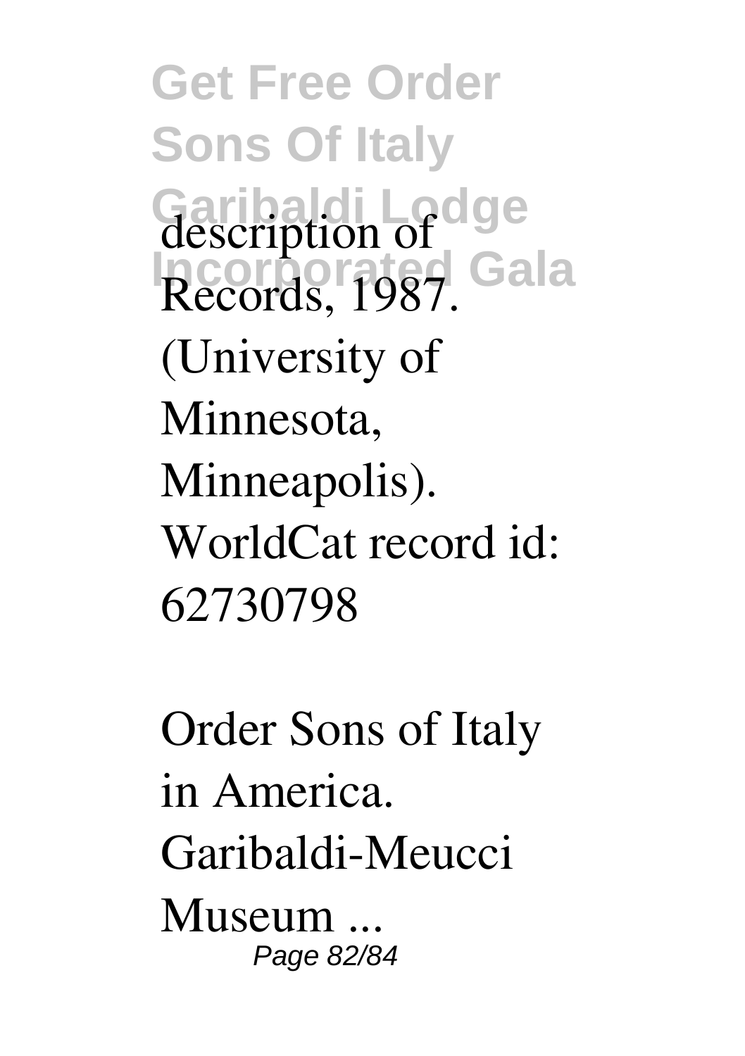description of Records, 1987. (University of Minnesota, Minneapolis). WorldCat record id: 62730798

Order Sons of Italy in America. Garibaldi-Meucci Museum ...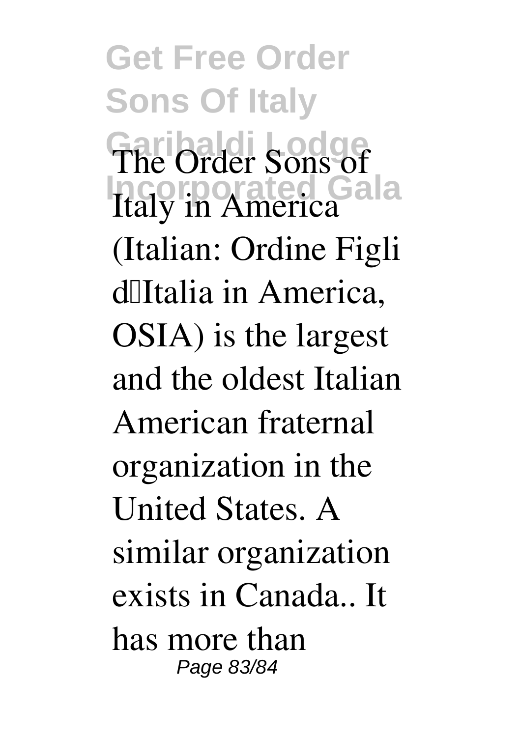The Order Sons of Italy in America (Italian: Ordine Figli d'Italia in America, OSIA) is the largest and the oldest Italian American fraternal organization in the United States. A similar organization exists in Canada.. It has more than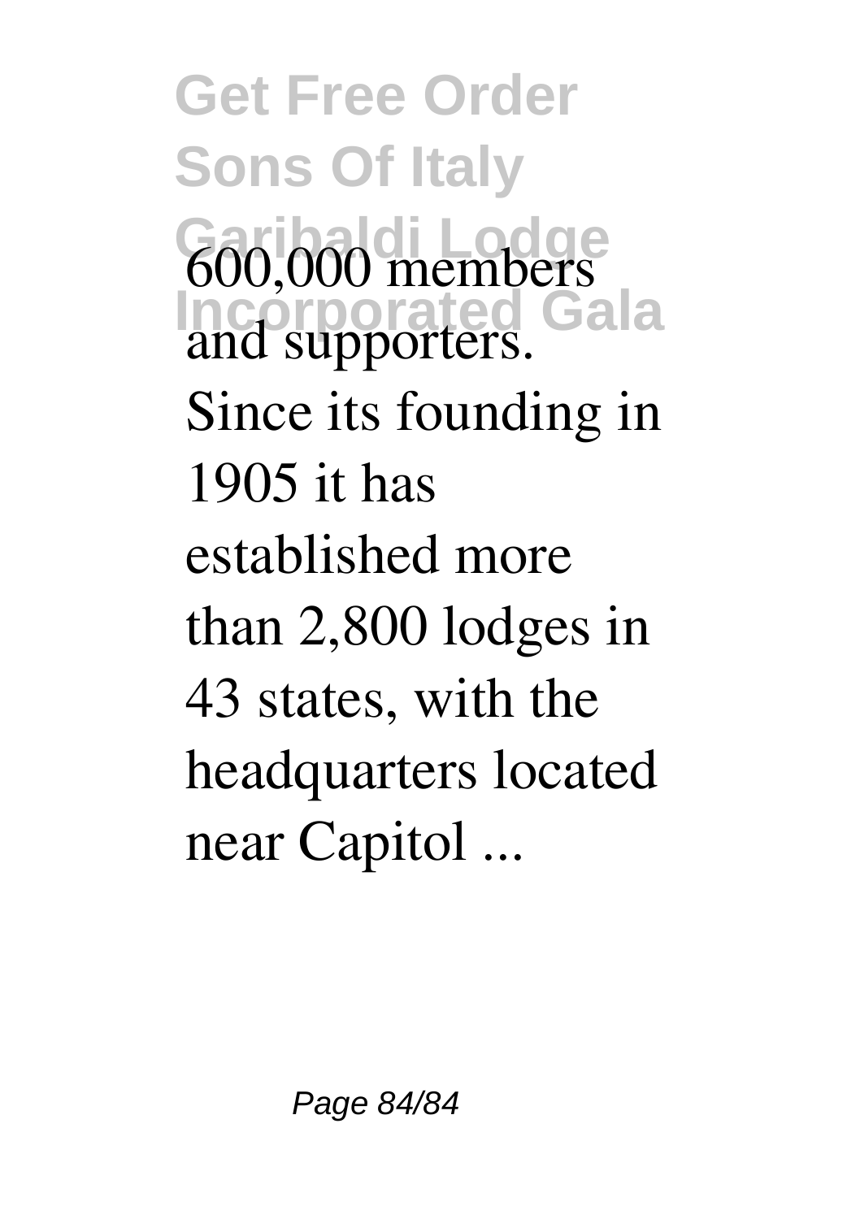600,000 members and supporters. Since its founding in 1905 it has established more than 2,800 lodges in 43 states, with the headquarters located near Capitol ...